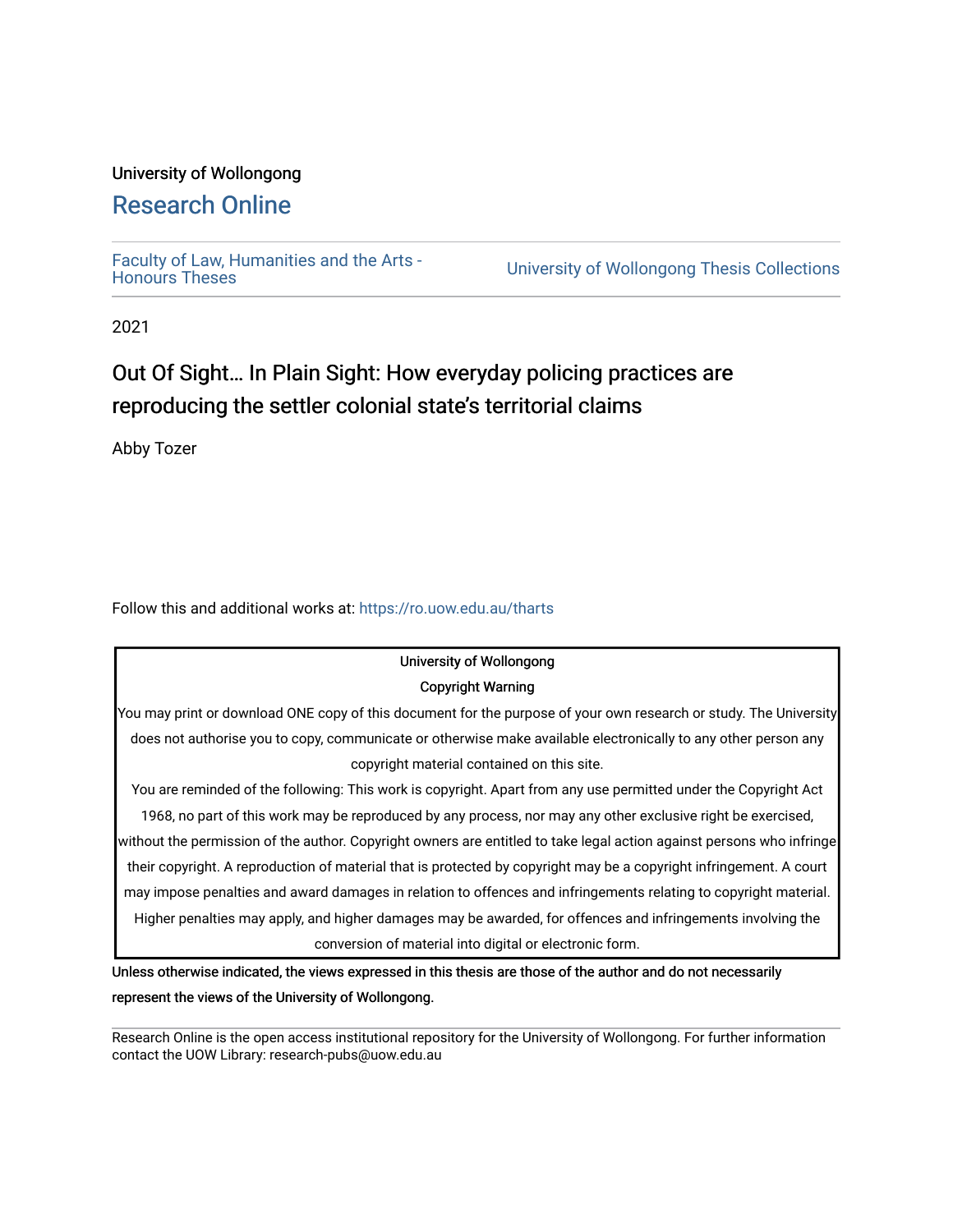University of Wollongong

# Research Online

Faculty of Law, Humanities and the Arts - Honours Theses

University of Wollongong Thesis Collections

2021

## Out Of Sight… In Plain Sight: How everyday policing practices are reproducing the settler colonial state's territorial claims

Abby Tozer

Follow this and additional works at: https://ro.uow.edu.au/tharts

University of Wollongong

Copyright Warning

You may print or download ONE copy of this document for the purpose of your own research or study. The University does not authorise you to copy, communicate or otherwise make available electronically to any other person any copyright material contained on this site.

You are reminded of the following: This work is copyright. Apart from any use permitted under the Copyright Act 1968, no part of this work may be reproduced by any process, nor may any other exclusive right be exercised, without the permission of the author. Copyright owners are entitled to take legal action against persons who infringe their copyright. A reproduction of material that is protected by copyright may be a copyright infringement. A court may impose penalties and award damages in relation to offences and infringements relating to copyright material. Higher penalties may apply, and higher damages may be awarded, for offences and infringements involving the conversion of material into digital or electronic form.

Unless otherwise indicated, the views expressed in this thesis are those of the author and do not necessarily represent the views of the University of Wollongong.

Research Online is the open access institutional repository for the University of Wollongong. For further information contact the UOW Library: research-pubs@uow.edu.au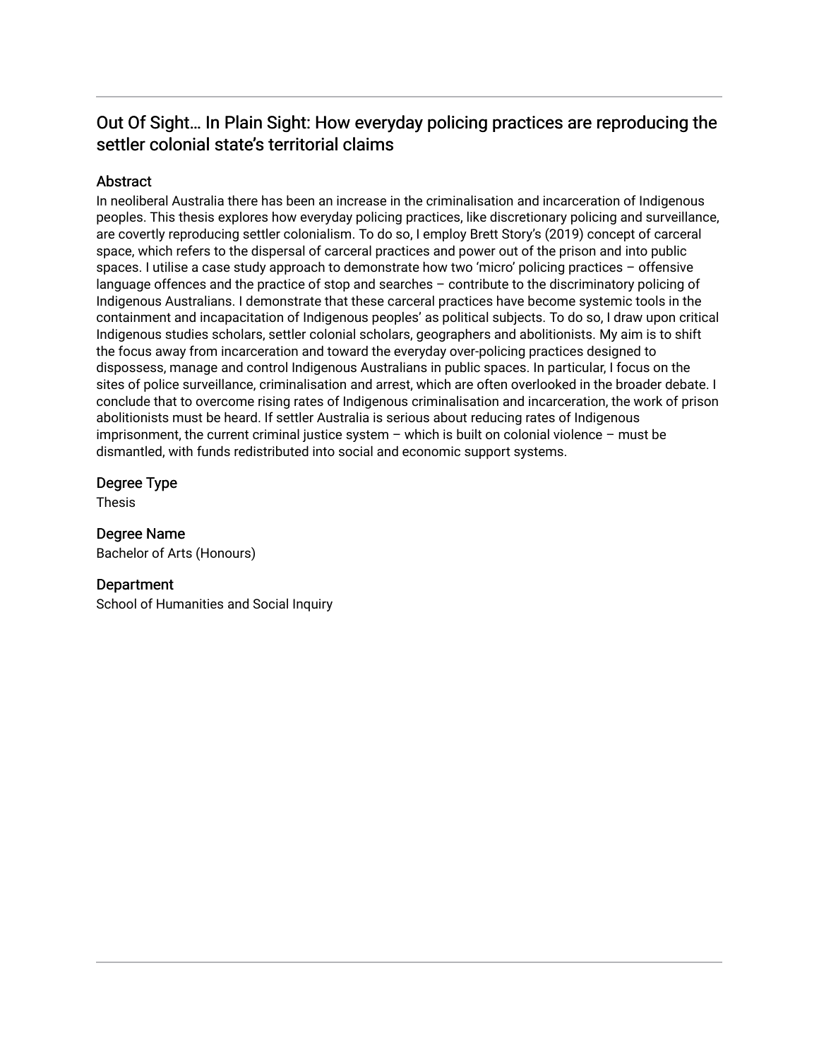# Out Of Sight… In Plain Sight: How everyday policing practices are reproducing the settler colonial state's territorial claims

## Abstract

In neoliberal Australia there has been an increase in the criminalisation and incarceration of Indigenous peoples. This thesis explores how everyday policing practices, like discretionary policing and surveillance, are covertly reproducing settler colonialism. To do so, I employ Brett Story's (2019) concept of carceral space, which refers to the dispersal of carceral practices and power out of the prison and into public spaces. I utilise a case study approach to demonstrate how two 'micro' policing practices – offensive language offences and the practice of stop and searches – contribute to the discriminatory policing of Indigenous Australians. I demonstrate that these carceral practices have become systemic tools in the containment and incapacitation of Indigenous peoples' as political subjects. To do so, I draw upon critical Indigenous studies scholars, settler colonial scholars, geographers and abolitionists. My aim is to shift the focus away from incarceration and toward the everyday over-policing practices designed to dispossess, manage and control Indigenous Australians in public spaces. In particular, I focus on the sites of police surveillance, criminalisation and arrest, which are often overlooked in the broader debate. I conclude that to overcome rising rates of Indigenous criminalisation and incarceration, the work of prison abolitionists must be heard. If settler Australia is serious about reducing rates of Indigenous imprisonment, the current criminal justice system – which is built on colonial violence – must be dismantled, with funds redistributed into social and economic support systems.

## Degree Type

Thesis

## Degree Name

Bachelor of Arts (Honours)

## Department

School of Humanities and Social Inquiry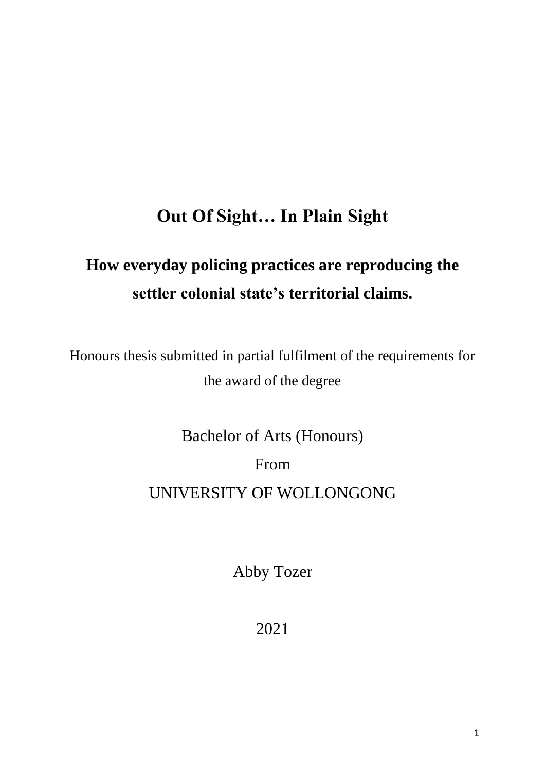# Out Of Sight… In Plain Sight

## How everyday policing practices are reproducing the settler colonial state's territorial claims.

Honours thesis submitted in partial fulfilment of the requirements for the award of the degree

Bachelor of Arts (Honours)

From

UNIVERSITY OF WOLLONGONG

Abby Tozer

2021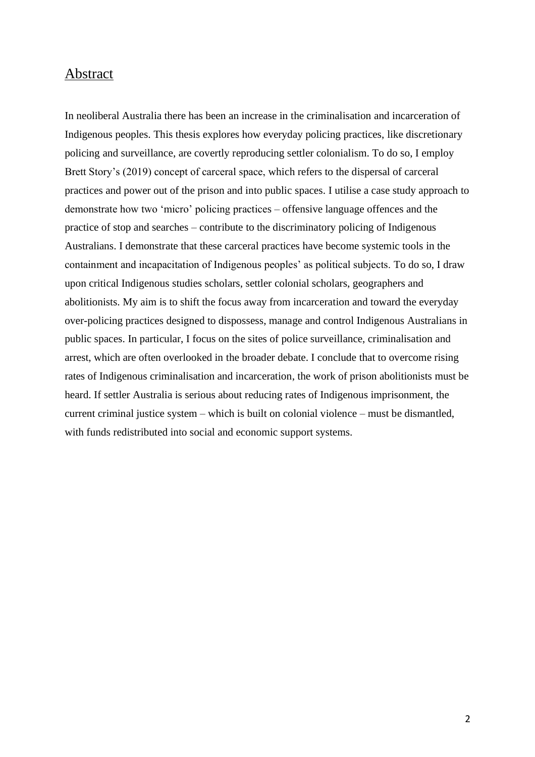## Abstract

In neoliberal Australia there has been an increase in the criminalisation and incarceration of Indigenous peoples. This thesis explores how everyday policing practices, like discretionary policing and surveillance, are covertly reproducing settler colonialism. To do so, I employ Brett Story's (2019) concept of carceral space, which refers to the dispersal of carceral practices and power out of the prison and into public spaces. I utilise a case study approach to demonstrate how two 'micro' policing practices – offensive language offences and the practice of stop and searches – contribute to the discriminatory policing of Indigenous Australians. I demonstrate that these carceral practices have become systemic tools in the containment and incapacitation of Indigenous peoples' as political subjects. To do so, I draw upon critical Indigenous studies scholars, settler colonial scholars, geographers and abolitionists. My aim is to shift the focus away from incarceration and toward the everyday over-policing practices designed to dispossess, manage and control Indigenous Australians in public spaces. In particular, I focus on the sites of police surveillance, criminalisation and arrest, which are often overlooked in the broader debate. I conclude that to overcome rising rates of Indigenous criminalisation and incarceration, the work of prison abolitionists must be heard. If settler Australia is serious about reducing rates of Indigenous imprisonment, the current criminal justice system – which is built on colonial violence – must be dismantled, with funds redistributed into social and economic support systems.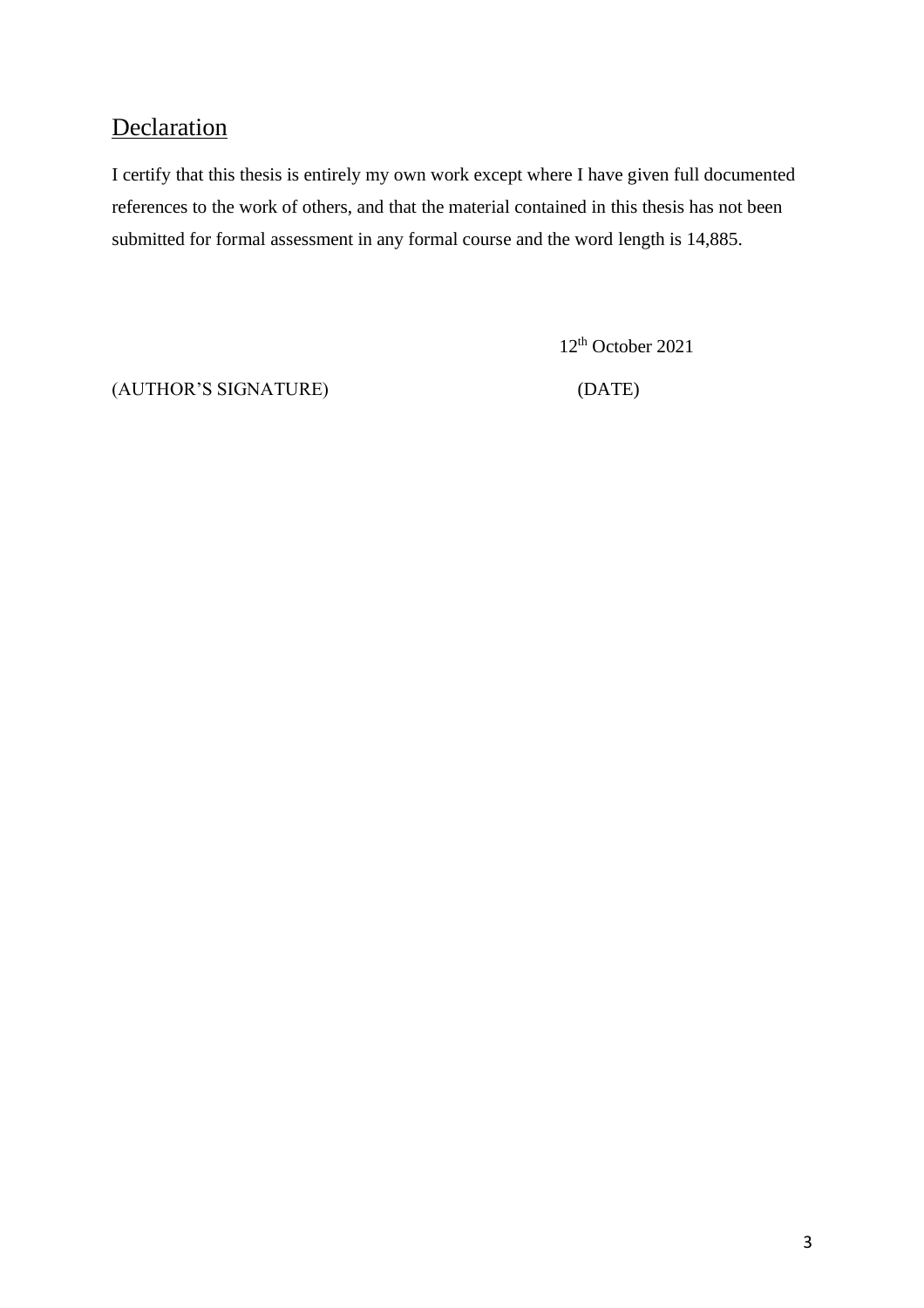## Declaration

I certify that this thesis is entirely my own work except where I have given full documented references to the work of others, and that the material contained in this thesis has not been submitted for formal assessment in any formal course and the word length is 14,885.

12th October 2021

(AUTHOR'S SIGNATURE) (DATE)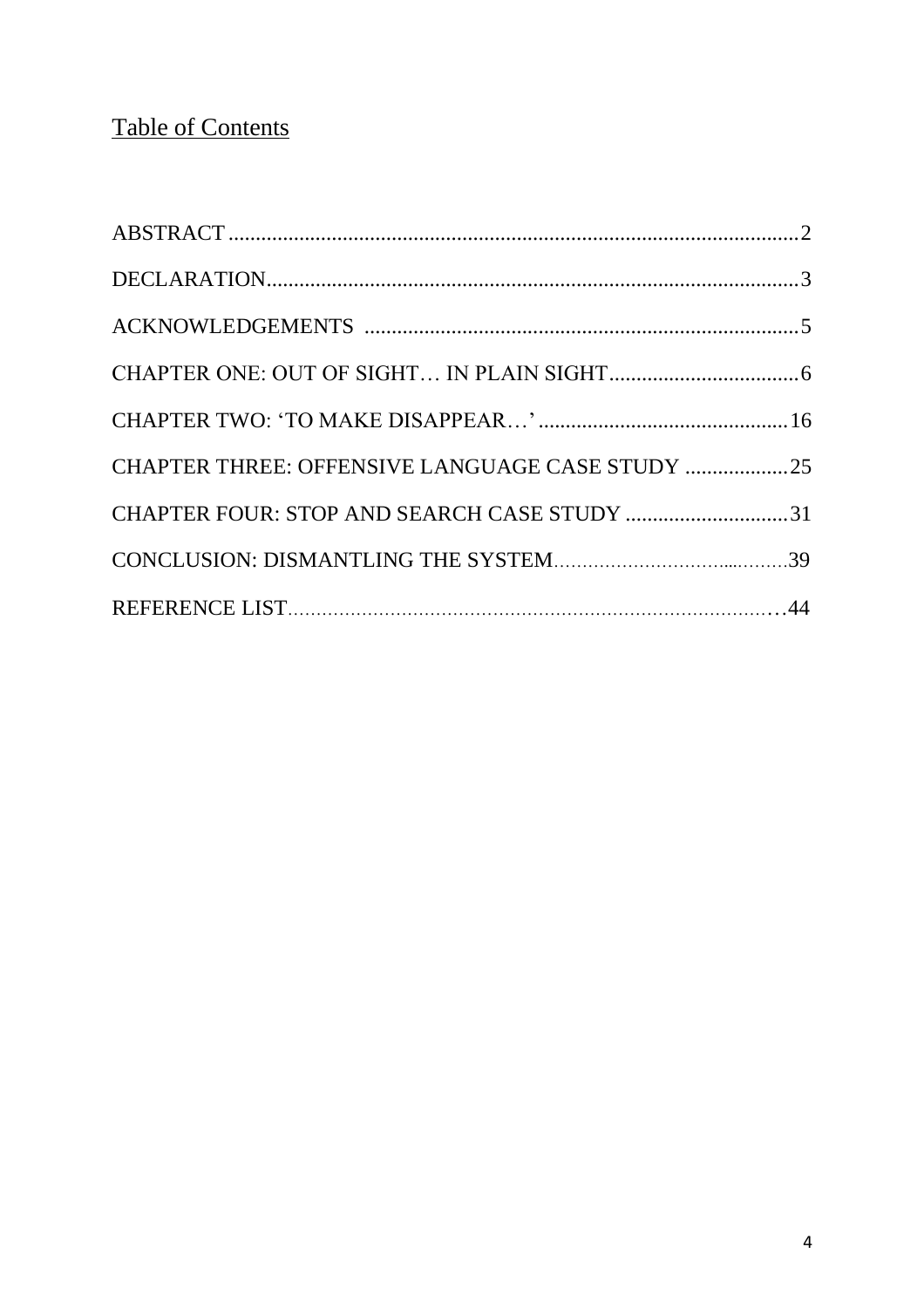## Table of Contents

ABSTRACT ........................................................................................................ 2

DECLARATION................................................................................................. 3

ACKNOWLEDGEMENTS ............................................................................... 5

CHAPTER ONE: OUT OF SIGHT… IN PLAIN SIGHT.................................. 6

CHAPTER TWO: 'TO MAKE DISAPPEAR…' .............................................. 16

CHAPTER THREE: OFFENSIVE LANGUAGE CASE STUDY .................. 25

CHAPTER FOUR: STOP AND SEARCH CASE STUDY ............................. 31

CONCLUSION: DISMANTLING THE SYSTEM........................................... 39

REFERENCE LIST........................................................................................... 44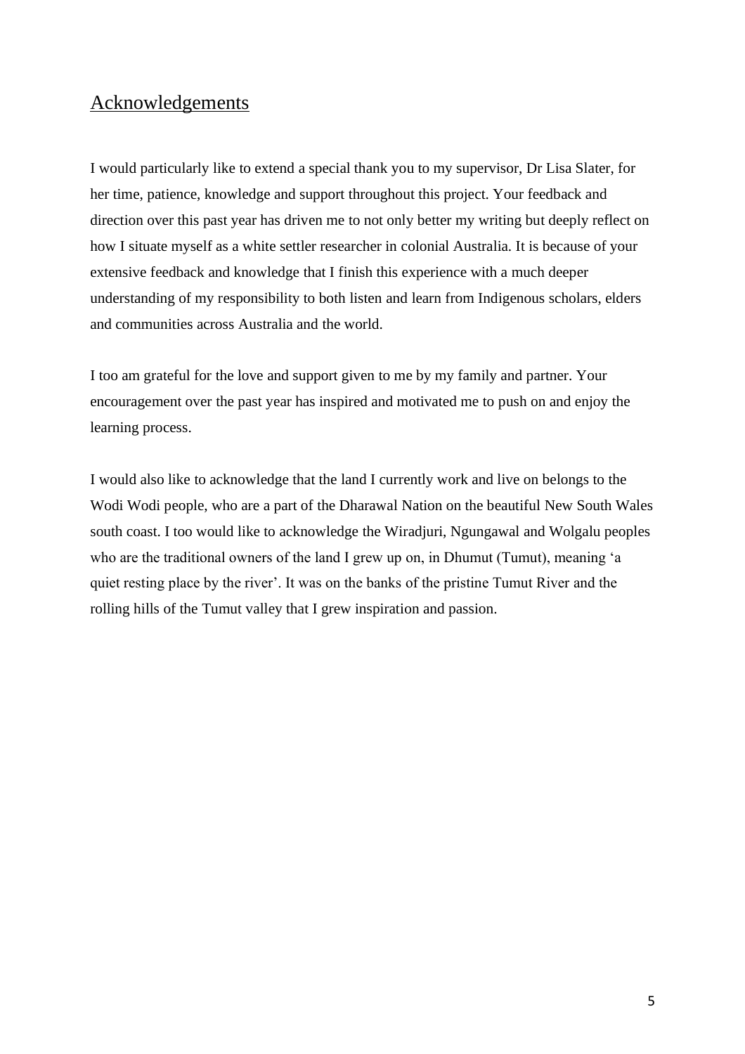## Acknowledgements

I would particularly like to extend a special thank you to my supervisor, Dr Lisa Slater, for her time, patience, knowledge and support throughout this project. Your feedback and direction over this past year has driven me to not only better my writing but deeply reflect on how I situate myself as a white settler researcher in colonial Australia. It is because of your extensive feedback and knowledge that I finish this experience with a much deeper understanding of my responsibility to both listen and learn from Indigenous scholars, elders and communities across Australia and the world.

I too am grateful for the love and support given to me by my family and partner. Your encouragement over the past year has inspired and motivated me to push on and enjoy the learning process.

I would also like to acknowledge that the land I currently work and live on belongs to the Wodi Wodi people, who are a part of the Dharawal Nation on the beautiful New South Wales south coast. I too would like to acknowledge the Wiradjuri, Ngungawal and Wolgalu peoples who are the traditional owners of the land I grew up on, in Dhumut (Tumut), meaning 'a quiet resting place by the river'. It was on the banks of the pristine Tumut River and the rolling hills of the Tumut valley that I grew inspiration and passion.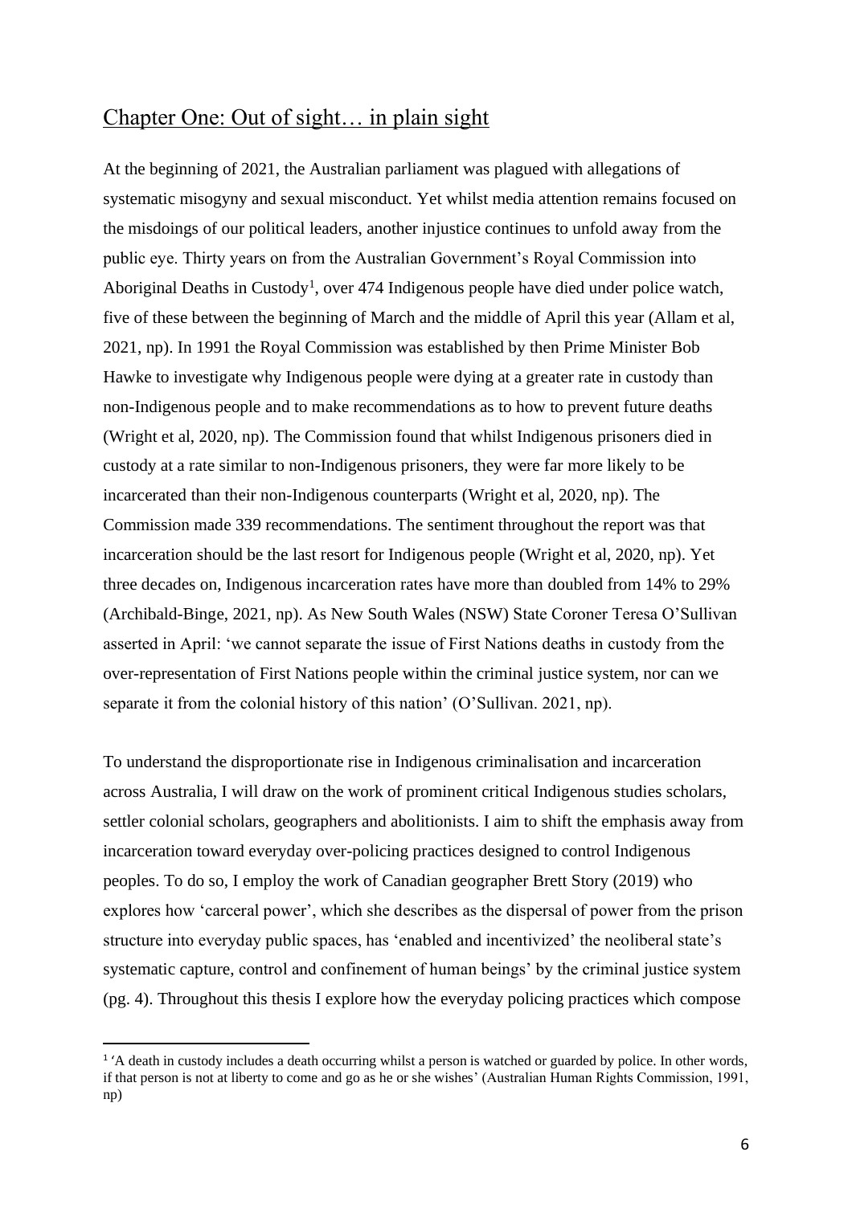## Chapter One: Out of sight… in plain sight

At the beginning of 2021, the Australian parliament was plagued with allegations of systematic misogyny and sexual misconduct. Yet whilst media attention remains focused on the misdoings of our political leaders, another injustice continues to unfold away from the public eye. Thirty years on from the Australian Government's Royal Commission into Aboriginal Deaths in Custody[1], over 474 Indigenous people have died under police watch, five of these between the beginning of March and the middle of April this year (Allam et al, 2021, np). In 1991 the Royal Commission was established by then Prime Minister Bob Hawke to investigate why Indigenous people were dying at a greater rate in custody than non-Indigenous people and to make recommendations as to how to prevent future deaths (Wright et al, 2020, np). The Commission found that whilst Indigenous prisoners died in custody at a rate similar to non-Indigenous prisoners, they were far more likely to be incarcerated than their non-Indigenous counterparts (Wright et al, 2020, np). The Commission made 339 recommendations. The sentiment throughout the report was that incarceration should be the last resort for Indigenous people (Wright et al, 2020, np). Yet three decades on, Indigenous incarceration rates have more than doubled from 14% to 29% (Archibald-Binge, 2021, np). As New South Wales (NSW) State Coroner Teresa O'Sullivan asserted in April: 'we cannot separate the issue of First Nations deaths in custody from the over-representation of First Nations people within the criminal justice system, nor can we separate it from the colonial history of this nation' (O'Sullivan. 2021, np).

To understand the disproportionate rise in Indigenous criminalisation and incarceration across Australia, I will draw on the work of prominent critical Indigenous studies scholars, settler colonial scholars, geographers and abolitionists. I aim to shift the emphasis away from incarceration toward everyday over-policing practices designed to control Indigenous peoples. To do so, I employ the work of Canadian geographer Brett Story (2019) who explores how 'carceral power', which she describes as the dispersal of power from the prison structure into everyday public spaces, has 'enabled and incentivized' the neoliberal state's systematic capture, control and confinement of human beings' by the criminal justice system (pg. 4). Throughout this thesis I explore how the everyday policing practices which compose

[1] 'A death in custody includes a death occurring whilst a person is watched or guarded by police. In other words, if that person is not at liberty to come and go as he or she wishes' (Australian Human Rights Commission, 1991, np)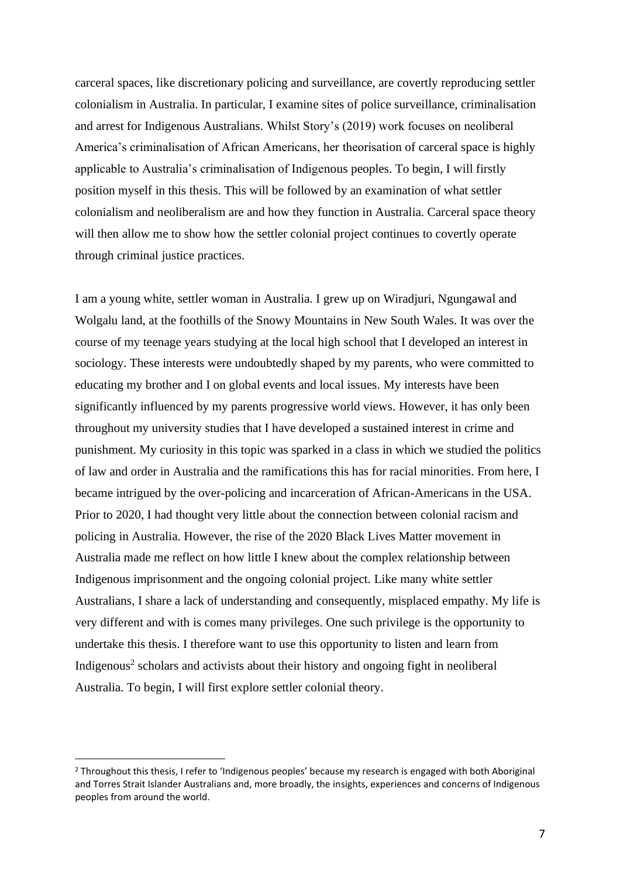carceral spaces, like discretionary policing and surveillance, are covertly reproducing settler colonialism in Australia. In particular, I examine sites of police surveillance, criminalisation and arrest for Indigenous Australians. Whilst Story's (2019) work focuses on neoliberal America's criminalisation of African Americans, her theorisation of carceral space is highly applicable to Australia's criminalisation of Indigenous peoples. To begin, I will firstly position myself in this thesis. This will be followed by an examination of what settler colonialism and neoliberalism are and how they function in Australia. Carceral space theory will then allow me to show how the settler colonial project continues to covertly operate through criminal justice practices.

I am a young white, settler woman in Australia. I grew up on Wiradjuri, Ngungawal and Wolgalu land, at the foothills of the Snowy Mountains in New South Wales. It was over the course of my teenage years studying at the local high school that I developed an interest in sociology. These interests were undoubtedly shaped by my parents, who were committed to educating my brother and I on global events and local issues. My interests have been significantly influenced by my parents progressive world views. However, it has only been throughout my university studies that I have developed a sustained interest in crime and punishment. My curiosity in this topic was sparked in a class in which we studied the politics of law and order in Australia and the ramifications this has for racial minorities. From here, I became intrigued by the over-policing and incarceration of African-Americans in the USA. Prior to 2020, I had thought very little about the connection between colonial racism and policing in Australia. However, the rise of the 2020 Black Lives Matter movement in Australia made me reflect on how little I knew about the complex relationship between Indigenous imprisonment and the ongoing colonial project. Like many white settler Australians, I share a lack of understanding and consequently, misplaced empathy. My life is very different and with is comes many privileges. One such privilege is the opportunity to undertake this thesis. I therefore want to use this opportunity to listen and learn from Indigenous[2] scholars and activists about their history and ongoing fight in neoliberal Australia. To begin, I will first explore settler colonial theory.

[2] Throughout this thesis, I refer to 'Indigenous peoples' because my research is engaged with both Aboriginal and Torres Strait Islander Australians and, more broadly, the insights, experiences and concerns of Indigenous peoples from around the world.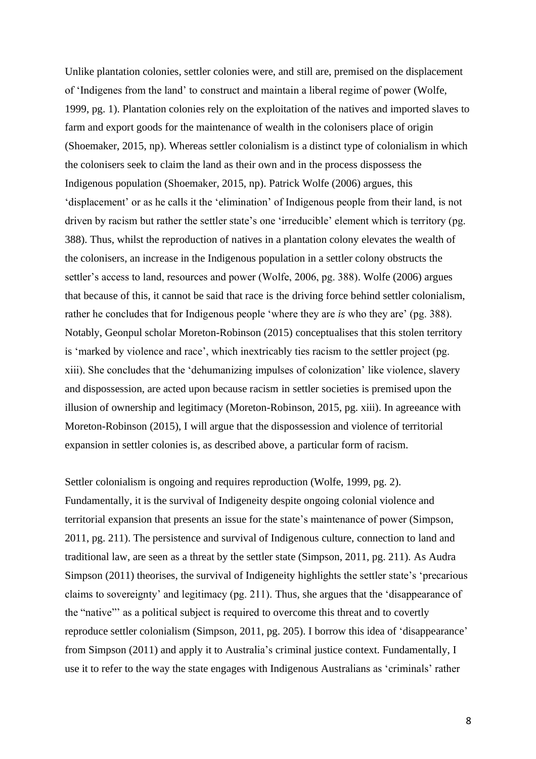Unlike plantation colonies, settler colonies were, and still are, premised on the displacement of 'Indigenes from the land' to construct and maintain a liberal regime of power (Wolfe, 1999, pg. 1). Plantation colonies rely on the exploitation of the natives and imported slaves to farm and export goods for the maintenance of wealth in the colonisers place of origin (Shoemaker, 2015, np). Whereas settler colonialism is a distinct type of colonialism in which the colonisers seek to claim the land as their own and in the process dispossess the Indigenous population (Shoemaker, 2015, np). Patrick Wolfe (2006) argues, this 'displacement' or as he calls it the 'elimination' of Indigenous people from their land, is not driven by racism but rather the settler state's one 'irreducible' element which is territory (pg. 388). Thus, whilst the reproduction of natives in a plantation colony elevates the wealth of the colonisers, an increase in the Indigenous population in a settler colony obstructs the settler's access to land, resources and power (Wolfe, 2006, pg. 388). Wolfe (2006) argues that because of this, it cannot be said that race is the driving force behind settler colonialism, rather he concludes that for Indigenous people 'where they are *is* who they are' (pg. 388). Notably, Geonpul scholar Moreton-Robinson (2015) conceptualises that this stolen territory is 'marked by violence and race', which inextricably ties racism to the settler project (pg. xiii). She concludes that the 'dehumanizing impulses of colonization' like violence, slavery and dispossession, are acted upon because racism in settler societies is premised upon the illusion of ownership and legitimacy (Moreton-Robinson, 2015, pg. xiii). In agreeance with Moreton-Robinson (2015), I will argue that the dispossession and violence of territorial expansion in settler colonies is, as described above, a particular form of racism.

Settler colonialism is ongoing and requires reproduction (Wolfe, 1999, pg. 2). Fundamentally, it is the survival of Indigeneity despite ongoing colonial violence and territorial expansion that presents an issue for the state's maintenance of power (Simpson, 2011, pg. 211). The persistence and survival of Indigenous culture, connection to land and traditional law, are seen as a threat by the settler state (Simpson, 2011, pg. 211). As Audra Simpson (2011) theorises, the survival of Indigeneity highlights the settler state's 'precarious claims to sovereignty' and legitimacy (pg. 211). Thus, she argues that the 'disappearance of the "native"' as a political subject is required to overcome this threat and to covertly reproduce settler colonialism (Simpson, 2011, pg. 205). I borrow this idea of 'disappearance' from Simpson (2011) and apply it to Australia's criminal justice context. Fundamentally, I use it to refer to the way the state engages with Indigenous Australians as 'criminals' rather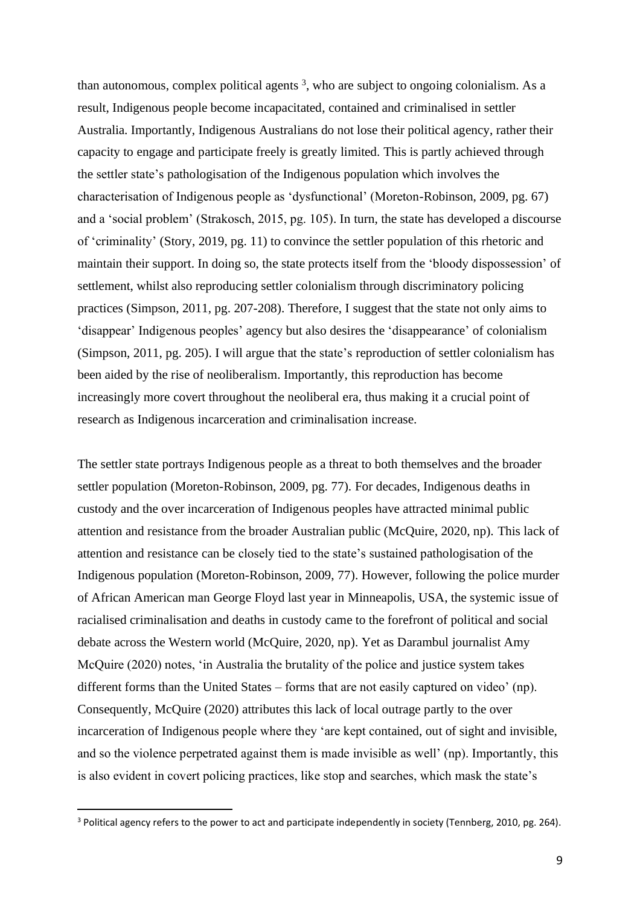than autonomous, complex political agents [3], who are subject to ongoing colonialism. As a result, Indigenous people become incapacitated, contained and criminalised in settler Australia. Importantly, Indigenous Australians do not lose their political agency, rather their capacity to engage and participate freely is greatly limited. This is partly achieved through the settler state's pathologisation of the Indigenous population which involves the characterisation of Indigenous people as 'dysfunctional' (Moreton-Robinson, 2009, pg. 67) and a 'social problem' (Strakosch, 2015, pg. 105). In turn, the state has developed a discourse of 'criminality' (Story, 2019, pg. 11) to convince the settler population of this rhetoric and maintain their support. In doing so, the state protects itself from the 'bloody dispossession' of settlement, whilst also reproducing settler colonialism through discriminatory policing practices (Simpson, 2011, pg. 207-208). Therefore, I suggest that the state not only aims to 'disappear' Indigenous peoples' agency but also desires the 'disappearance' of colonialism (Simpson, 2011, pg. 205). I will argue that the state's reproduction of settler colonialism has been aided by the rise of neoliberalism. Importantly, this reproduction has become increasingly more covert throughout the neoliberal era, thus making it a crucial point of research as Indigenous incarceration and criminalisation increase.

The settler state portrays Indigenous people as a threat to both themselves and the broader settler population (Moreton-Robinson, 2009, pg. 77). For decades, Indigenous deaths in custody and the over incarceration of Indigenous peoples have attracted minimal public attention and resistance from the broader Australian public (McQuire, 2020, np). This lack of attention and resistance can be closely tied to the state's sustained pathologisation of the Indigenous population (Moreton-Robinson, 2009, 77). However, following the police murder of African American man George Floyd last year in Minneapolis, USA, the systemic issue of racialised criminalisation and deaths in custody came to the forefront of political and social debate across the Western world (McQuire, 2020, np). Yet as Darambul journalist Amy McQuire (2020) notes, 'in Australia the brutality of the police and justice system takes different forms than the United States – forms that are not easily captured on video' (np). Consequently, McQuire (2020) attributes this lack of local outrage partly to the over incarceration of Indigenous people where they 'are kept contained, out of sight and invisible, and so the violence perpetrated against them is made invisible as well' (np). Importantly, this is also evident in covert policing practices, like stop and searches, which mask the state's

[3] Political agency refers to the power to act and participate independently in society (Tennberg, 2010, pg. 264).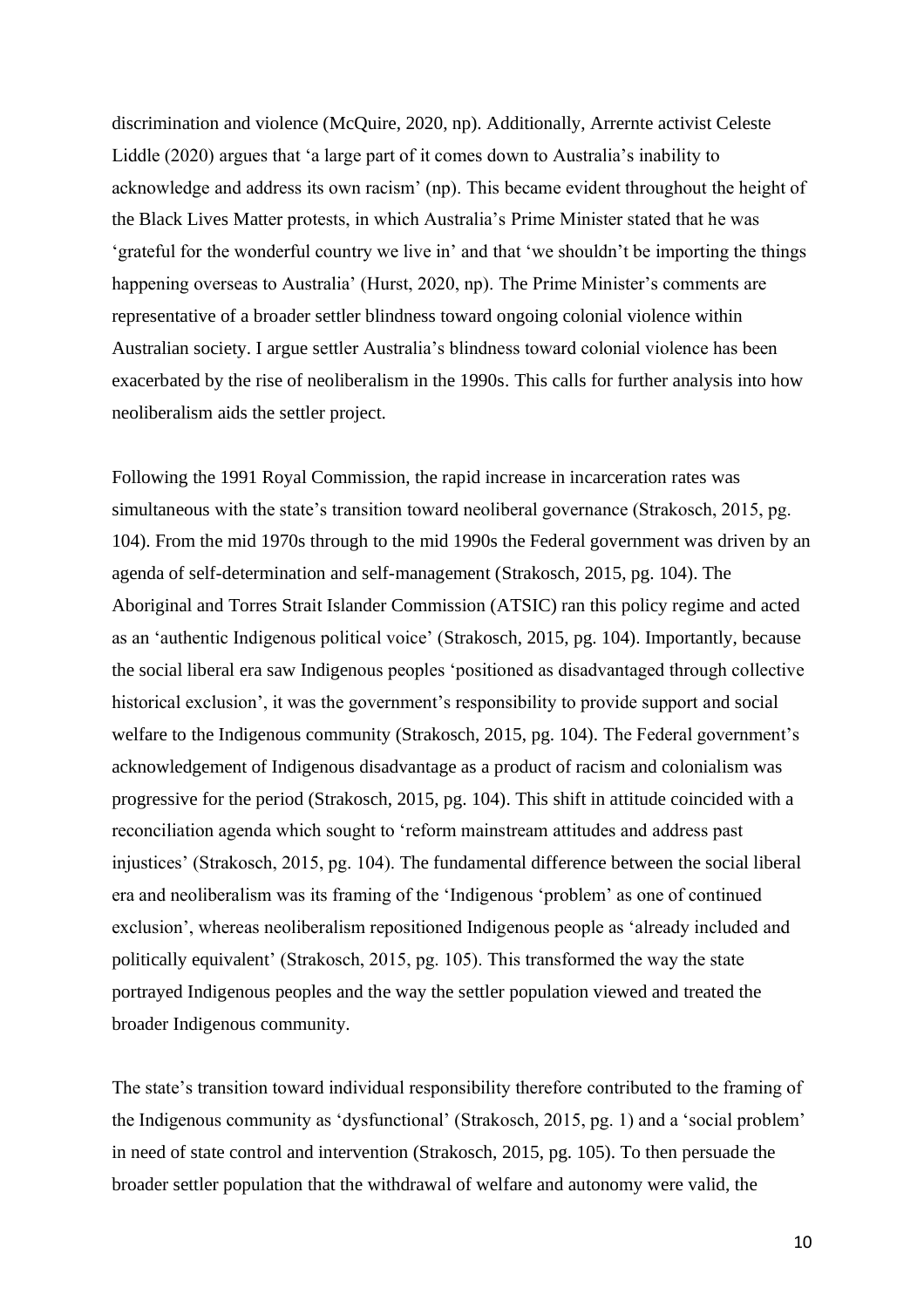discrimination and violence (McQuire, 2020, np). Additionally, Arrernte activist Celeste Liddle (2020) argues that 'a large part of it comes down to Australia's inability to acknowledge and address its own racism' (np). This became evident throughout the height of the Black Lives Matter protests, in which Australia's Prime Minister stated that he was 'grateful for the wonderful country we live in' and that 'we shouldn't be importing the things happening overseas to Australia' (Hurst, 2020, np). The Prime Minister's comments are representative of a broader settler blindness toward ongoing colonial violence within Australian society. I argue settler Australia's blindness toward colonial violence has been exacerbated by the rise of neoliberalism in the 1990s. This calls for further analysis into how neoliberalism aids the settler project.

Following the 1991 Royal Commission, the rapid increase in incarceration rates was simultaneous with the state's transition toward neoliberal governance (Strakosch, 2015, pg. 104). From the mid 1970s through to the mid 1990s the Federal government was driven by an agenda of self-determination and self-management (Strakosch, 2015, pg. 104). The Aboriginal and Torres Strait Islander Commission (ATSIC) ran this policy regime and acted as an 'authentic Indigenous political voice' (Strakosch, 2015, pg. 104). Importantly, because the social liberal era saw Indigenous peoples 'positioned as disadvantaged through collective historical exclusion', it was the government's responsibility to provide support and social welfare to the Indigenous community (Strakosch, 2015, pg. 104). The Federal government's acknowledgement of Indigenous disadvantage as a product of racism and colonialism was progressive for the period (Strakosch, 2015, pg. 104). This shift in attitude coincided with a reconciliation agenda which sought to 'reform mainstream attitudes and address past injustices' (Strakosch, 2015, pg. 104). The fundamental difference between the social liberal era and neoliberalism was its framing of the 'Indigenous 'problem' as one of continued exclusion', whereas neoliberalism repositioned Indigenous people as 'already included and politically equivalent' (Strakosch, 2015, pg. 105). This transformed the way the state portrayed Indigenous peoples and the way the settler population viewed and treated the broader Indigenous community.

The state's transition toward individual responsibility therefore contributed to the framing of the Indigenous community as 'dysfunctional' (Strakosch, 2015, pg. 1) and a 'social problem' in need of state control and intervention (Strakosch, 2015, pg. 105). To then persuade the broader settler population that the withdrawal of welfare and autonomy were valid, the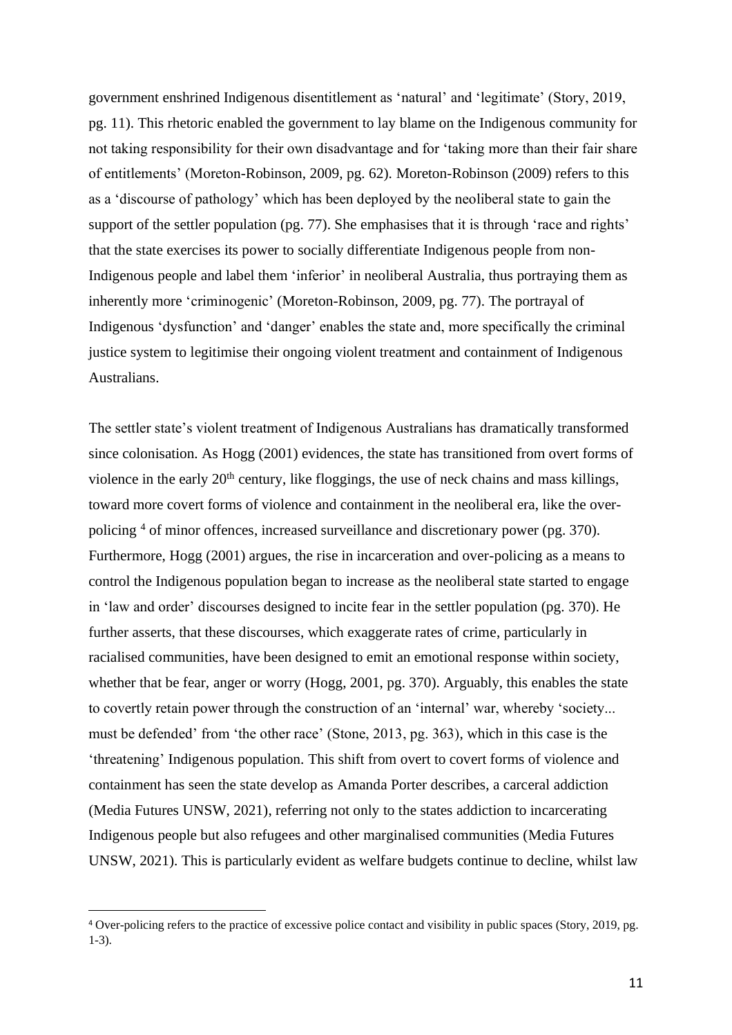government enshrined Indigenous disentitlement as 'natural' and 'legitimate' (Story, 2019, pg. 11). This rhetoric enabled the government to lay blame on the Indigenous community for not taking responsibility for their own disadvantage and for 'taking more than their fair share of entitlements' (Moreton-Robinson, 2009, pg. 62). Moreton-Robinson (2009) refers to this as a 'discourse of pathology' which has been deployed by the neoliberal state to gain the support of the settler population (pg. 77). She emphasises that it is through 'race and rights' that the state exercises its power to socially differentiate Indigenous people from non-Indigenous people and label them 'inferior' in neoliberal Australia, thus portraying them as inherently more 'criminogenic' (Moreton-Robinson, 2009, pg. 77). The portrayal of Indigenous 'dysfunction' and 'danger' enables the state and, more specifically the criminal justice system to legitimise their ongoing violent treatment and containment of Indigenous Australians.

The settler state's violent treatment of Indigenous Australians has dramatically transformed since colonisation. As Hogg (2001) evidences, the state has transitioned from overt forms of violence in the early 20th century, like floggings, the use of neck chains and mass killings, toward more covert forms of violence and containment in the neoliberal era, like the over-policing [4] of minor offences, increased surveillance and discretionary power (pg. 370). Furthermore, Hogg (2001) argues, the rise in incarceration and over-policing as a means to control the Indigenous population began to increase as the neoliberal state started to engage in 'law and order' discourses designed to incite fear in the settler population (pg. 370). He further asserts, that these discourses, which exaggerate rates of crime, particularly in racialised communities, have been designed to emit an emotional response within society, whether that be fear, anger or worry (Hogg, 2001, pg. 370). Arguably, this enables the state to covertly retain power through the construction of an 'internal' war, whereby 'society... must be defended' from 'the other race' (Stone, 2013, pg. 363), which in this case is the 'threatening' Indigenous population. This shift from overt to covert forms of violence and containment has seen the state develop as Amanda Porter describes, a carceral addiction (Media Futures UNSW, 2021), referring not only to the states addiction to incarcerating Indigenous people but also refugees and other marginalised communities (Media Futures UNSW, 2021). This is particularly evident as welfare budgets continue to decline, whilst law

[4] Over-policing refers to the practice of excessive police contact and visibility in public spaces (Story, 2019, pg. 1-3).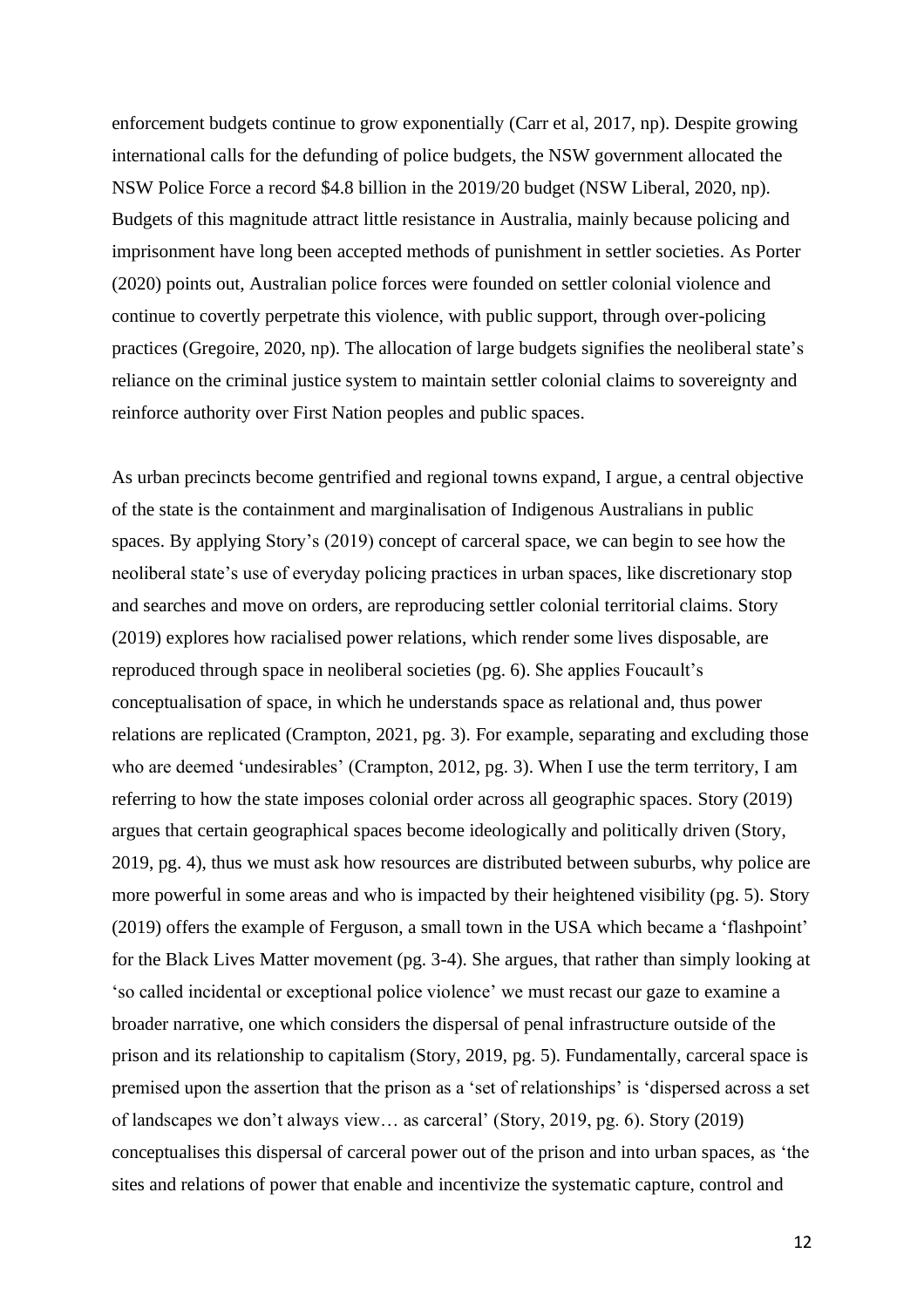enforcement budgets continue to grow exponentially (Carr et al, 2017, np). Despite growing international calls for the defunding of police budgets, the NSW government allocated the NSW Police Force a record $4.8 billion in the 2019/20 budget (NSW Liberal, 2020, np). Budgets of this magnitude attract little resistance in Australia, mainly because policing and imprisonment have long been accepted methods of punishment in settler societies. As Porter (2020) points out, Australian police forces were founded on settler colonial violence and continue to covertly perpetrate this violence, with public support, through over-policing practices (Gregoire, 2020, np). The allocation of large budgets signifies the neoliberal state's reliance on the criminal justice system to maintain settler colonial claims to sovereignty and reinforce authority over First Nation peoples and public spaces.

As urban precincts become gentrified and regional towns expand, I argue, a central objective of the state is the containment and marginalisation of Indigenous Australians in public spaces. By applying Story's (2019) concept of carceral space, we can begin to see how the neoliberal state's use of everyday policing practices in urban spaces, like discretionary stop and searches and move on orders, are reproducing settler colonial territorial claims. Story (2019) explores how racialised power relations, which render some lives disposable, are reproduced through space in neoliberal societies (pg. 6). She applies Foucault's conceptualisation of space, in which he understands space as relational and, thus power relations are replicated (Crampton, 2021, pg. 3). For example, separating and excluding those who are deemed 'undesirables' (Crampton, 2012, pg. 3). When I use the term territory, I am referring to how the state imposes colonial order across all geographic spaces. Story (2019) argues that certain geographical spaces become ideologically and politically driven (Story, 2019, pg. 4), thus we must ask how resources are distributed between suburbs, why police are more powerful in some areas and who is impacted by their heightened visibility (pg. 5). Story (2019) offers the example of Ferguson, a small town in the USA which became a 'flashpoint' for the Black Lives Matter movement (pg. 3-4). She argues, that rather than simply looking at 'so called incidental or exceptional police violence' we must recast our gaze to examine a broader narrative, one which considers the dispersal of penal infrastructure outside of the prison and its relationship to capitalism (Story, 2019, pg. 5). Fundamentally, carceral space is premised upon the assertion that the prison as a 'set of relationships' is 'dispersed across a set of landscapes we don't always view… as carceral' (Story, 2019, pg. 6). Story (2019) conceptualises this dispersal of carceral power out of the prison and into urban spaces, as 'the sites and relations of power that enable and incentivize the systematic capture, control and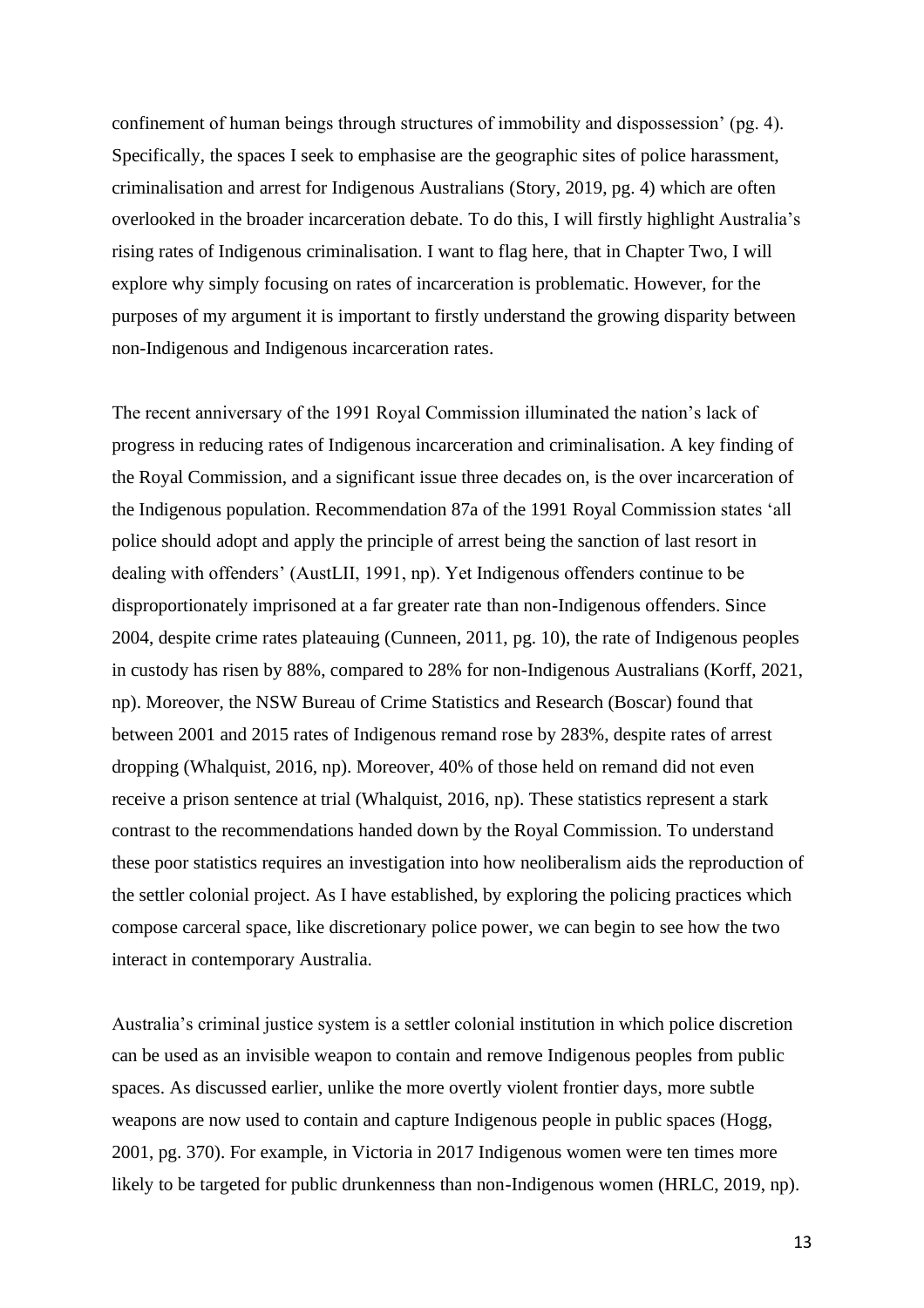confinement of human beings through structures of immobility and dispossession' (pg. 4). Specifically, the spaces I seek to emphasise are the geographic sites of police harassment, criminalisation and arrest for Indigenous Australians (Story, 2019, pg. 4) which are often overlooked in the broader incarceration debate. To do this, I will firstly highlight Australia's rising rates of Indigenous criminalisation. I want to flag here, that in Chapter Two, I will explore why simply focusing on rates of incarceration is problematic. However, for the purposes of my argument it is important to firstly understand the growing disparity between non-Indigenous and Indigenous incarceration rates.

The recent anniversary of the 1991 Royal Commission illuminated the nation's lack of progress in reducing rates of Indigenous incarceration and criminalisation. A key finding of the Royal Commission, and a significant issue three decades on, is the over incarceration of the Indigenous population. Recommendation 87a of the 1991 Royal Commission states 'all police should adopt and apply the principle of arrest being the sanction of last resort in dealing with offenders' (AustLII, 1991, np). Yet Indigenous offenders continue to be disproportionately imprisoned at a far greater rate than non-Indigenous offenders. Since 2004, despite crime rates plateauing (Cunneen, 2011, pg. 10), the rate of Indigenous peoples in custody has risen by 88%, compared to 28% for non-Indigenous Australians (Korff, 2021, np). Moreover, the NSW Bureau of Crime Statistics and Research (Boscar) found that between 2001 and 2015 rates of Indigenous remand rose by 283%, despite rates of arrest dropping (Whalquist, 2016, np). Moreover, 40% of those held on remand did not even receive a prison sentence at trial (Whalquist, 2016, np). These statistics represent a stark contrast to the recommendations handed down by the Royal Commission. To understand these poor statistics requires an investigation into how neoliberalism aids the reproduction of the settler colonial project. As I have established, by exploring the policing practices which compose carceral space, like discretionary police power, we can begin to see how the two interact in contemporary Australia.

Australia's criminal justice system is a settler colonial institution in which police discretion can be used as an invisible weapon to contain and remove Indigenous peoples from public spaces. As discussed earlier, unlike the more overtly violent frontier days, more subtle weapons are now used to contain and capture Indigenous people in public spaces (Hogg, 2001, pg. 370). For example, in Victoria in 2017 Indigenous women were ten times more likely to be targeted for public drunkenness than non-Indigenous women (HRLC, 2019, np).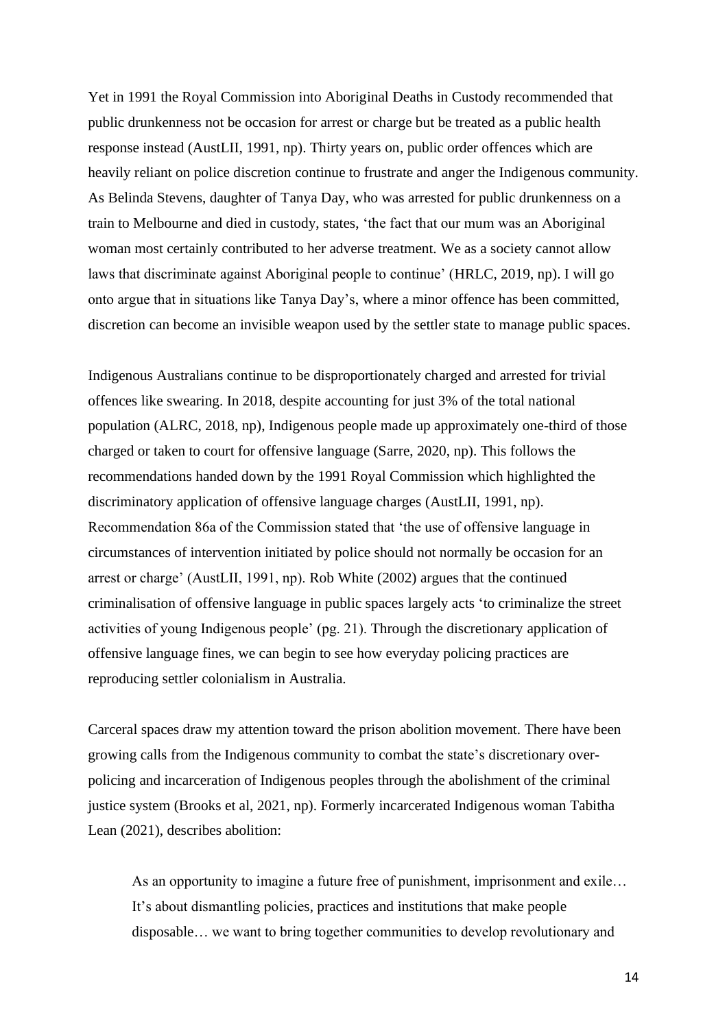Yet in 1991 the Royal Commission into Aboriginal Deaths in Custody recommended that public drunkenness not be occasion for arrest or charge but be treated as a public health response instead (AustLII, 1991, np). Thirty years on, public order offences which are heavily reliant on police discretion continue to frustrate and anger the Indigenous community. As Belinda Stevens, daughter of Tanya Day, who was arrested for public drunkenness on a train to Melbourne and died in custody, states, 'the fact that our mum was an Aboriginal woman most certainly contributed to her adverse treatment. We as a society cannot allow laws that discriminate against Aboriginal people to continue' (HRLC, 2019, np). I will go onto argue that in situations like Tanya Day's, where a minor offence has been committed, discretion can become an invisible weapon used by the settler state to manage public spaces.

Indigenous Australians continue to be disproportionately charged and arrested for trivial offences like swearing. In 2018, despite accounting for just 3% of the total national population (ALRC, 2018, np), Indigenous people made up approximately one-third of those charged or taken to court for offensive language (Sarre, 2020, np). This follows the recommendations handed down by the 1991 Royal Commission which highlighted the discriminatory application of offensive language charges (AustLII, 1991, np). Recommendation 86a of the Commission stated that 'the use of offensive language in circumstances of intervention initiated by police should not normally be occasion for an arrest or charge' (AustLII, 1991, np). Rob White (2002) argues that the continued criminalisation of offensive language in public spaces largely acts 'to criminalize the street activities of young Indigenous people' (pg. 21). Through the discretionary application of offensive language fines, we can begin to see how everyday policing practices are reproducing settler colonialism in Australia.

Carceral spaces draw my attention toward the prison abolition movement. There have been growing calls from the Indigenous community to combat the state's discretionary over-policing and incarceration of Indigenous peoples through the abolishment of the criminal justice system (Brooks et al, 2021, np). Formerly incarcerated Indigenous woman Tabitha Lean (2021), describes abolition:

> As an opportunity to imagine a future free of punishment, imprisonment and exile… It's about dismantling policies, practices and institutions that make people disposable… we want to bring together communities to develop revolutionary and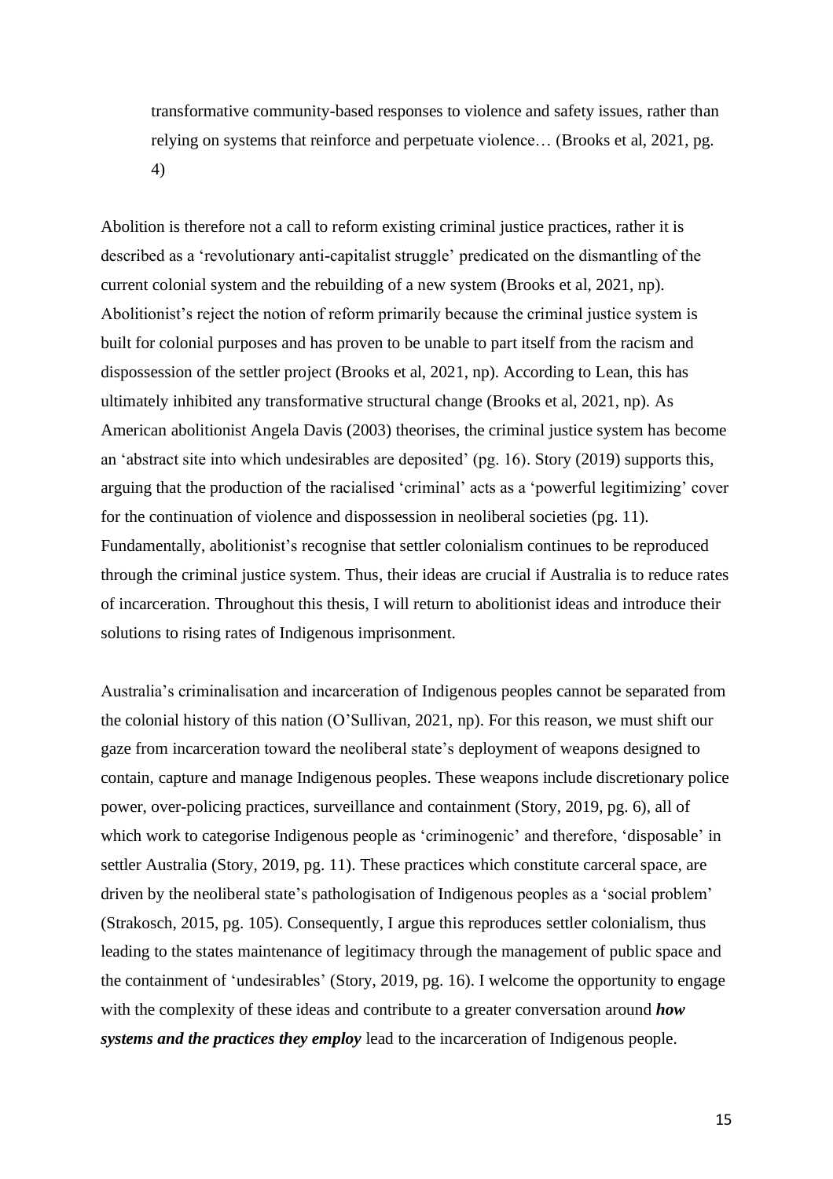> transformative community-based responses to violence and safety issues, rather than relying on systems that reinforce and perpetuate violence… (Brooks et al, 2021, pg. 4)

Abolition is therefore not a call to reform existing criminal justice practices, rather it is described as a 'revolutionary anti-capitalist struggle' predicated on the dismantling of the current colonial system and the rebuilding of a new system (Brooks et al, 2021, np). Abolitionist's reject the notion of reform primarily because the criminal justice system is built for colonial purposes and has proven to be unable to part itself from the racism and dispossession of the settler project (Brooks et al, 2021, np). According to Lean, this has ultimately inhibited any transformative structural change (Brooks et al, 2021, np). As American abolitionist Angela Davis (2003) theorises, the criminal justice system has become an 'abstract site into which undesirables are deposited' (pg. 16). Story (2019) supports this, arguing that the production of the racialised 'criminal' acts as a 'powerful legitimizing' cover for the continuation of violence and dispossession in neoliberal societies (pg. 11). Fundamentally, abolitionist's recognise that settler colonialism continues to be reproduced through the criminal justice system. Thus, their ideas are crucial if Australia is to reduce rates of incarceration. Throughout this thesis, I will return to abolitionist ideas and introduce their solutions to rising rates of Indigenous imprisonment.

Australia's criminalisation and incarceration of Indigenous peoples cannot be separated from the colonial history of this nation (O'Sullivan, 2021, np). For this reason, we must shift our gaze from incarceration toward the neoliberal state's deployment of weapons designed to contain, capture and manage Indigenous peoples. These weapons include discretionary police power, over-policing practices, surveillance and containment (Story, 2019, pg. 6), all of which work to categorise Indigenous people as 'criminogenic' and therefore, 'disposable' in settler Australia (Story, 2019, pg. 11). These practices which constitute carceral space, are driven by the neoliberal state's pathologisation of Indigenous peoples as a 'social problem' (Strakosch, 2015, pg. 105). Consequently, I argue this reproduces settler colonialism, thus leading to the states maintenance of legitimacy through the management of public space and the containment of 'undesirables' (Story, 2019, pg. 16). I welcome the opportunity to engage with the complexity of these ideas and contribute to a greater conversation around ***how systems and the practices they employ*** lead to the incarceration of Indigenous people.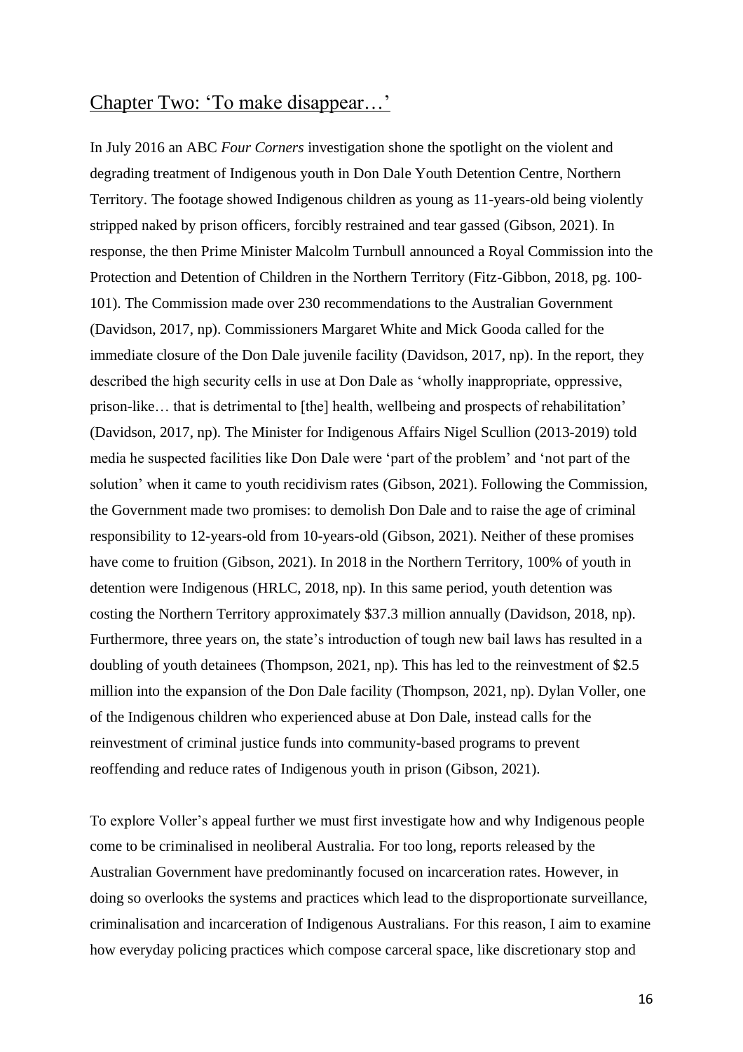## Chapter Two: 'To make disappear…'

In July 2016 an ABC *Four Corners* investigation shone the spotlight on the violent and degrading treatment of Indigenous youth in Don Dale Youth Detention Centre, Northern Territory. The footage showed Indigenous children as young as 11-years-old being violently stripped naked by prison officers, forcibly restrained and tear gassed (Gibson, 2021). In response, the then Prime Minister Malcolm Turnbull announced a Royal Commission into the Protection and Detention of Children in the Northern Territory (Fitz-Gibbon, 2018, pg. 100-101). The Commission made over 230 recommendations to the Australian Government (Davidson, 2017, np). Commissioners Margaret White and Mick Gooda called for the immediate closure of the Don Dale juvenile facility (Davidson, 2017, np). In the report, they described the high security cells in use at Don Dale as 'wholly inappropriate, oppressive, prison-like… that is detrimental to [the] health, wellbeing and prospects of rehabilitation' (Davidson, 2017, np). The Minister for Indigenous Affairs Nigel Scullion (2013-2019) told media he suspected facilities like Don Dale were 'part of the problem' and 'not part of the solution' when it came to youth recidivism rates (Gibson, 2021). Following the Commission, the Government made two promises: to demolish Don Dale and to raise the age of criminal responsibility to 12-years-old from 10-years-old (Gibson, 2021). Neither of these promises have come to fruition (Gibson, 2021). In 2018 in the Northern Territory, 100% of youth in detention were Indigenous (HRLC, 2018, np). In this same period, youth detention was costing the Northern Territory approximately $37.3 million annually (Davidson, 2018, np). Furthermore, three years on, the state's introduction of tough new bail laws has resulted in a doubling of youth detainees (Thompson, 2021, np). This has led to the reinvestment of $2.5 million into the expansion of the Don Dale facility (Thompson, 2021, np). Dylan Voller, one of the Indigenous children who experienced abuse at Don Dale, instead calls for the reinvestment of criminal justice funds into community-based programs to prevent reoffending and reduce rates of Indigenous youth in prison (Gibson, 2021).

To explore Voller's appeal further we must first investigate how and why Indigenous people come to be criminalised in neoliberal Australia. For too long, reports released by the Australian Government have predominantly focused on incarceration rates. However, in doing so overlooks the systems and practices which lead to the disproportionate surveillance, criminalisation and incarceration of Indigenous Australians. For this reason, I aim to examine how everyday policing practices which compose carceral space, like discretionary stop and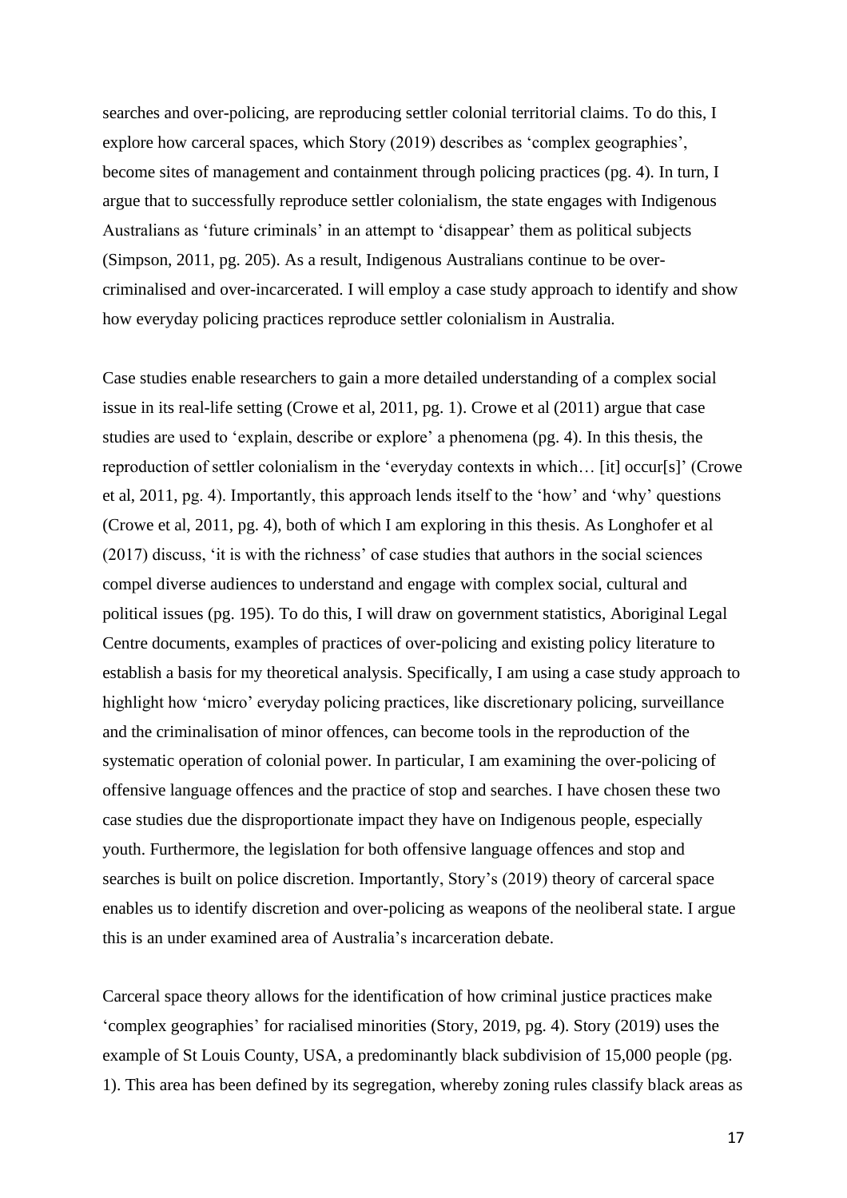searches and over-policing, are reproducing settler colonial territorial claims. To do this, I explore how carceral spaces, which Story (2019) describes as 'complex geographies', become sites of management and containment through policing practices (pg. 4). In turn, I argue that to successfully reproduce settler colonialism, the state engages with Indigenous Australians as 'future criminals' in an attempt to 'disappear' them as political subjects (Simpson, 2011, pg. 205). As a result, Indigenous Australians continue to be over-criminalised and over-incarcerated. I will employ a case study approach to identify and show how everyday policing practices reproduce settler colonialism in Australia.

Case studies enable researchers to gain a more detailed understanding of a complex social issue in its real-life setting (Crowe et al, 2011, pg. 1). Crowe et al (2011) argue that case studies are used to 'explain, describe or explore' a phenomena (pg. 4). In this thesis, the reproduction of settler colonialism in the 'everyday contexts in which… [it] occur[s]' (Crowe et al, 2011, pg. 4). Importantly, this approach lends itself to the 'how' and 'why' questions (Crowe et al, 2011, pg. 4), both of which I am exploring in this thesis. As Longhofer et al (2017) discuss, 'it is with the richness' of case studies that authors in the social sciences compel diverse audiences to understand and engage with complex social, cultural and political issues (pg. 195). To do this, I will draw on government statistics, Aboriginal Legal Centre documents, examples of practices of over-policing and existing policy literature to establish a basis for my theoretical analysis. Specifically, I am using a case study approach to highlight how 'micro' everyday policing practices, like discretionary policing, surveillance and the criminalisation of minor offences, can become tools in the reproduction of the systematic operation of colonial power. In particular, I am examining the over-policing of offensive language offences and the practice of stop and searches. I have chosen these two case studies due the disproportionate impact they have on Indigenous people, especially youth. Furthermore, the legislation for both offensive language offences and stop and searches is built on police discretion. Importantly, Story's (2019) theory of carceral space enables us to identify discretion and over-policing as weapons of the neoliberal state. I argue this is an under examined area of Australia's incarceration debate.

Carceral space theory allows for the identification of how criminal justice practices make 'complex geographies' for racialised minorities (Story, 2019, pg. 4). Story (2019) uses the example of St Louis County, USA, a predominantly black subdivision of 15,000 people (pg. 1). This area has been defined by its segregation, whereby zoning rules classify black areas as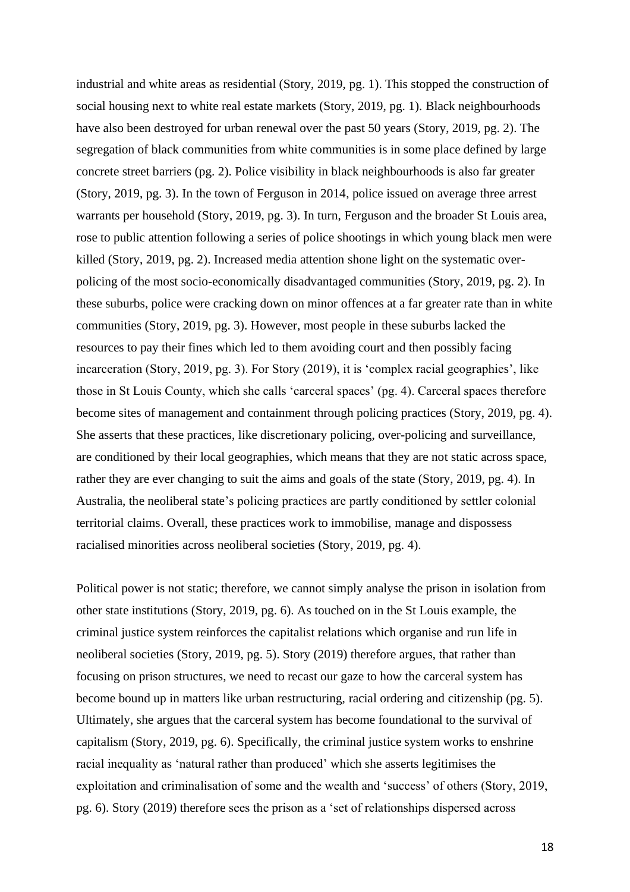industrial and white areas as residential (Story, 2019, pg. 1). This stopped the construction of social housing next to white real estate markets (Story, 2019, pg. 1). Black neighbourhoods have also been destroyed for urban renewal over the past 50 years (Story, 2019, pg. 2). The segregation of black communities from white communities is in some place defined by large concrete street barriers (pg. 2). Police visibility in black neighbourhoods is also far greater (Story, 2019, pg. 3). In the town of Ferguson in 2014, police issued on average three arrest warrants per household (Story, 2019, pg. 3). In turn, Ferguson and the broader St Louis area, rose to public attention following a series of police shootings in which young black men were killed (Story, 2019, pg. 2). Increased media attention shone light on the systematic over-policing of the most socio-economically disadvantaged communities (Story, 2019, pg. 2). In these suburbs, police were cracking down on minor offences at a far greater rate than in white communities (Story, 2019, pg. 3). However, most people in these suburbs lacked the resources to pay their fines which led to them avoiding court and then possibly facing incarceration (Story, 2019, pg. 3). For Story (2019), it is 'complex racial geographies', like those in St Louis County, which she calls 'carceral spaces' (pg. 4). Carceral spaces therefore become sites of management and containment through policing practices (Story, 2019, pg. 4). She asserts that these practices, like discretionary policing, over-policing and surveillance, are conditioned by their local geographies, which means that they are not static across space, rather they are ever changing to suit the aims and goals of the state (Story, 2019, pg. 4). In Australia, the neoliberal state's policing practices are partly conditioned by settler colonial territorial claims. Overall, these practices work to immobilise, manage and dispossess racialised minorities across neoliberal societies (Story, 2019, pg. 4).

Political power is not static; therefore, we cannot simply analyse the prison in isolation from other state institutions (Story, 2019, pg. 6). As touched on in the St Louis example, the criminal justice system reinforces the capitalist relations which organise and run life in neoliberal societies (Story, 2019, pg. 5). Story (2019) therefore argues, that rather than focusing on prison structures, we need to recast our gaze to how the carceral system has become bound up in matters like urban restructuring, racial ordering and citizenship (pg. 5). Ultimately, she argues that the carceral system has become foundational to the survival of capitalism (Story, 2019, pg. 6). Specifically, the criminal justice system works to enshrine racial inequality as 'natural rather than produced' which she asserts legitimises the exploitation and criminalisation of some and the wealth and 'success' of others (Story, 2019, pg. 6). Story (2019) therefore sees the prison as a 'set of relationships dispersed across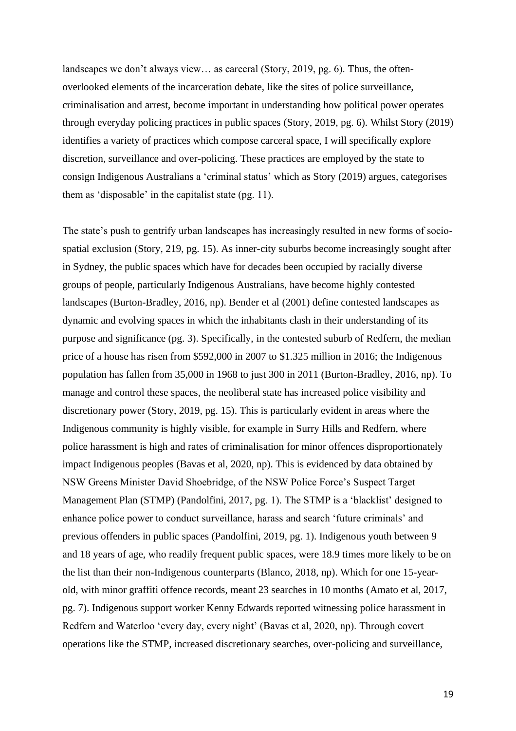landscapes we don't always view… as carceral (Story, 2019, pg. 6). Thus, the often-overlooked elements of the incarceration debate, like the sites of police surveillance, criminalisation and arrest, become important in understanding how political power operates through everyday policing practices in public spaces (Story, 2019, pg. 6). Whilst Story (2019) identifies a variety of practices which compose carceral space, I will specifically explore discretion, surveillance and over-policing. These practices are employed by the state to consign Indigenous Australians a 'criminal status' which as Story (2019) argues, categorises them as 'disposable' in the capitalist state (pg. 11).

The state's push to gentrify urban landscapes has increasingly resulted in new forms of socio-spatial exclusion (Story, 219, pg. 15). As inner-city suburbs become increasingly sought after in Sydney, the public spaces which have for decades been occupied by racially diverse groups of people, particularly Indigenous Australians, have become highly contested landscapes (Burton-Bradley, 2016, np). Bender et al (2001) define contested landscapes as dynamic and evolving spaces in which the inhabitants clash in their understanding of its purpose and significance (pg. 3). Specifically, in the contested suburb of Redfern, the median price of a house has risen from $592,000 in 2007 to $1.325 million in 2016; the Indigenous population has fallen from 35,000 in 1968 to just 300 in 2011 (Burton-Bradley, 2016, np). To manage and control these spaces, the neoliberal state has increased police visibility and discretionary power (Story, 2019, pg. 15). This is particularly evident in areas where the Indigenous community is highly visible, for example in Surry Hills and Redfern, where police harassment is high and rates of criminalisation for minor offences disproportionately impact Indigenous peoples (Bavas et al, 2020, np). This is evidenced by data obtained by NSW Greens Minister David Shoebridge, of the NSW Police Force's Suspect Target Management Plan (STMP) (Pandolfini, 2017, pg. 1). The STMP is a 'blacklist' designed to enhance police power to conduct surveillance, harass and search 'future criminals' and previous offenders in public spaces (Pandolfini, 2019, pg. 1). Indigenous youth between 9 and 18 years of age, who readily frequent public spaces, were 18.9 times more likely to be on the list than their non-Indigenous counterparts (Blanco, 2018, np). Which for one 15-year-old, with minor graffiti offence records, meant 23 searches in 10 months (Amato et al, 2017, pg. 7). Indigenous support worker Kenny Edwards reported witnessing police harassment in Redfern and Waterloo 'every day, every night' (Bavas et al, 2020, np). Through covert operations like the STMP, increased discretionary searches, over-policing and surveillance,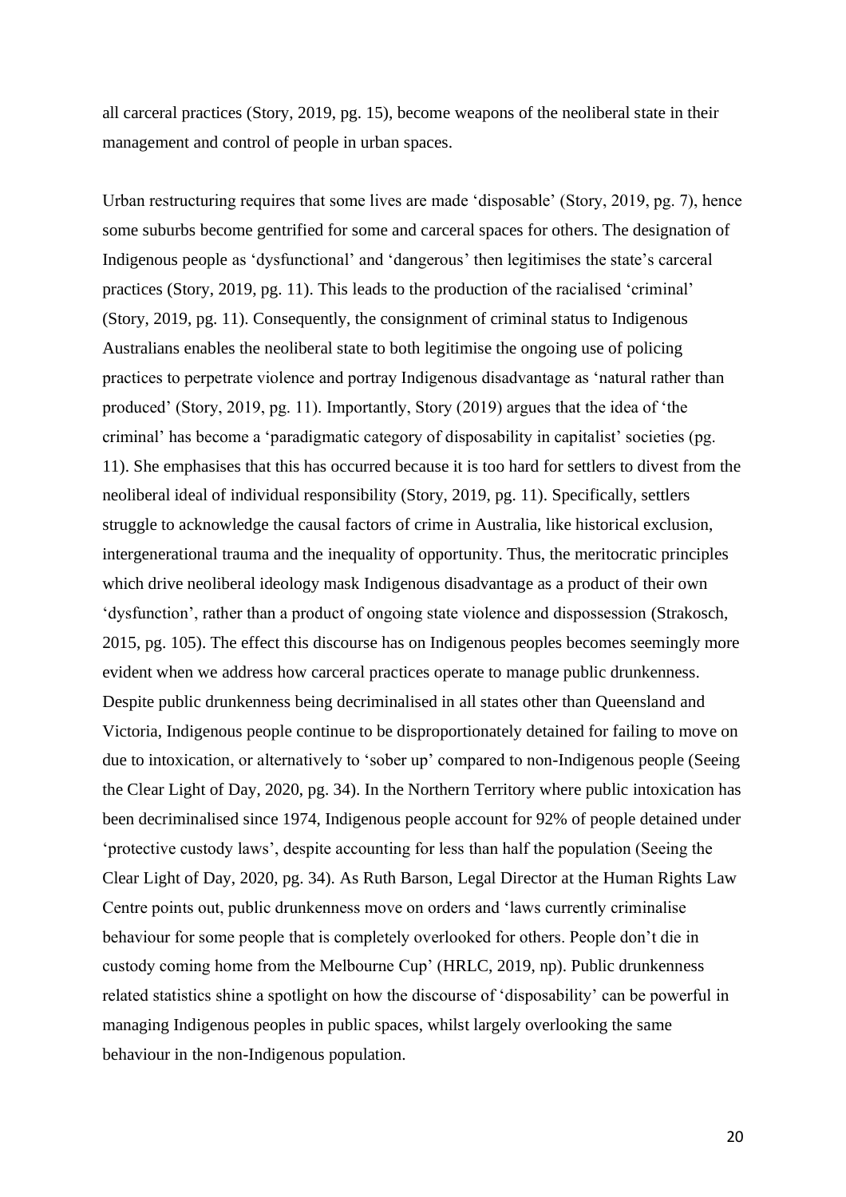all carceral practices (Story, 2019, pg. 15), become weapons of the neoliberal state in their management and control of people in urban spaces.

Urban restructuring requires that some lives are made 'disposable' (Story, 2019, pg. 7), hence some suburbs become gentrified for some and carceral spaces for others. The designation of Indigenous people as 'dysfunctional' and 'dangerous' then legitimises the state's carceral practices (Story, 2019, pg. 11). This leads to the production of the racialised 'criminal' (Story, 2019, pg. 11). Consequently, the consignment of criminal status to Indigenous Australians enables the neoliberal state to both legitimise the ongoing use of policing practices to perpetrate violence and portray Indigenous disadvantage as 'natural rather than produced' (Story, 2019, pg. 11). Importantly, Story (2019) argues that the idea of 'the criminal' has become a 'paradigmatic category of disposability in capitalist' societies (pg. 11). She emphasises that this has occurred because it is too hard for settlers to divest from the neoliberal ideal of individual responsibility (Story, 2019, pg. 11). Specifically, settlers struggle to acknowledge the causal factors of crime in Australia, like historical exclusion, intergenerational trauma and the inequality of opportunity. Thus, the meritocratic principles which drive neoliberal ideology mask Indigenous disadvantage as a product of their own 'dysfunction', rather than a product of ongoing state violence and dispossession (Strakosch, 2015, pg. 105). The effect this discourse has on Indigenous peoples becomes seemingly more evident when we address how carceral practices operate to manage public drunkenness. Despite public drunkenness being decriminalised in all states other than Queensland and Victoria, Indigenous people continue to be disproportionately detained for failing to move on due to intoxication, or alternatively to 'sober up' compared to non-Indigenous people (Seeing the Clear Light of Day, 2020, pg. 34). In the Northern Territory where public intoxication has been decriminalised since 1974, Indigenous people account for 92% of people detained under 'protective custody laws', despite accounting for less than half the population (Seeing the Clear Light of Day, 2020, pg. 34). As Ruth Barson, Legal Director at the Human Rights Law Centre points out, public drunkenness move on orders and 'laws currently criminalise behaviour for some people that is completely overlooked for others. People don't die in custody coming home from the Melbourne Cup' (HRLC, 2019, np). Public drunkenness related statistics shine a spotlight on how the discourse of 'disposability' can be powerful in managing Indigenous peoples in public spaces, whilst largely overlooking the same behaviour in the non-Indigenous population.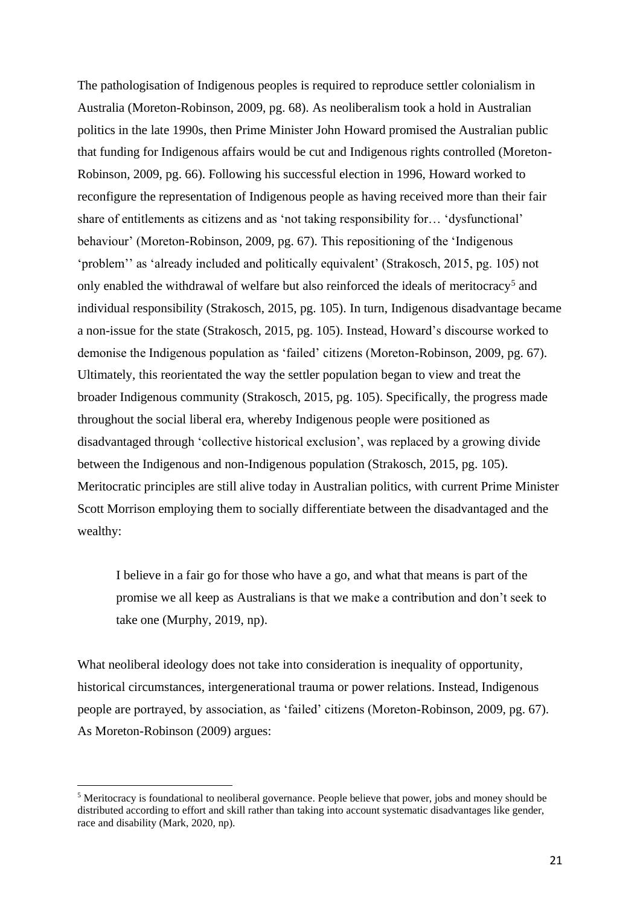The pathologisation of Indigenous peoples is required to reproduce settler colonialism in Australia (Moreton-Robinson, 2009, pg. 68). As neoliberalism took a hold in Australian politics in the late 1990s, then Prime Minister John Howard promised the Australian public that funding for Indigenous affairs would be cut and Indigenous rights controlled (Moreton-Robinson, 2009, pg. 66). Following his successful election in 1996, Howard worked to reconfigure the representation of Indigenous people as having received more than their fair share of entitlements as citizens and as 'not taking responsibility for… 'dysfunctional' behaviour' (Moreton-Robinson, 2009, pg. 67). This repositioning of the 'Indigenous 'problem'' as 'already included and politically equivalent' (Strakosch, 2015, pg. 105) not only enabled the withdrawal of welfare but also reinforced the ideals of meritocracy[5] and individual responsibility (Strakosch, 2015, pg. 105). In turn, Indigenous disadvantage became a non-issue for the state (Strakosch, 2015, pg. 105). Instead, Howard's discourse worked to demonise the Indigenous population as 'failed' citizens (Moreton-Robinson, 2009, pg. 67). Ultimately, this reorientated the way the settler population began to view and treat the broader Indigenous community (Strakosch, 2015, pg. 105). Specifically, the progress made throughout the social liberal era, whereby Indigenous people were positioned as disadvantaged through 'collective historical exclusion', was replaced by a growing divide between the Indigenous and non-Indigenous population (Strakosch, 2015, pg. 105). Meritocratic principles are still alive today in Australian politics, with current Prime Minister Scott Morrison employing them to socially differentiate between the disadvantaged and the wealthy:

> I believe in a fair go for those who have a go, and what that means is part of the promise we all keep as Australians is that we make a contribution and don't seek to take one (Murphy, 2019, np).

What neoliberal ideology does not take into consideration is inequality of opportunity, historical circumstances, intergenerational trauma or power relations. Instead, Indigenous people are portrayed, by association, as 'failed' citizens (Moreton-Robinson, 2009, pg. 67). As Moreton-Robinson (2009) argues:

---

[5] Meritocracy is foundational to neoliberal governance. People believe that power, jobs and money should be distributed according to effort and skill rather than taking into account systematic disadvantages like gender, race and disability (Mark, 2020, np).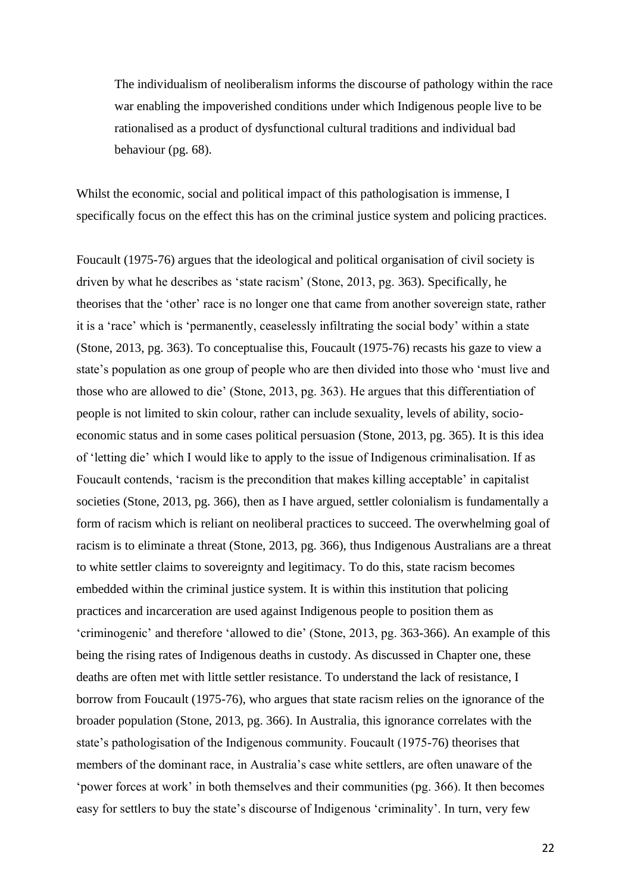> The individualism of neoliberalism informs the discourse of pathology within the race war enabling the impoverished conditions under which Indigenous people live to be rationalised as a product of dysfunctional cultural traditions and individual bad behaviour (pg. 68).

Whilst the economic, social and political impact of this pathologisation is immense, I specifically focus on the effect this has on the criminal justice system and policing practices.

Foucault (1975-76) argues that the ideological and political organisation of civil society is driven by what he describes as 'state racism' (Stone, 2013, pg. 363). Specifically, he theorises that the 'other' race is no longer one that came from another sovereign state, rather it is a 'race' which is 'permanently, ceaselessly infiltrating the social body' within a state (Stone, 2013, pg. 363). To conceptualise this, Foucault (1975-76) recasts his gaze to view a state's population as one group of people who are then divided into those who 'must live and those who are allowed to die' (Stone, 2013, pg. 363). He argues that this differentiation of people is not limited to skin colour, rather can include sexuality, levels of ability, socio-economic status and in some cases political persuasion (Stone, 2013, pg. 365). It is this idea of 'letting die' which I would like to apply to the issue of Indigenous criminalisation. If as Foucault contends, 'racism is the precondition that makes killing acceptable' in capitalist societies (Stone, 2013, pg. 366), then as I have argued, settler colonialism is fundamentally a form of racism which is reliant on neoliberal practices to succeed. The overwhelming goal of racism is to eliminate a threat (Stone, 2013, pg. 366), thus Indigenous Australians are a threat to white settler claims to sovereignty and legitimacy. To do this, state racism becomes embedded within the criminal justice system. It is within this institution that policing practices and incarceration are used against Indigenous people to position them as 'criminogenic' and therefore 'allowed to die' (Stone, 2013, pg. 363-366). An example of this being the rising rates of Indigenous deaths in custody. As discussed in Chapter one, these deaths are often met with little settler resistance. To understand the lack of resistance, I borrow from Foucault (1975-76), who argues that state racism relies on the ignorance of the broader population (Stone, 2013, pg. 366). In Australia, this ignorance correlates with the state's pathologisation of the Indigenous community. Foucault (1975-76) theorises that members of the dominant race, in Australia's case white settlers, are often unaware of the 'power forces at work' in both themselves and their communities (pg. 366). It then becomes easy for settlers to buy the state's discourse of Indigenous 'criminality'. In turn, very few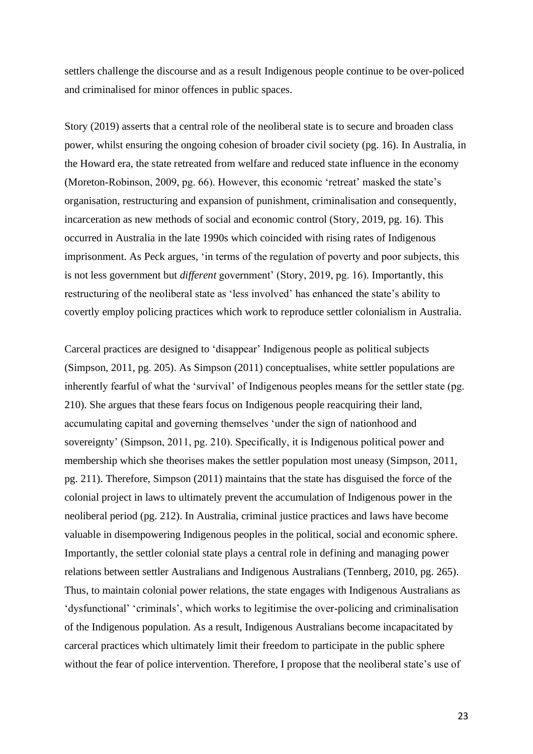settlers challenge the discourse and as a result Indigenous people continue to be over-policed and criminalised for minor offences in public spaces.

Story (2019) asserts that a central role of the neoliberal state is to secure and broaden class power, whilst ensuring the ongoing cohesion of broader civil society (pg. 16). In Australia, in the Howard era, the state retreated from welfare and reduced state influence in the economy (Moreton-Robinson, 2009, pg. 66). However, this economic 'retreat' masked the state's organisation, restructuring and expansion of punishment, criminalisation and consequently, incarceration as new methods of social and economic control (Story, 2019, pg. 16). This occurred in Australia in the late 1990s which coincided with rising rates of Indigenous imprisonment. As Peck argues, 'in terms of the regulation of poverty and poor subjects, this is not less government but *different* government' (Story, 2019, pg. 16). Importantly, this restructuring of the neoliberal state as 'less involved' has enhanced the state's ability to covertly employ policing practices which work to reproduce settler colonialism in Australia.

Carceral practices are designed to 'disappear' Indigenous people as political subjects (Simpson, 2011, pg. 205). As Simpson (2011) conceptualises, white settler populations are inherently fearful of what the 'survival' of Indigenous peoples means for the settler state (pg. 210). She argues that these fears focus on Indigenous people reacquiring their land, accumulating capital and governing themselves 'under the sign of nationhood and sovereignty' (Simpson, 2011, pg. 210). Specifically, it is Indigenous political power and membership which she theorises makes the settler population most uneasy (Simpson, 2011, pg. 211). Therefore, Simpson (2011) maintains that the state has disguised the force of the colonial project in laws to ultimately prevent the accumulation of Indigenous power in the neoliberal period (pg. 212). In Australia, criminal justice practices and laws have become valuable in disempowering Indigenous peoples in the political, social and economic sphere. Importantly, the settler colonial state plays a central role in defining and managing power relations between settler Australians and Indigenous Australians (Tennberg, 2010, pg. 265). Thus, to maintain colonial power relations, the state engages with Indigenous Australians as 'dysfunctional' 'criminals', which works to legitimise the over-policing and criminalisation of the Indigenous population. As a result, Indigenous Australians become incapacitated by carceral practices which ultimately limit their freedom to participate in the public sphere without the fear of police intervention. Therefore, I propose that the neoliberal state's use of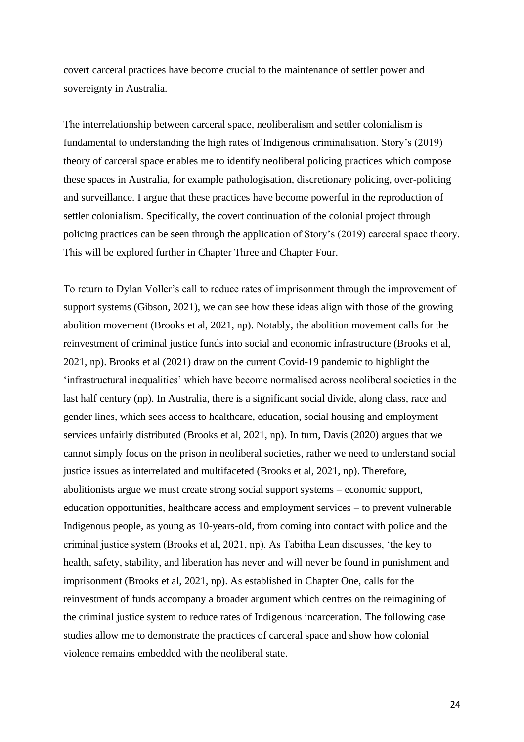covert carceral practices have become crucial to the maintenance of settler power and sovereignty in Australia.

The interrelationship between carceral space, neoliberalism and settler colonialism is fundamental to understanding the high rates of Indigenous criminalisation. Story's (2019) theory of carceral space enables me to identify neoliberal policing practices which compose these spaces in Australia, for example pathologisation, discretionary policing, over-policing and surveillance. I argue that these practices have become powerful in the reproduction of settler colonialism. Specifically, the covert continuation of the colonial project through policing practices can be seen through the application of Story's (2019) carceral space theory. This will be explored further in Chapter Three and Chapter Four.

To return to Dylan Voller's call to reduce rates of imprisonment through the improvement of support systems (Gibson, 2021), we can see how these ideas align with those of the growing abolition movement (Brooks et al, 2021, np). Notably, the abolition movement calls for the reinvestment of criminal justice funds into social and economic infrastructure (Brooks et al, 2021, np). Brooks et al (2021) draw on the current Covid-19 pandemic to highlight the 'infrastructural inequalities' which have become normalised across neoliberal societies in the last half century (np). In Australia, there is a significant social divide, along class, race and gender lines, which sees access to healthcare, education, social housing and employment services unfairly distributed (Brooks et al, 2021, np). In turn, Davis (2020) argues that we cannot simply focus on the prison in neoliberal societies, rather we need to understand social justice issues as interrelated and multifaceted (Brooks et al, 2021, np). Therefore, abolitionists argue we must create strong social support systems – economic support, education opportunities, healthcare access and employment services – to prevent vulnerable Indigenous people, as young as 10-years-old, from coming into contact with police and the criminal justice system (Brooks et al, 2021, np). As Tabitha Lean discusses, 'the key to health, safety, stability, and liberation has never and will never be found in punishment and imprisonment (Brooks et al, 2021, np). As established in Chapter One, calls for the reinvestment of funds accompany a broader argument which centres on the reimagining of the criminal justice system to reduce rates of Indigenous incarceration. The following case studies allow me to demonstrate the practices of carceral space and show how colonial violence remains embedded with the neoliberal state.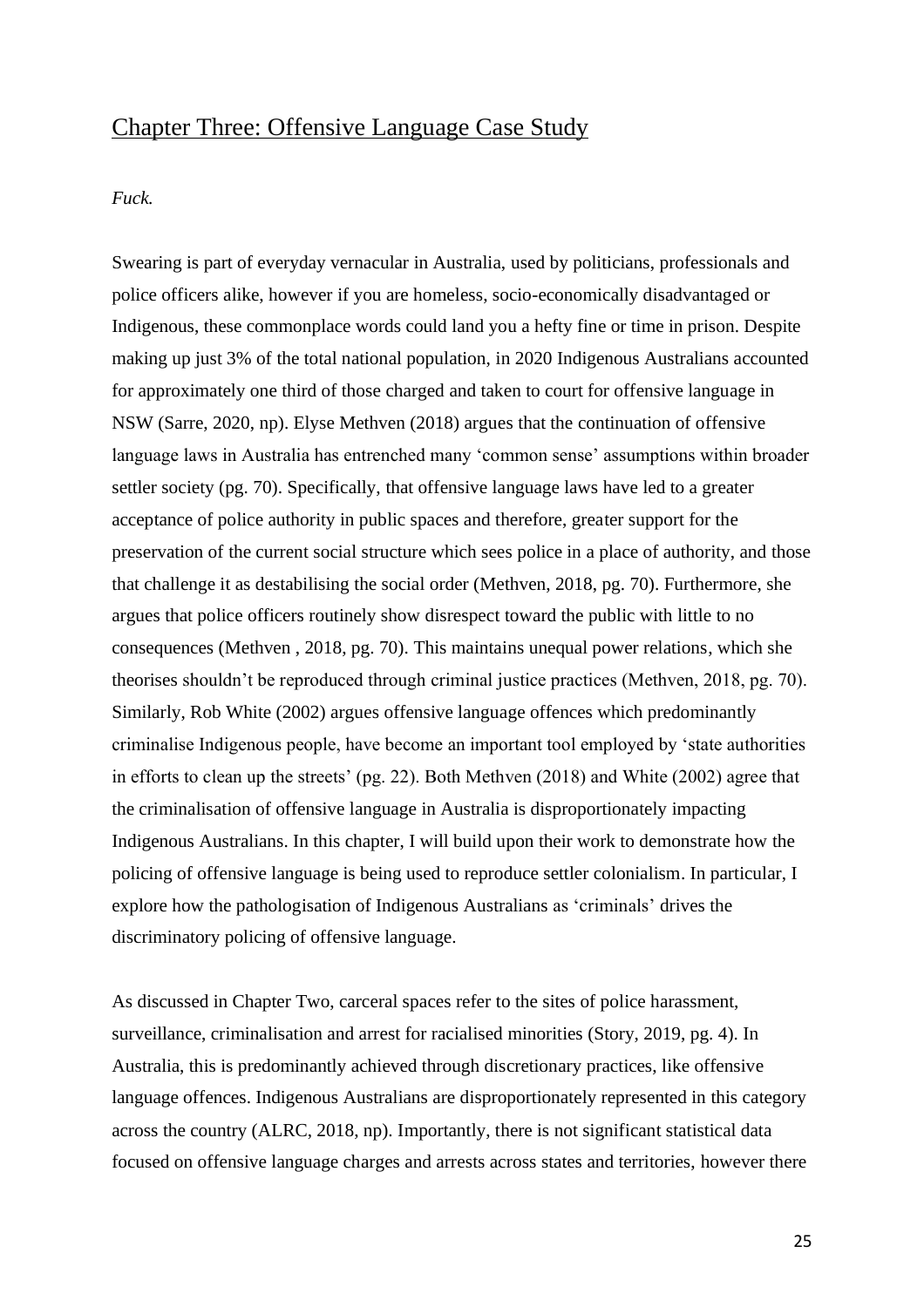## Chapter Three: Offensive Language Case Study

*Fuck.*

Swearing is part of everyday vernacular in Australia, used by politicians, professionals and police officers alike, however if you are homeless, socio-economically disadvantaged or Indigenous, these commonplace words could land you a hefty fine or time in prison. Despite making up just 3% of the total national population, in 2020 Indigenous Australians accounted for approximately one third of those charged and taken to court for offensive language in NSW (Sarre, 2020, np). Elyse Methven (2018) argues that the continuation of offensive language laws in Australia has entrenched many 'common sense' assumptions within broader settler society (pg. 70). Specifically, that offensive language laws have led to a greater acceptance of police authority in public spaces and therefore, greater support for the preservation of the current social structure which sees police in a place of authority, and those that challenge it as destabilising the social order (Methven, 2018, pg. 70). Furthermore, she argues that police officers routinely show disrespect toward the public with little to no consequences (Methven , 2018, pg. 70). This maintains unequal power relations, which she theorises shouldn't be reproduced through criminal justice practices (Methven, 2018, pg. 70). Similarly, Rob White (2002) argues offensive language offences which predominantly criminalise Indigenous people, have become an important tool employed by 'state authorities in efforts to clean up the streets' (pg. 22). Both Methven (2018) and White (2002) agree that the criminalisation of offensive language in Australia is disproportionately impacting Indigenous Australians. In this chapter, I will build upon their work to demonstrate how the policing of offensive language is being used to reproduce settler colonialism. In particular, I explore how the pathologisation of Indigenous Australians as 'criminals' drives the discriminatory policing of offensive language.

As discussed in Chapter Two, carceral spaces refer to the sites of police harassment, surveillance, criminalisation and arrest for racialised minorities (Story, 2019, pg. 4). In Australia, this is predominantly achieved through discretionary practices, like offensive language offences. Indigenous Australians are disproportionately represented in this category across the country (ALRC, 2018, np). Importantly, there is not significant statistical data focused on offensive language charges and arrests across states and territories, however there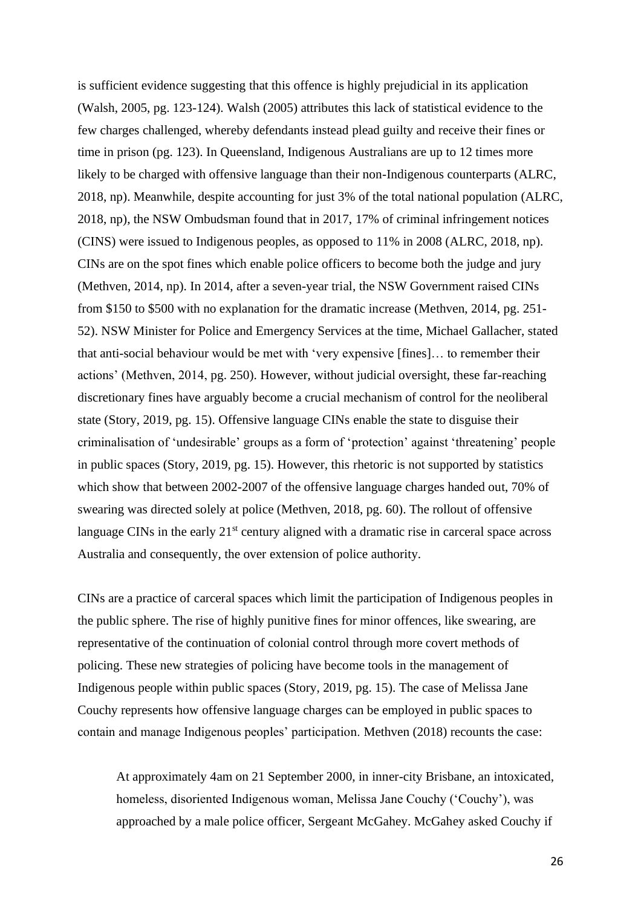is sufficient evidence suggesting that this offence is highly prejudicial in its application (Walsh, 2005, pg. 123-124). Walsh (2005) attributes this lack of statistical evidence to the few charges challenged, whereby defendants instead plead guilty and receive their fines or time in prison (pg. 123). In Queensland, Indigenous Australians are up to 12 times more likely to be charged with offensive language than their non-Indigenous counterparts (ALRC, 2018, np). Meanwhile, despite accounting for just 3% of the total national population (ALRC, 2018, np), the NSW Ombudsman found that in 2017, 17% of criminal infringement notices (CINS) were issued to Indigenous peoples, as opposed to 11% in 2008 (ALRC, 2018, np). CINs are on the spot fines which enable police officers to become both the judge and jury (Methven, 2014, np). In 2014, after a seven-year trial, the NSW Government raised CINs from $150 to $500 with no explanation for the dramatic increase (Methven, 2014, pg. 251-52). NSW Minister for Police and Emergency Services at the time, Michael Gallacher, stated that anti-social behaviour would be met with 'very expensive [fines]… to remember their actions' (Methven, 2014, pg. 250). However, without judicial oversight, these far-reaching discretionary fines have arguably become a crucial mechanism of control for the neoliberal state (Story, 2019, pg. 15). Offensive language CINs enable the state to disguise their criminalisation of 'undesirable' groups as a form of 'protection' against 'threatening' people in public spaces (Story, 2019, pg. 15). However, this rhetoric is not supported by statistics which show that between 2002-2007 of the offensive language charges handed out, 70% of swearing was directed solely at police (Methven, 2018, pg. 60). The rollout of offensive language CINs in the early 21st century aligned with a dramatic rise in carceral space across Australia and consequently, the over extension of police authority.

CINs are a practice of carceral spaces which limit the participation of Indigenous peoples in the public sphere. The rise of highly punitive fines for minor offences, like swearing, are representative of the continuation of colonial control through more covert methods of policing. These new strategies of policing have become tools in the management of Indigenous people within public spaces (Story, 2019, pg. 15). The case of Melissa Jane Couchy represents how offensive language charges can be employed in public spaces to contain and manage Indigenous peoples' participation. Methven (2018) recounts the case:

> At approximately 4am on 21 September 2000, in inner-city Brisbane, an intoxicated, homeless, disoriented Indigenous woman, Melissa Jane Couchy ('Couchy'), was approached by a male police officer, Sergeant McGahey. McGahey asked Couchy if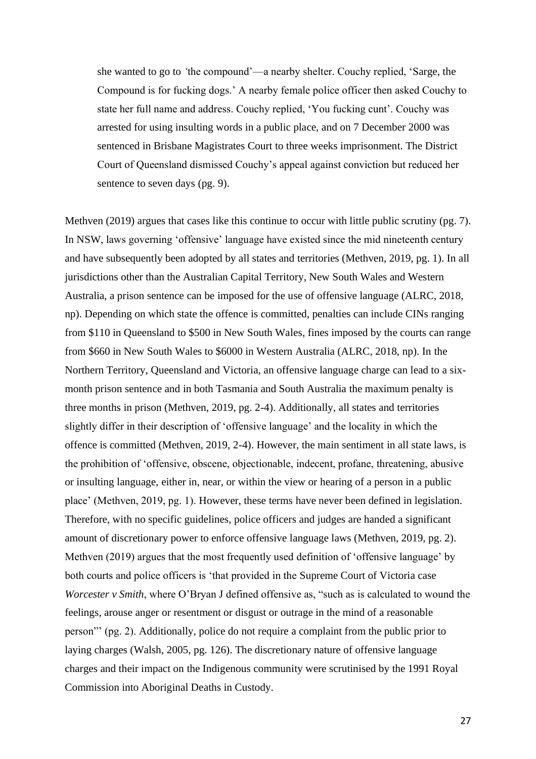> she wanted to go to 'the compound'—a nearby shelter. Couchy replied, 'Sarge, the Compound is for fucking dogs.' A nearby female police officer then asked Couchy to state her full name and address. Couchy replied, 'You fucking cunt'. Couchy was arrested for using insulting words in a public place, and on 7 December 2000 was sentenced in Brisbane Magistrates Court to three weeks imprisonment. The District Court of Queensland dismissed Couchy's appeal against conviction but reduced her sentence to seven days (pg. 9).

Methven (2019) argues that cases like this continue to occur with little public scrutiny (pg. 7). In NSW, laws governing 'offensive' language have existed since the mid nineteenth century and have subsequently been adopted by all states and territories (Methven, 2019, pg. 1). In all jurisdictions other than the Australian Capital Territory, New South Wales and Western Australia, a prison sentence can be imposed for the use of offensive language (ALRC, 2018, np). Depending on which state the offence is committed, penalties can include CINs ranging from $110 in Queensland to $500 in New South Wales, fines imposed by the courts can range from $660 in New South Wales to $6000 in Western Australia (ALRC, 2018, np). In the Northern Territory, Queensland and Victoria, an offensive language charge can lead to a six-month prison sentence and in both Tasmania and South Australia the maximum penalty is three months in prison (Methven, 2019, pg. 2-4). Additionally, all states and territories slightly differ in their description of 'offensive language' and the locality in which the offence is committed (Methven, 2019, 2-4). However, the main sentiment in all state laws, is the prohibition of 'offensive, obscene, objectionable, indecent, profane, threatening, abusive or insulting language, either in, near, or within the view or hearing of a person in a public place' (Methven, 2019, pg. 1). However, these terms have never been defined in legislation. Therefore, with no specific guidelines, police officers and judges are handed a significant amount of discretionary power to enforce offensive language laws (Methven, 2019, pg. 2). Methven (2019) argues that the most frequently used definition of 'offensive language' by both courts and police officers is 'that provided in the Supreme Court of Victoria case *Worcester v Smith*, where O'Bryan J defined offensive as, "such as is calculated to wound the feelings, arouse anger or resentment or disgust or outrage in the mind of a reasonable person"' (pg. 2). Additionally, police do not require a complaint from the public prior to laying charges (Walsh, 2005, pg. 126). The discretionary nature of offensive language charges and their impact on the Indigenous community were scrutinised by the 1991 Royal Commission into Aboriginal Deaths in Custody.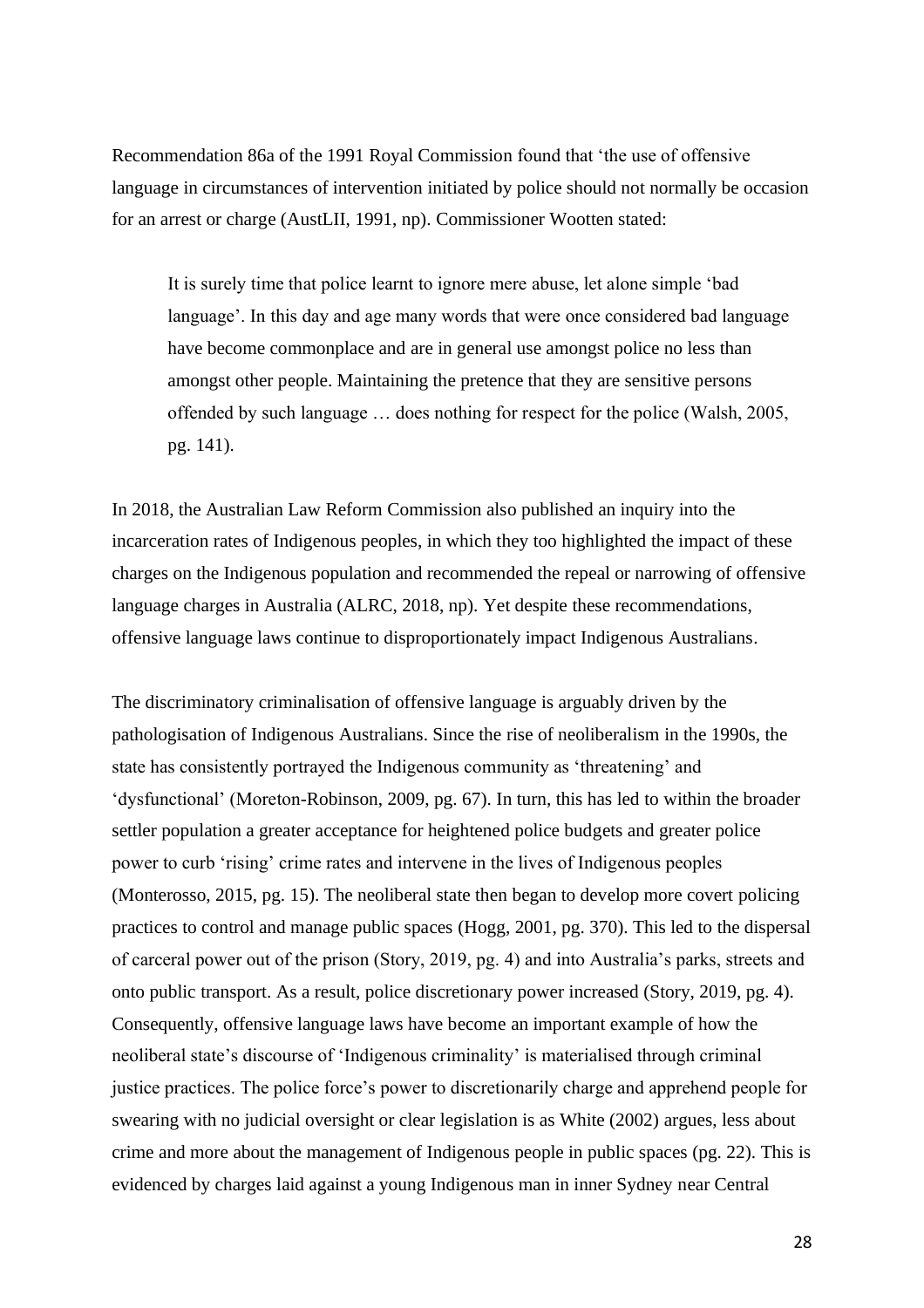Recommendation 86a of the 1991 Royal Commission found that 'the use of offensive language in circumstances of intervention initiated by police should not normally be occasion for an arrest or charge (AustLII, 1991, np). Commissioner Wootten stated:

> It is surely time that police learnt to ignore mere abuse, let alone simple 'bad language'. In this day and age many words that were once considered bad language have become commonplace and are in general use amongst police no less than amongst other people. Maintaining the pretence that they are sensitive persons offended by such language … does nothing for respect for the police (Walsh, 2005, pg. 141).

In 2018, the Australian Law Reform Commission also published an inquiry into the incarceration rates of Indigenous peoples, in which they too highlighted the impact of these charges on the Indigenous population and recommended the repeal or narrowing of offensive language charges in Australia (ALRC, 2018, np). Yet despite these recommendations, offensive language laws continue to disproportionately impact Indigenous Australians.

The discriminatory criminalisation of offensive language is arguably driven by the pathologisation of Indigenous Australians. Since the rise of neoliberalism in the 1990s, the state has consistently portrayed the Indigenous community as 'threatening' and 'dysfunctional' (Moreton-Robinson, 2009, pg. 67). In turn, this has led to within the broader settler population a greater acceptance for heightened police budgets and greater police power to curb 'rising' crime rates and intervene in the lives of Indigenous peoples (Monterosso, 2015, pg. 15). The neoliberal state then began to develop more covert policing practices to control and manage public spaces (Hogg, 2001, pg. 370). This led to the dispersal of carceral power out of the prison (Story, 2019, pg. 4) and into Australia's parks, streets and onto public transport. As a result, police discretionary power increased (Story, 2019, pg. 4). Consequently, offensive language laws have become an important example of how the neoliberal state's discourse of 'Indigenous criminality' is materialised through criminal justice practices. The police force's power to discretionarily charge and apprehend people for swearing with no judicial oversight or clear legislation is as White (2002) argues, less about crime and more about the management of Indigenous people in public spaces (pg. 22). This is evidenced by charges laid against a young Indigenous man in inner Sydney near Central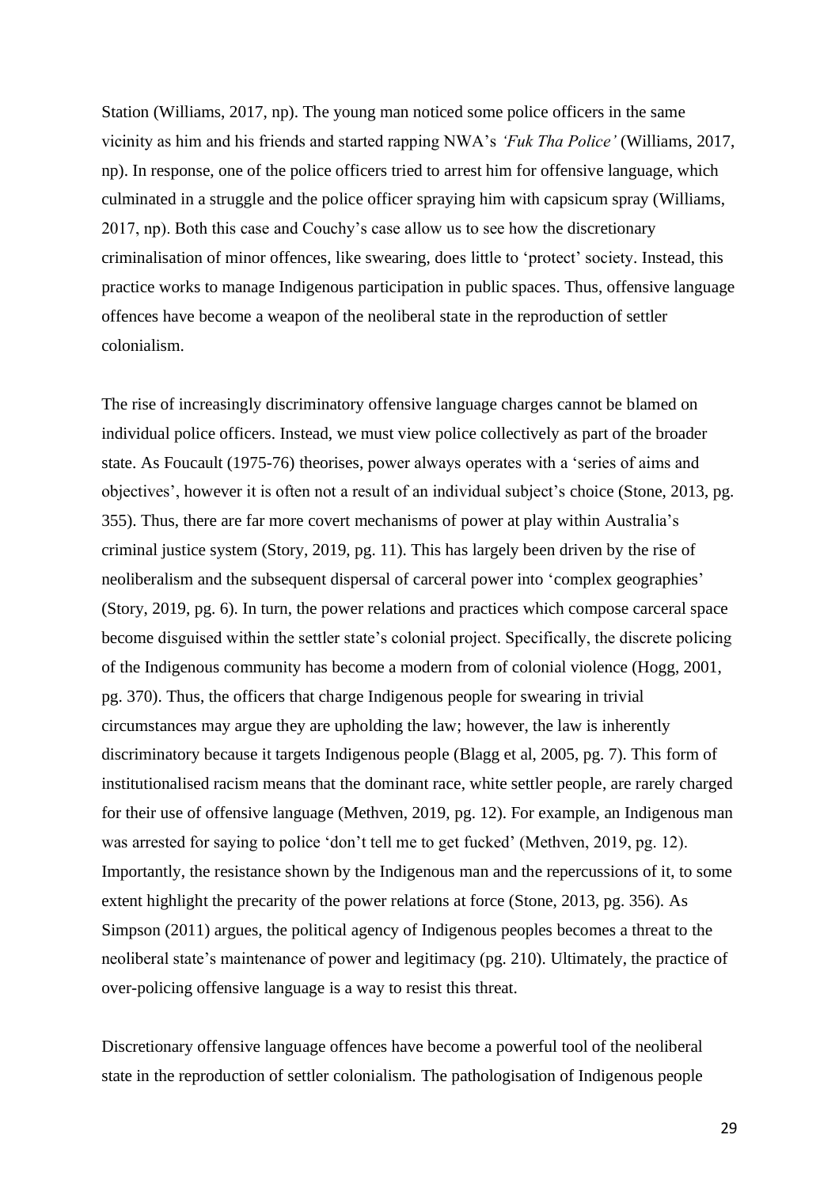Station (Williams, 2017, np). The young man noticed some police officers in the same vicinity as him and his friends and started rapping NWA's *'Fuk Tha Police'* (Williams, 2017, np). In response, one of the police officers tried to arrest him for offensive language, which culminated in a struggle and the police officer spraying him with capsicum spray (Williams, 2017, np). Both this case and Couchy's case allow us to see how the discretionary criminalisation of minor offences, like swearing, does little to 'protect' society. Instead, this practice works to manage Indigenous participation in public spaces. Thus, offensive language offences have become a weapon of the neoliberal state in the reproduction of settler colonialism.

The rise of increasingly discriminatory offensive language charges cannot be blamed on individual police officers. Instead, we must view police collectively as part of the broader state. As Foucault (1975-76) theorises, power always operates with a 'series of aims and objectives', however it is often not a result of an individual subject's choice (Stone, 2013, pg. 355). Thus, there are far more covert mechanisms of power at play within Australia's criminal justice system (Story, 2019, pg. 11). This has largely been driven by the rise of neoliberalism and the subsequent dispersal of carceral power into 'complex geographies' (Story, 2019, pg. 6). In turn, the power relations and practices which compose carceral space become disguised within the settler state's colonial project. Specifically, the discrete policing of the Indigenous community has become a modern from of colonial violence (Hogg, 2001, pg. 370). Thus, the officers that charge Indigenous people for swearing in trivial circumstances may argue they are upholding the law; however, the law is inherently discriminatory because it targets Indigenous people (Blagg et al, 2005, pg. 7). This form of institutionalised racism means that the dominant race, white settler people, are rarely charged for their use of offensive language (Methven, 2019, pg. 12). For example, an Indigenous man was arrested for saying to police 'don't tell me to get fucked' (Methven, 2019, pg. 12). Importantly, the resistance shown by the Indigenous man and the repercussions of it, to some extent highlight the precarity of the power relations at force (Stone, 2013, pg. 356). As Simpson (2011) argues, the political agency of Indigenous peoples becomes a threat to the neoliberal state's maintenance of power and legitimacy (pg. 210). Ultimately, the practice of over-policing offensive language is a way to resist this threat.

Discretionary offensive language offences have become a powerful tool of the neoliberal state in the reproduction of settler colonialism. The pathologisation of Indigenous people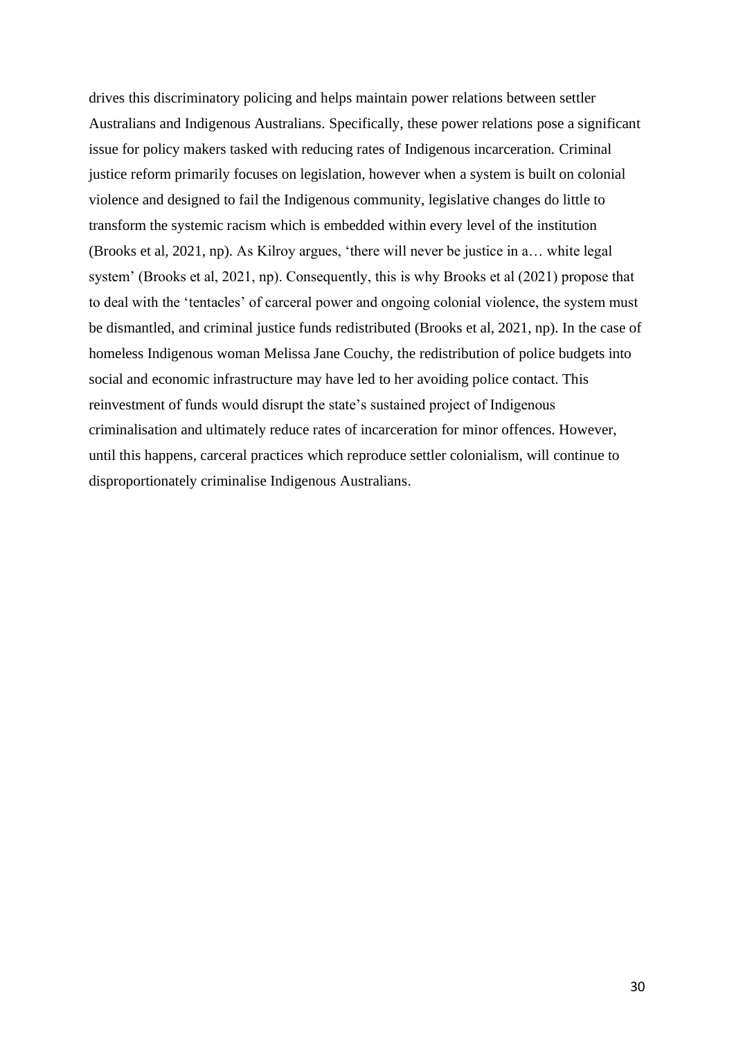drives this discriminatory policing and helps maintain power relations between settler Australians and Indigenous Australians. Specifically, these power relations pose a significant issue for policy makers tasked with reducing rates of Indigenous incarceration. Criminal justice reform primarily focuses on legislation, however when a system is built on colonial violence and designed to fail the Indigenous community, legislative changes do little to transform the systemic racism which is embedded within every level of the institution (Brooks et al, 2021, np). As Kilroy argues, 'there will never be justice in a… white legal system' (Brooks et al, 2021, np). Consequently, this is why Brooks et al (2021) propose that to deal with the 'tentacles' of carceral power and ongoing colonial violence, the system must be dismantled, and criminal justice funds redistributed (Brooks et al, 2021, np). In the case of homeless Indigenous woman Melissa Jane Couchy, the redistribution of police budgets into social and economic infrastructure may have led to her avoiding police contact. This reinvestment of funds would disrupt the state's sustained project of Indigenous criminalisation and ultimately reduce rates of incarceration for minor offences. However, until this happens, carceral practices which reproduce settler colonialism, will continue to disproportionately criminalise Indigenous Australians.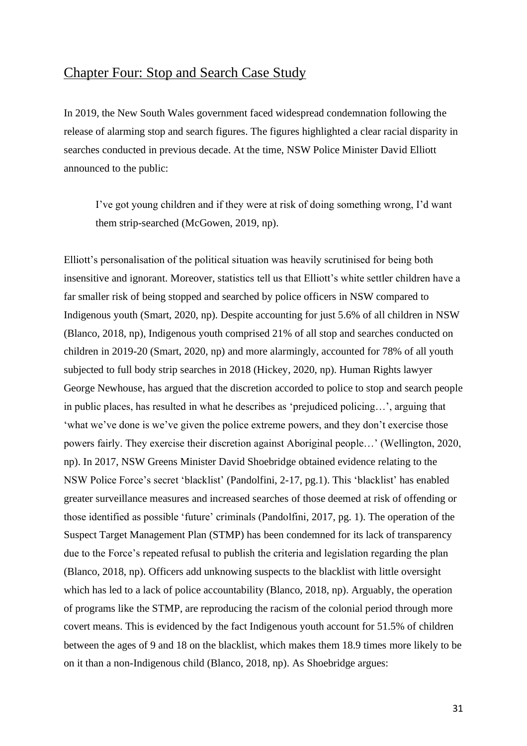## Chapter Four: Stop and Search Case Study

In 2019, the New South Wales government faced widespread condemnation following the release of alarming stop and search figures. The figures highlighted a clear racial disparity in searches conducted in previous decade. At the time, NSW Police Minister David Elliott announced to the public:

> I've got young children and if they were at risk of doing something wrong, I'd want them strip-searched (McGowen, 2019, np).

Elliott's personalisation of the political situation was heavily scrutinised for being both insensitive and ignorant. Moreover, statistics tell us that Elliott's white settler children have a far smaller risk of being stopped and searched by police officers in NSW compared to Indigenous youth (Smart, 2020, np). Despite accounting for just 5.6% of all children in NSW (Blanco, 2018, np), Indigenous youth comprised 21% of all stop and searches conducted on children in 2019-20 (Smart, 2020, np) and more alarmingly, accounted for 78% of all youth subjected to full body strip searches in 2018 (Hickey, 2020, np). Human Rights lawyer George Newhouse, has argued that the discretion accorded to police to stop and search people in public places, has resulted in what he describes as 'prejudiced policing…', arguing that 'what we've done is we've given the police extreme powers, and they don't exercise those powers fairly. They exercise their discretion against Aboriginal people…' (Wellington, 2020, np). In 2017, NSW Greens Minister David Shoebridge obtained evidence relating to the NSW Police Force's secret 'blacklist' (Pandolfini, 2-17, pg.1). This 'blacklist' has enabled greater surveillance measures and increased searches of those deemed at risk of offending or those identified as possible 'future' criminals (Pandolfini, 2017, pg. 1). The operation of the Suspect Target Management Plan (STMP) has been condemned for its lack of transparency due to the Force's repeated refusal to publish the criteria and legislation regarding the plan (Blanco, 2018, np). Officers add unknowing suspects to the blacklist with little oversight which has led to a lack of police accountability (Blanco, 2018, np). Arguably, the operation of programs like the STMP, are reproducing the racism of the colonial period through more covert means. This is evidenced by the fact Indigenous youth account for 51.5% of children between the ages of 9 and 18 on the blacklist, which makes them 18.9 times more likely to be on it than a non-Indigenous child (Blanco, 2018, np). As Shoebridge argues: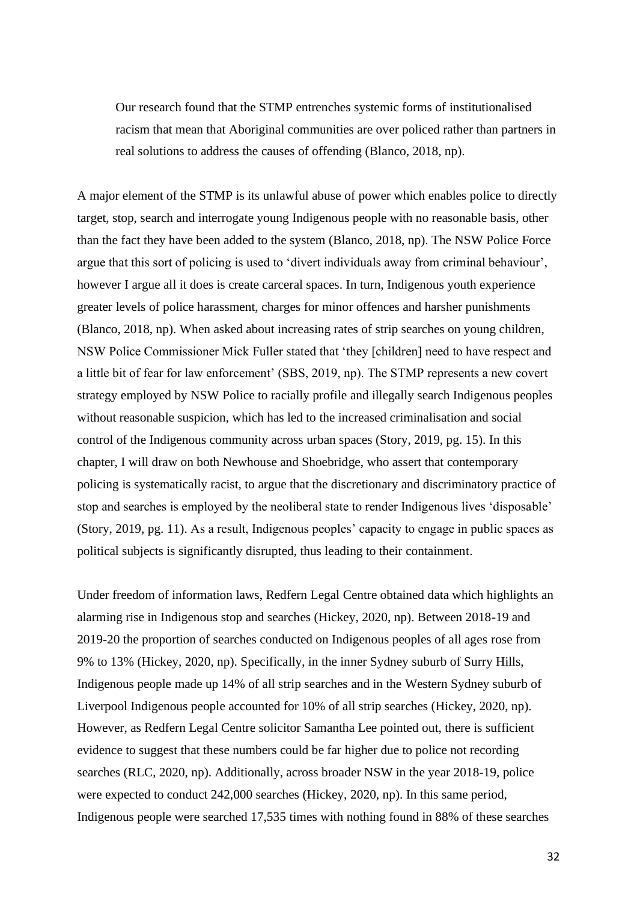> Our research found that the STMP entrenches systemic forms of institutionalised racism that mean that Aboriginal communities are over policed rather than partners in real solutions to address the causes of offending (Blanco, 2018, np).

A major element of the STMP is its unlawful abuse of power which enables police to directly target, stop, search and interrogate young Indigenous people with no reasonable basis, other than the fact they have been added to the system (Blanco, 2018, np). The NSW Police Force argue that this sort of policing is used to 'divert individuals away from criminal behaviour', however I argue all it does is create carceral spaces. In turn, Indigenous youth experience greater levels of police harassment, charges for minor offences and harsher punishments (Blanco, 2018, np). When asked about increasing rates of strip searches on young children, NSW Police Commissioner Mick Fuller stated that 'they [children] need to have respect and a little bit of fear for law enforcement' (SBS, 2019, np). The STMP represents a new covert strategy employed by NSW Police to racially profile and illegally search Indigenous peoples without reasonable suspicion, which has led to the increased criminalisation and social control of the Indigenous community across urban spaces (Story, 2019, pg. 15). In this chapter, I will draw on both Newhouse and Shoebridge, who assert that contemporary policing is systematically racist, to argue that the discretionary and discriminatory practice of stop and searches is employed by the neoliberal state to render Indigenous lives 'disposable' (Story, 2019, pg. 11). As a result, Indigenous peoples' capacity to engage in public spaces as political subjects is significantly disrupted, thus leading to their containment.

Under freedom of information laws, Redfern Legal Centre obtained data which highlights an alarming rise in Indigenous stop and searches (Hickey, 2020, np). Between 2018-19 and 2019-20 the proportion of searches conducted on Indigenous peoples of all ages rose from 9% to 13% (Hickey, 2020, np). Specifically, in the inner Sydney suburb of Surry Hills, Indigenous people made up 14% of all strip searches and in the Western Sydney suburb of Liverpool Indigenous people accounted for 10% of all strip searches (Hickey, 2020, np). However, as Redfern Legal Centre solicitor Samantha Lee pointed out, there is sufficient evidence to suggest that these numbers could be far higher due to police not recording searches (RLC, 2020, np). Additionally, across broader NSW in the year 2018-19, police were expected to conduct 242,000 searches (Hickey, 2020, np). In this same period, Indigenous people were searched 17,535 times with nothing found in 88% of these searches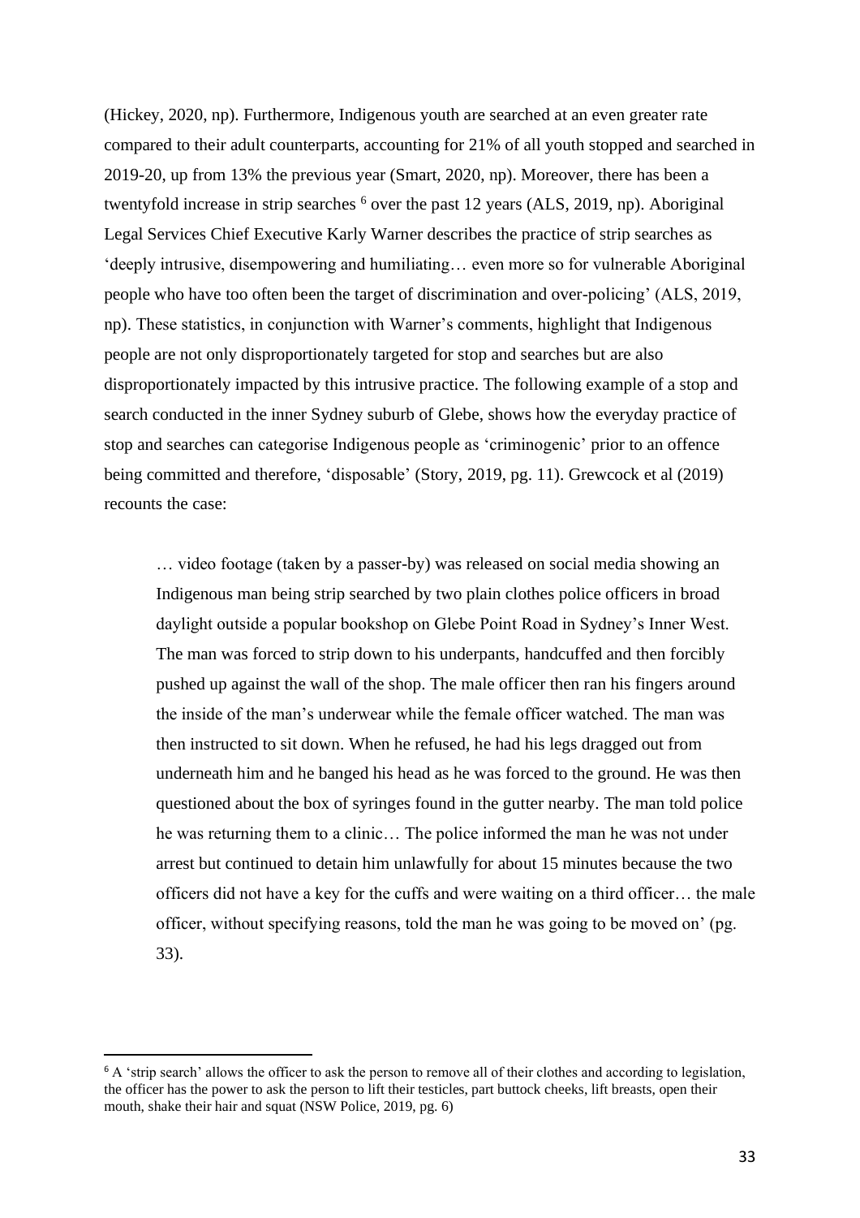(Hickey, 2020, np). Furthermore, Indigenous youth are searched at an even greater rate compared to their adult counterparts, accounting for 21% of all youth stopped and searched in 2019-20, up from 13% the previous year (Smart, 2020, np). Moreover, there has been a twentyfold increase in strip searches [6] over the past 12 years (ALS, 2019, np). Aboriginal Legal Services Chief Executive Karly Warner describes the practice of strip searches as 'deeply intrusive, disempowering and humiliating… even more so for vulnerable Aboriginal people who have too often been the target of discrimination and over-policing' (ALS, 2019, np). These statistics, in conjunction with Warner's comments, highlight that Indigenous people are not only disproportionately targeted for stop and searches but are also disproportionately impacted by this intrusive practice. The following example of a stop and search conducted in the inner Sydney suburb of Glebe, shows how the everyday practice of stop and searches can categorise Indigenous people as 'criminogenic' prior to an offence being committed and therefore, 'disposable' (Story, 2019, pg. 11). Grewcock et al (2019) recounts the case:

> … video footage (taken by a passer-by) was released on social media showing an Indigenous man being strip searched by two plain clothes police officers in broad daylight outside a popular bookshop on Glebe Point Road in Sydney's Inner West. The man was forced to strip down to his underpants, handcuffed and then forcibly pushed up against the wall of the shop. The male officer then ran his fingers around the inside of the man's underwear while the female officer watched. The man was then instructed to sit down. When he refused, he had his legs dragged out from underneath him and he banged his head as he was forced to the ground. He was then questioned about the box of syringes found in the gutter nearby. The man told police he was returning them to a clinic… The police informed the man he was not under arrest but continued to detain him unlawfully for about 15 minutes because the two officers did not have a key for the cuffs and were waiting on a third officer… the male officer, without specifying reasons, told the man he was going to be moved on' (pg. 33).

---

[6] A 'strip search' allows the officer to ask the person to remove all of their clothes and according to legislation, the officer has the power to ask the person to lift their testicles, part buttock cheeks, lift breasts, open their mouth, shake their hair and squat (NSW Police, 2019, pg. 6)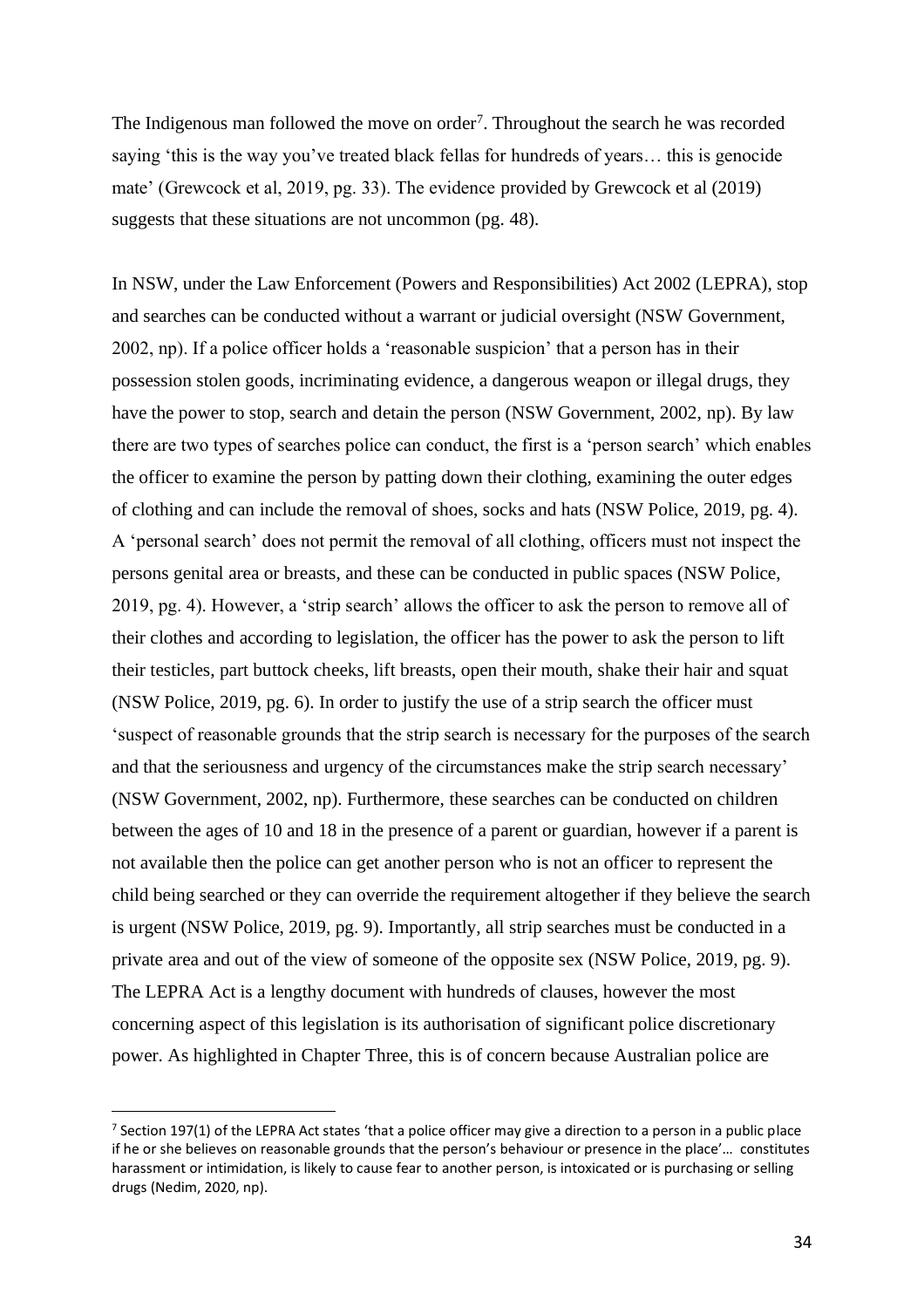The Indigenous man followed the move on order[7]. Throughout the search he was recorded saying 'this is the way you've treated black fellas for hundreds of years… this is genocide mate' (Grewcock et al, 2019, pg. 33). The evidence provided by Grewcock et al (2019) suggests that these situations are not uncommon (pg. 48).

In NSW, under the Law Enforcement (Powers and Responsibilities) Act 2002 (LEPRA), stop and searches can be conducted without a warrant or judicial oversight (NSW Government, 2002, np). If a police officer holds a 'reasonable suspicion' that a person has in their possession stolen goods, incriminating evidence, a dangerous weapon or illegal drugs, they have the power to stop, search and detain the person (NSW Government, 2002, np). By law there are two types of searches police can conduct, the first is a 'person search' which enables the officer to examine the person by patting down their clothing, examining the outer edges of clothing and can include the removal of shoes, socks and hats (NSW Police, 2019, pg. 4). A 'personal search' does not permit the removal of all clothing, officers must not inspect the persons genital area or breasts, and these can be conducted in public spaces (NSW Police, 2019, pg. 4). However, a 'strip search' allows the officer to ask the person to remove all of their clothes and according to legislation, the officer has the power to ask the person to lift their testicles, part buttock cheeks, lift breasts, open their mouth, shake their hair and squat (NSW Police, 2019, pg. 6). In order to justify the use of a strip search the officer must 'suspect of reasonable grounds that the strip search is necessary for the purposes of the search and that the seriousness and urgency of the circumstances make the strip search necessary' (NSW Government, 2002, np). Furthermore, these searches can be conducted on children between the ages of 10 and 18 in the presence of a parent or guardian, however if a parent is not available then the police can get another person who is not an officer to represent the child being searched or they can override the requirement altogether if they believe the search is urgent (NSW Police, 2019, pg. 9). Importantly, all strip searches must be conducted in a private area and out of the view of someone of the opposite sex (NSW Police, 2019, pg. 9). The LEPRA Act is a lengthy document with hundreds of clauses, however the most concerning aspect of this legislation is its authorisation of significant police discretionary power. As highlighted in Chapter Three, this is of concern because Australian police are

[7] Section 197(1) of the LEPRA Act states 'that a police officer may give a direction to a person in a public place if he or she believes on reasonable grounds that the person's behaviour or presence in the place'… constitutes harassment or intimidation, is likely to cause fear to another person, is intoxicated or is purchasing or selling drugs (Nedim, 2020, np).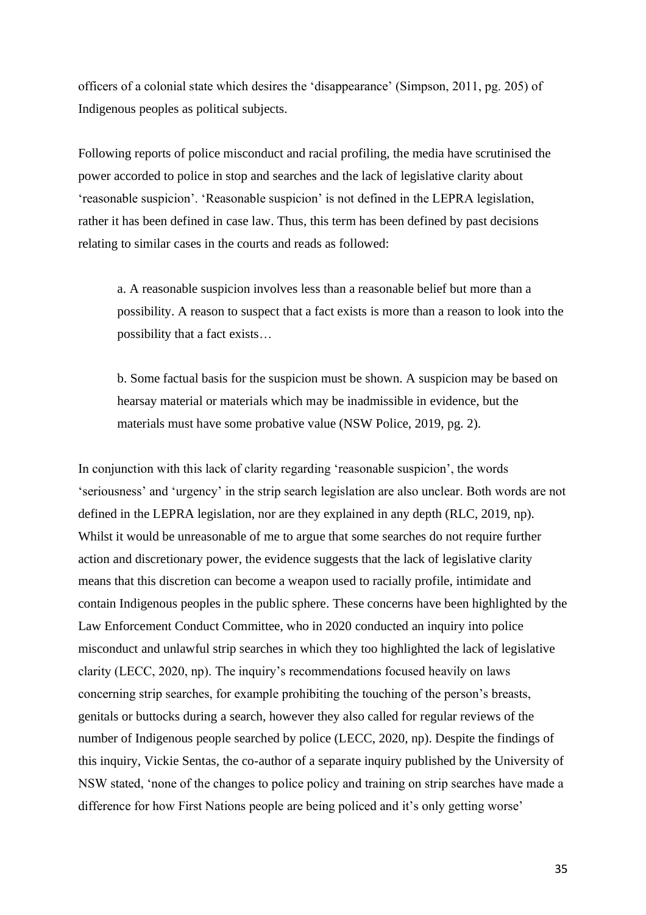officers of a colonial state which desires the 'disappearance' (Simpson, 2011, pg. 205) of Indigenous peoples as political subjects.

Following reports of police misconduct and racial profiling, the media have scrutinised the power accorded to police in stop and searches and the lack of legislative clarity about 'reasonable suspicion'. 'Reasonable suspicion' is not defined in the LEPRA legislation, rather it has been defined in case law. Thus, this term has been defined by past decisions relating to similar cases in the courts and reads as followed:

> a. A reasonable suspicion involves less than a reasonable belief but more than a possibility. A reason to suspect that a fact exists is more than a reason to look into the possibility that a fact exists…
>
> b. Some factual basis for the suspicion must be shown. A suspicion may be based on hearsay material or materials which may be inadmissible in evidence, but the materials must have some probative value (NSW Police, 2019, pg. 2).

In conjunction with this lack of clarity regarding 'reasonable suspicion', the words 'seriousness' and 'urgency' in the strip search legislation are also unclear. Both words are not defined in the LEPRA legislation, nor are they explained in any depth (RLC, 2019, np). Whilst it would be unreasonable of me to argue that some searches do not require further action and discretionary power, the evidence suggests that the lack of legislative clarity means that this discretion can become a weapon used to racially profile, intimidate and contain Indigenous peoples in the public sphere. These concerns have been highlighted by the Law Enforcement Conduct Committee, who in 2020 conducted an inquiry into police misconduct and unlawful strip searches in which they too highlighted the lack of legislative clarity (LECC, 2020, np). The inquiry's recommendations focused heavily on laws concerning strip searches, for example prohibiting the touching of the person's breasts, genitals or buttocks during a search, however they also called for regular reviews of the number of Indigenous people searched by police (LECC, 2020, np). Despite the findings of this inquiry, Vickie Sentas, the co-author of a separate inquiry published by the University of NSW stated, 'none of the changes to police policy and training on strip searches have made a difference for how First Nations people are being policed and it's only getting worse'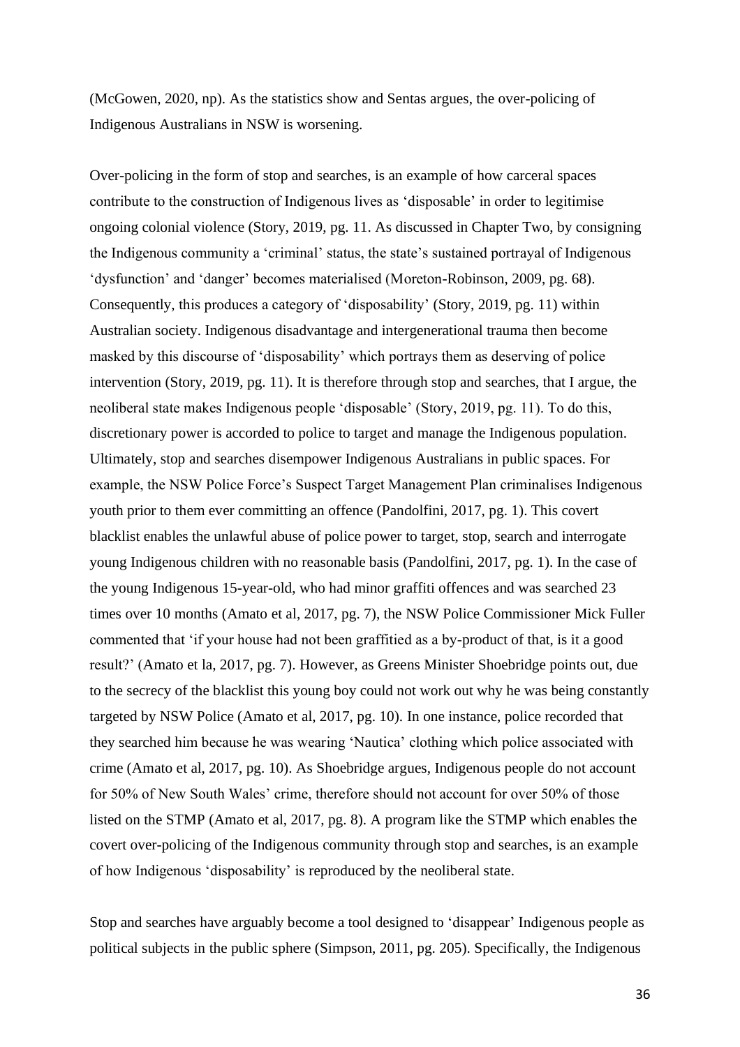(McGowen, 2020, np). As the statistics show and Sentas argues, the over-policing of Indigenous Australians in NSW is worsening.

Over-policing in the form of stop and searches, is an example of how carceral spaces contribute to the construction of Indigenous lives as 'disposable' in order to legitimise ongoing colonial violence (Story, 2019, pg. 11. As discussed in Chapter Two, by consigning the Indigenous community a 'criminal' status, the state's sustained portrayal of Indigenous 'dysfunction' and 'danger' becomes materialised (Moreton-Robinson, 2009, pg. 68). Consequently, this produces a category of 'disposability' (Story, 2019, pg. 11) within Australian society. Indigenous disadvantage and intergenerational trauma then become masked by this discourse of 'disposability' which portrays them as deserving of police intervention (Story, 2019, pg. 11). It is therefore through stop and searches, that I argue, the neoliberal state makes Indigenous people 'disposable' (Story, 2019, pg. 11). To do this, discretionary power is accorded to police to target and manage the Indigenous population. Ultimately, stop and searches disempower Indigenous Australians in public spaces. For example, the NSW Police Force's Suspect Target Management Plan criminalises Indigenous youth prior to them ever committing an offence (Pandolfini, 2017, pg. 1). This covert blacklist enables the unlawful abuse of police power to target, stop, search and interrogate young Indigenous children with no reasonable basis (Pandolfini, 2017, pg. 1). In the case of the young Indigenous 15-year-old, who had minor graffiti offences and was searched 23 times over 10 months (Amato et al, 2017, pg. 7), the NSW Police Commissioner Mick Fuller commented that 'if your house had not been graffitied as a by-product of that, is it a good result?' (Amato et la, 2017, pg. 7). However, as Greens Minister Shoebridge points out, due to the secrecy of the blacklist this young boy could not work out why he was being constantly targeted by NSW Police (Amato et al, 2017, pg. 10). In one instance, police recorded that they searched him because he was wearing 'Nautica' clothing which police associated with crime (Amato et al, 2017, pg. 10). As Shoebridge argues, Indigenous people do not account for 50% of New South Wales' crime, therefore should not account for over 50% of those listed on the STMP (Amato et al, 2017, pg. 8). A program like the STMP which enables the covert over-policing of the Indigenous community through stop and searches, is an example of how Indigenous 'disposability' is reproduced by the neoliberal state.

Stop and searches have arguably become a tool designed to 'disappear' Indigenous people as political subjects in the public sphere (Simpson, 2011, pg. 205). Specifically, the Indigenous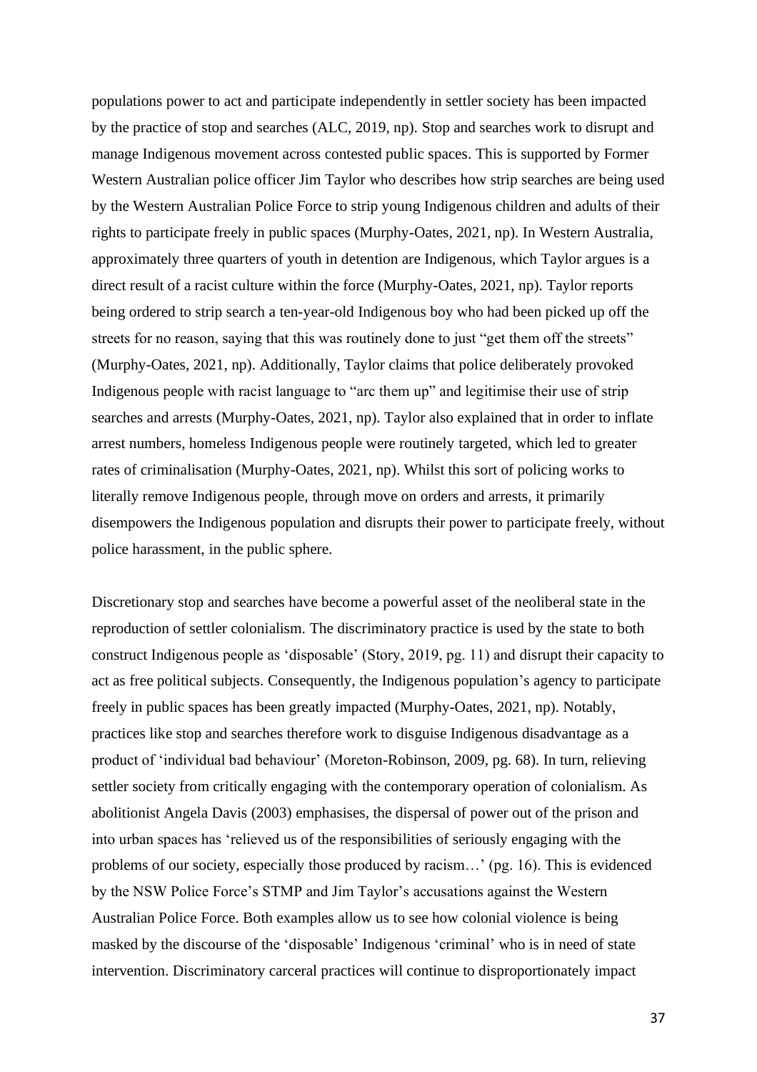populations power to act and participate independently in settler society has been impacted by the practice of stop and searches (ALC, 2019, np). Stop and searches work to disrupt and manage Indigenous movement across contested public spaces. This is supported by Former Western Australian police officer Jim Taylor who describes how strip searches are being used by the Western Australian Police Force to strip young Indigenous children and adults of their rights to participate freely in public spaces (Murphy-Oates, 2021, np). In Western Australia, approximately three quarters of youth in detention are Indigenous, which Taylor argues is a direct result of a racist culture within the force (Murphy-Oates, 2021, np). Taylor reports being ordered to strip search a ten-year-old Indigenous boy who had been picked up off the streets for no reason, saying that this was routinely done to just "get them off the streets" (Murphy-Oates, 2021, np). Additionally, Taylor claims that police deliberately provoked Indigenous people with racist language to "arc them up" and legitimise their use of strip searches and arrests (Murphy-Oates, 2021, np). Taylor also explained that in order to inflate arrest numbers, homeless Indigenous people were routinely targeted, which led to greater rates of criminalisation (Murphy-Oates, 2021, np). Whilst this sort of policing works to literally remove Indigenous people, through move on orders and arrests, it primarily disempowers the Indigenous population and disrupts their power to participate freely, without police harassment, in the public sphere.

Discretionary stop and searches have become a powerful asset of the neoliberal state in the reproduction of settler colonialism. The discriminatory practice is used by the state to both construct Indigenous people as 'disposable' (Story, 2019, pg. 11) and disrupt their capacity to act as free political subjects. Consequently, the Indigenous population's agency to participate freely in public spaces has been greatly impacted (Murphy-Oates, 2021, np). Notably, practices like stop and searches therefore work to disguise Indigenous disadvantage as a product of 'individual bad behaviour' (Moreton-Robinson, 2009, pg. 68). In turn, relieving settler society from critically engaging with the contemporary operation of colonialism. As abolitionist Angela Davis (2003) emphasises, the dispersal of power out of the prison and into urban spaces has 'relieved us of the responsibilities of seriously engaging with the problems of our society, especially those produced by racism…' (pg. 16). This is evidenced by the NSW Police Force's STMP and Jim Taylor's accusations against the Western Australian Police Force. Both examples allow us to see how colonial violence is being masked by the discourse of the 'disposable' Indigenous 'criminal' who is in need of state intervention. Discriminatory carceral practices will continue to disproportionately impact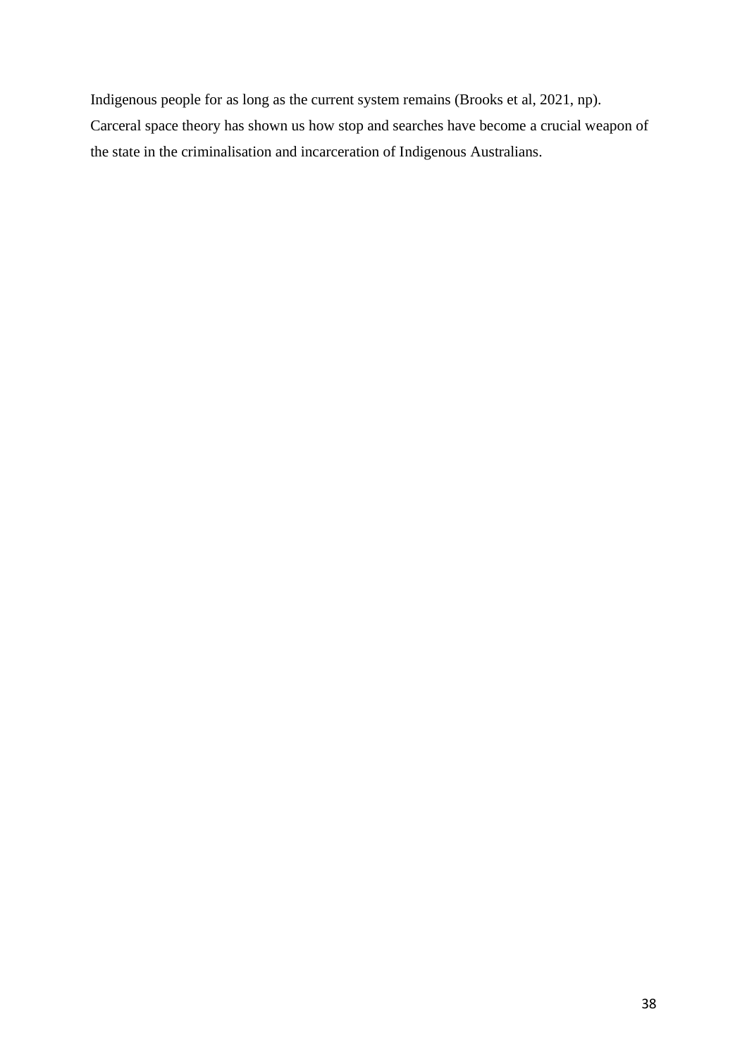Indigenous people for as long as the current system remains (Brooks et al, 2021, np). Carceral space theory has shown us how stop and searches have become a crucial weapon of the state in the criminalisation and incarceration of Indigenous Australians.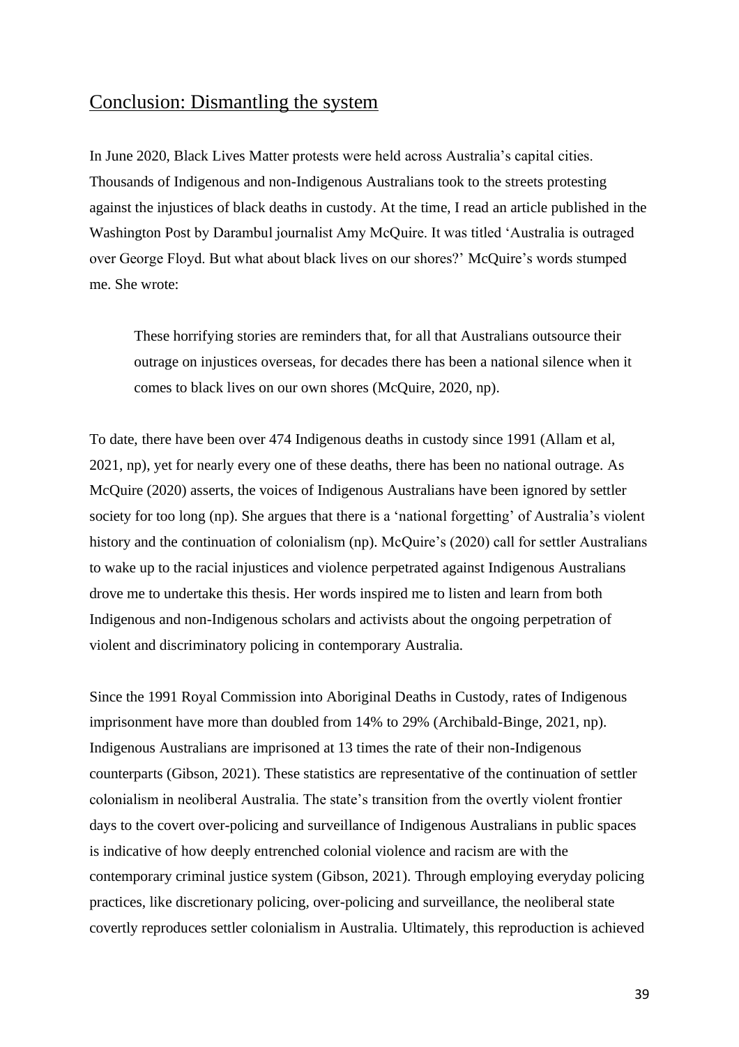## Conclusion: Dismantling the system

In June 2020, Black Lives Matter protests were held across Australia's capital cities. Thousands of Indigenous and non-Indigenous Australians took to the streets protesting against the injustices of black deaths in custody. At the time, I read an article published in the Washington Post by Darambul journalist Amy McQuire. It was titled 'Australia is outraged over George Floyd. But what about black lives on our shores?' McQuire's words stumped me. She wrote:

> These horrifying stories are reminders that, for all that Australians outsource their outrage on injustices overseas, for decades there has been a national silence when it comes to black lives on our own shores (McQuire, 2020, np).

To date, there have been over 474 Indigenous deaths in custody since 1991 (Allam et al, 2021, np), yet for nearly every one of these deaths, there has been no national outrage. As McQuire (2020) asserts, the voices of Indigenous Australians have been ignored by settler society for too long (np). She argues that there is a 'national forgetting' of Australia's violent history and the continuation of colonialism (np). McQuire's (2020) call for settler Australians to wake up to the racial injustices and violence perpetrated against Indigenous Australians drove me to undertake this thesis. Her words inspired me to listen and learn from both Indigenous and non-Indigenous scholars and activists about the ongoing perpetration of violent and discriminatory policing in contemporary Australia.

Since the 1991 Royal Commission into Aboriginal Deaths in Custody, rates of Indigenous imprisonment have more than doubled from 14% to 29% (Archibald-Binge, 2021, np). Indigenous Australians are imprisoned at 13 times the rate of their non-Indigenous counterparts (Gibson, 2021). These statistics are representative of the continuation of settler colonialism in neoliberal Australia. The state's transition from the overtly violent frontier days to the covert over-policing and surveillance of Indigenous Australians in public spaces is indicative of how deeply entrenched colonial violence and racism are with the contemporary criminal justice system (Gibson, 2021). Through employing everyday policing practices, like discretionary policing, over-policing and surveillance, the neoliberal state covertly reproduces settler colonialism in Australia. Ultimately, this reproduction is achieved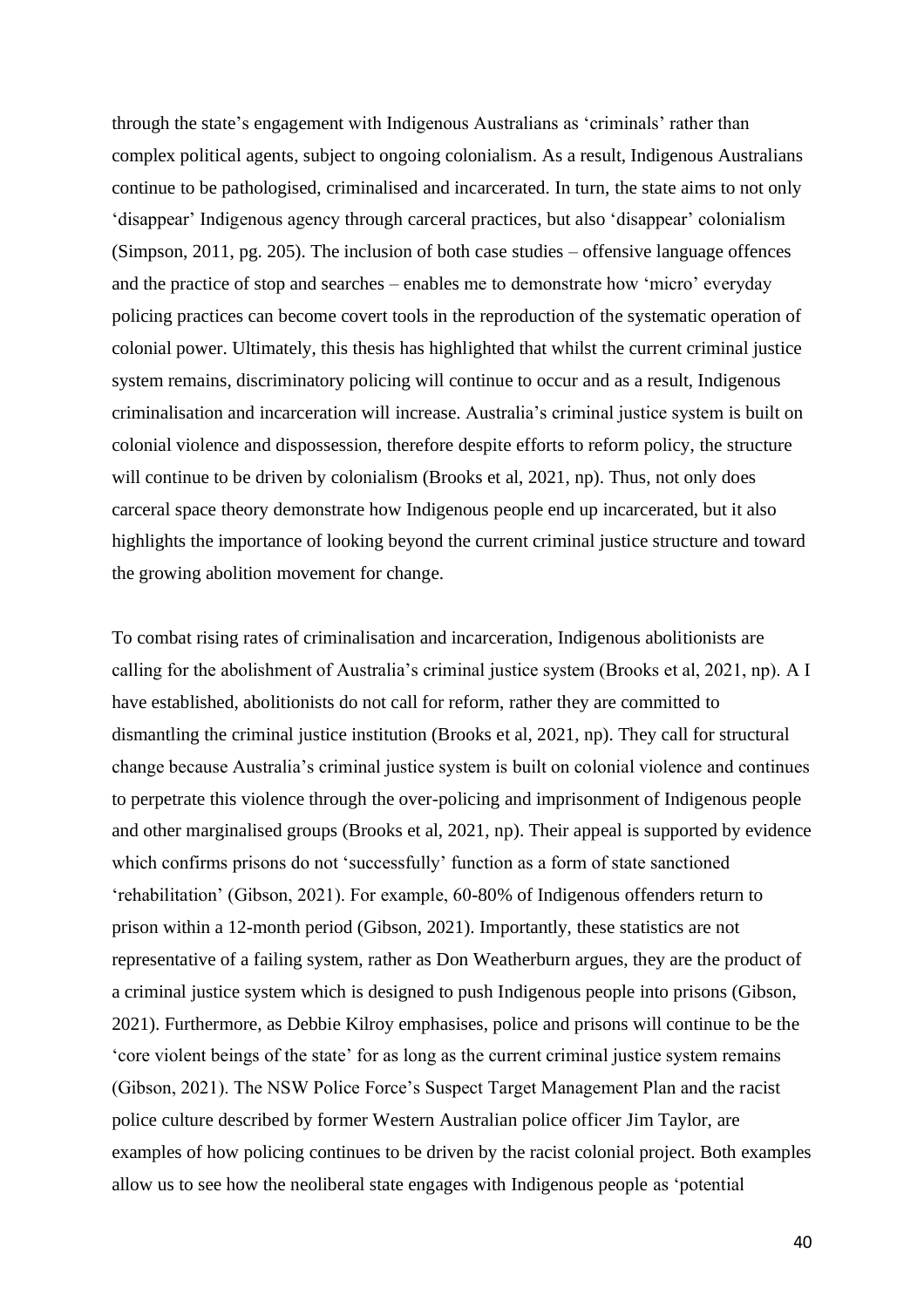through the state's engagement with Indigenous Australians as 'criminals' rather than complex political agents, subject to ongoing colonialism. As a result, Indigenous Australians continue to be pathologised, criminalised and incarcerated. In turn, the state aims to not only 'disappear' Indigenous agency through carceral practices, but also 'disappear' colonialism (Simpson, 2011, pg. 205). The inclusion of both case studies – offensive language offences and the practice of stop and searches – enables me to demonstrate how 'micro' everyday policing practices can become covert tools in the reproduction of the systematic operation of colonial power. Ultimately, this thesis has highlighted that whilst the current criminal justice system remains, discriminatory policing will continue to occur and as a result, Indigenous criminalisation and incarceration will increase. Australia's criminal justice system is built on colonial violence and dispossession, therefore despite efforts to reform policy, the structure will continue to be driven by colonialism (Brooks et al, 2021, np). Thus, not only does carceral space theory demonstrate how Indigenous people end up incarcerated, but it also highlights the importance of looking beyond the current criminal justice structure and toward the growing abolition movement for change.

To combat rising rates of criminalisation and incarceration, Indigenous abolitionists are calling for the abolishment of Australia's criminal justice system (Brooks et al, 2021, np). A I have established, abolitionists do not call for reform, rather they are committed to dismantling the criminal justice institution (Brooks et al, 2021, np). They call for structural change because Australia's criminal justice system is built on colonial violence and continues to perpetrate this violence through the over-policing and imprisonment of Indigenous people and other marginalised groups (Brooks et al, 2021, np). Their appeal is supported by evidence which confirms prisons do not 'successfully' function as a form of state sanctioned 'rehabilitation' (Gibson, 2021). For example, 60-80% of Indigenous offenders return to prison within a 12-month period (Gibson, 2021). Importantly, these statistics are not representative of a failing system, rather as Don Weatherburn argues, they are the product of a criminal justice system which is designed to push Indigenous people into prisons (Gibson, 2021). Furthermore, as Debbie Kilroy emphasises, police and prisons will continue to be the 'core violent beings of the state' for as long as the current criminal justice system remains (Gibson, 2021). The NSW Police Force's Suspect Target Management Plan and the racist police culture described by former Western Australian police officer Jim Taylor, are examples of how policing continues to be driven by the racist colonial project. Both examples allow us to see how the neoliberal state engages with Indigenous people as 'potential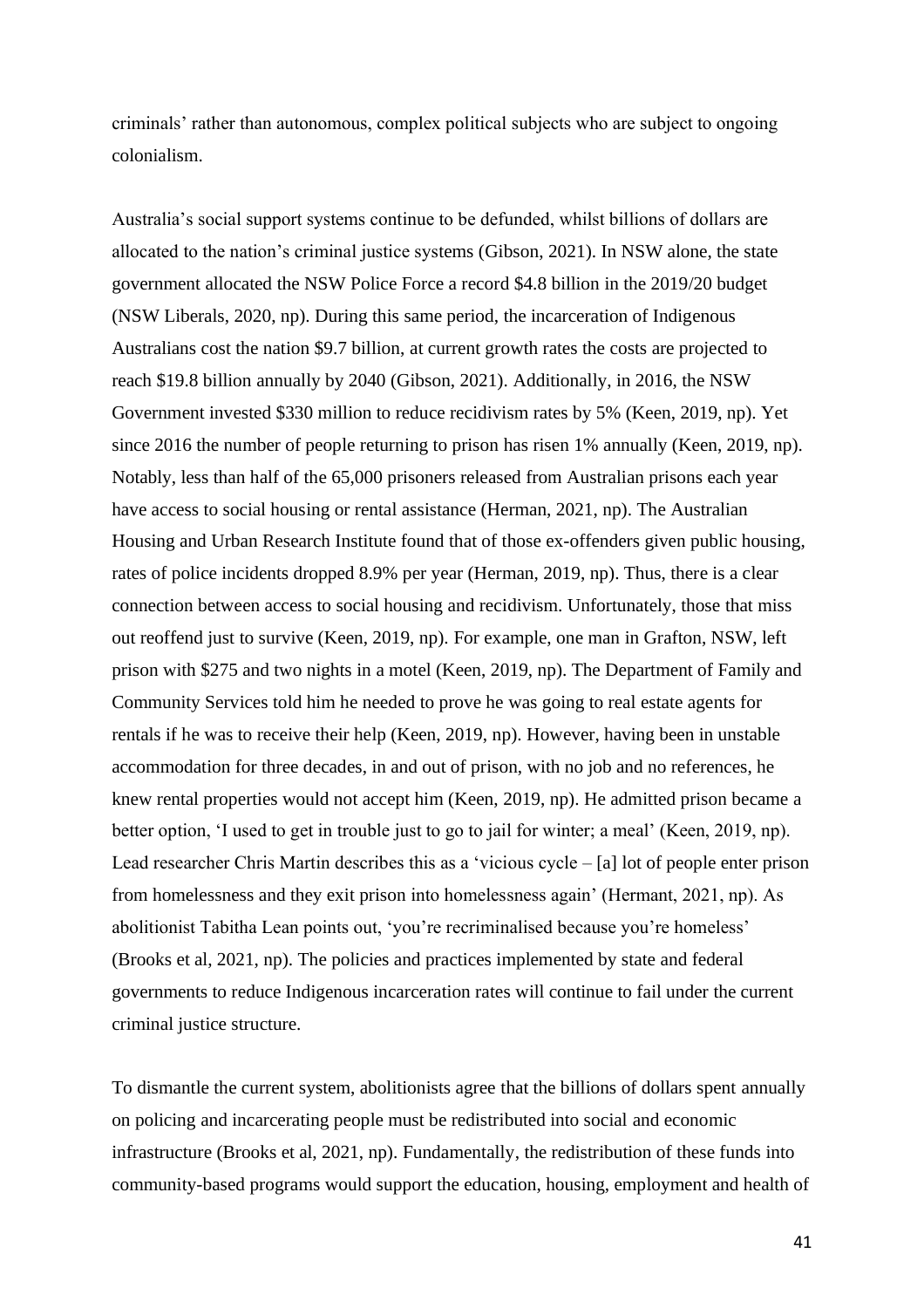criminals' rather than autonomous, complex political subjects who are subject to ongoing colonialism.

Australia's social support systems continue to be defunded, whilst billions of dollars are allocated to the nation's criminal justice systems (Gibson, 2021). In NSW alone, the state government allocated the NSW Police Force a record $4.8 billion in the 2019/20 budget (NSW Liberals, 2020, np). During this same period, the incarceration of Indigenous Australians cost the nation $9.7 billion, at current growth rates the costs are projected to reach $19.8 billion annually by 2040 (Gibson, 2021). Additionally, in 2016, the NSW Government invested $330 million to reduce recidivism rates by 5% (Keen, 2019, np). Yet since 2016 the number of people returning to prison has risen 1% annually (Keen, 2019, np). Notably, less than half of the 65,000 prisoners released from Australian prisons each year have access to social housing or rental assistance (Herman, 2021, np). The Australian Housing and Urban Research Institute found that of those ex-offenders given public housing, rates of police incidents dropped 8.9% per year (Herman, 2019, np). Thus, there is a clear connection between access to social housing and recidivism. Unfortunately, those that miss out reoffend just to survive (Keen, 2019, np). For example, one man in Grafton, NSW, left prison with $275 and two nights in a motel (Keen, 2019, np). The Department of Family and Community Services told him he needed to prove he was going to real estate agents for rentals if he was to receive their help (Keen, 2019, np). However, having been in unstable accommodation for three decades, in and out of prison, with no job and no references, he knew rental properties would not accept him (Keen, 2019, np). He admitted prison became a better option, 'I used to get in trouble just to go to jail for winter; a meal' (Keen, 2019, np). Lead researcher Chris Martin describes this as a 'vicious cycle – [a] lot of people enter prison from homelessness and they exit prison into homelessness again' (Hermant, 2021, np). As abolitionist Tabitha Lean points out, 'you're recriminalised because you're homeless' (Brooks et al, 2021, np). The policies and practices implemented by state and federal governments to reduce Indigenous incarceration rates will continue to fail under the current criminal justice structure.

To dismantle the current system, abolitionists agree that the billions of dollars spent annually on policing and incarcerating people must be redistributed into social and economic infrastructure (Brooks et al, 2021, np). Fundamentally, the redistribution of these funds into community-based programs would support the education, housing, employment and health of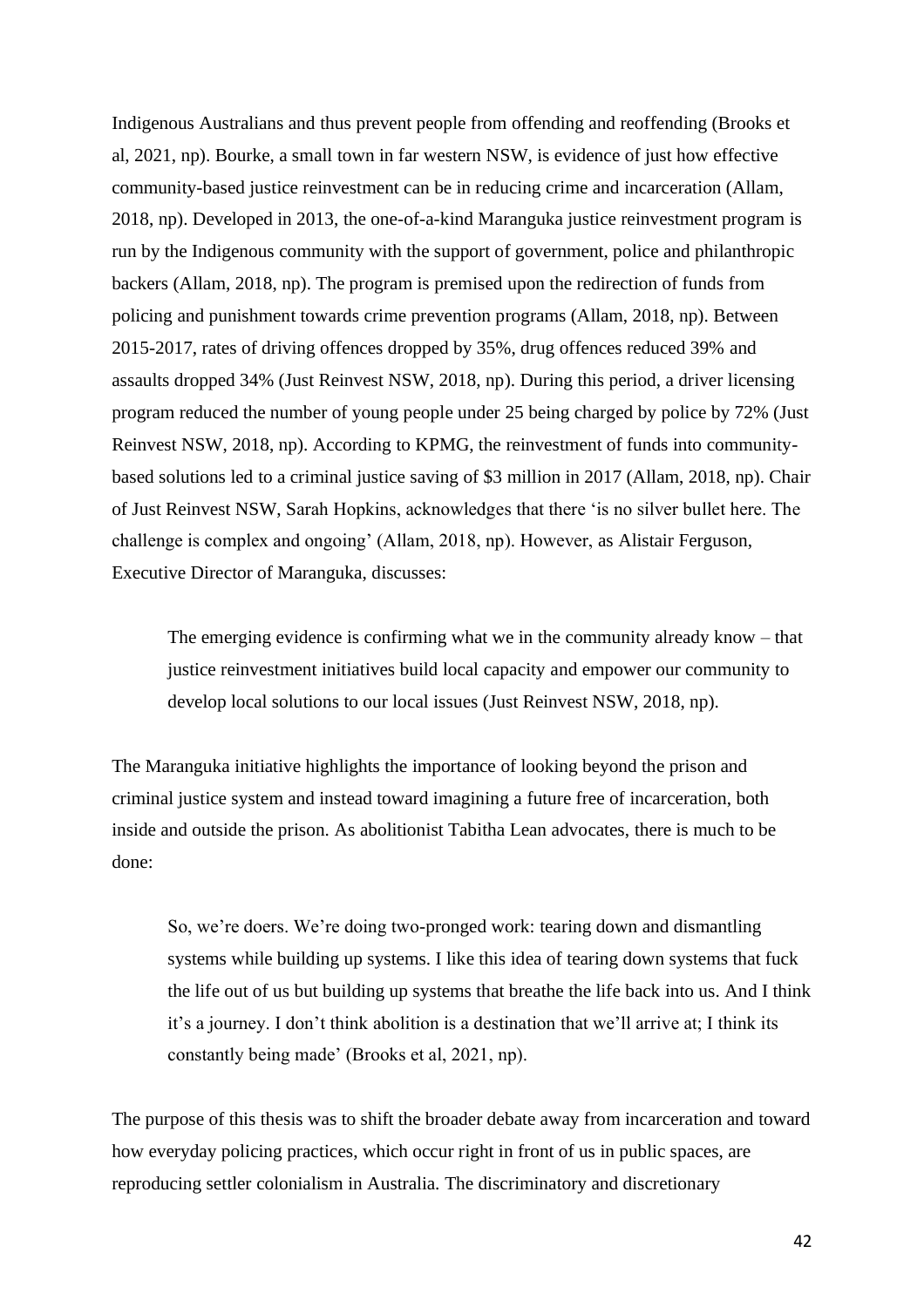Indigenous Australians and thus prevent people from offending and reoffending (Brooks et al, 2021, np). Bourke, a small town in far western NSW, is evidence of just how effective community-based justice reinvestment can be in reducing crime and incarceration (Allam, 2018, np). Developed in 2013, the one-of-a-kind Maranguka justice reinvestment program is run by the Indigenous community with the support of government, police and philanthropic backers (Allam, 2018, np). The program is premised upon the redirection of funds from policing and punishment towards crime prevention programs (Allam, 2018, np). Between 2015-2017, rates of driving offences dropped by 35%, drug offences reduced 39% and assaults dropped 34% (Just Reinvest NSW, 2018, np). During this period, a driver licensing program reduced the number of young people under 25 being charged by police by 72% (Just Reinvest NSW, 2018, np). According to KPMG, the reinvestment of funds into community-based solutions led to a criminal justice saving of $3 million in 2017 (Allam, 2018, np). Chair of Just Reinvest NSW, Sarah Hopkins, acknowledges that there 'is no silver bullet here. The challenge is complex and ongoing' (Allam, 2018, np). However, as Alistair Ferguson, Executive Director of Maranguka, discusses:

> The emerging evidence is confirming what we in the community already know – that justice reinvestment initiatives build local capacity and empower our community to develop local solutions to our local issues (Just Reinvest NSW, 2018, np).

The Maranguka initiative highlights the importance of looking beyond the prison and criminal justice system and instead toward imagining a future free of incarceration, both inside and outside the prison. As abolitionist Tabitha Lean advocates, there is much to be done:

> So, we're doers. We're doing two-pronged work: tearing down and dismantling systems while building up systems. I like this idea of tearing down systems that fuck the life out of us but building up systems that breathe the life back into us. And I think it's a journey. I don't think abolition is a destination that we'll arrive at; I think its constantly being made' (Brooks et al, 2021, np).

The purpose of this thesis was to shift the broader debate away from incarceration and toward how everyday policing practices, which occur right in front of us in public spaces, are reproducing settler colonialism in Australia. The discriminatory and discretionary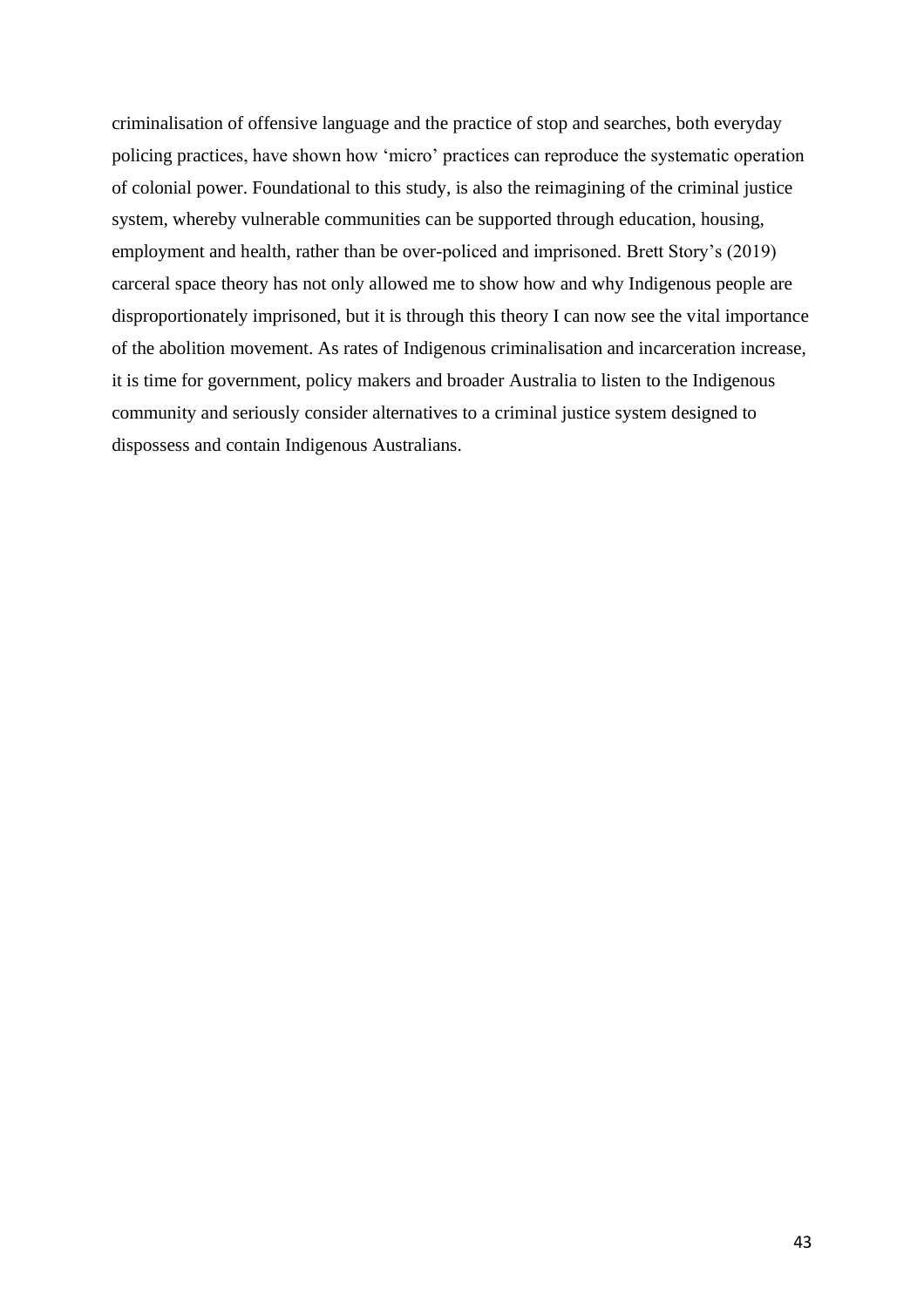criminalisation of offensive language and the practice of stop and searches, both everyday policing practices, have shown how 'micro' practices can reproduce the systematic operation of colonial power. Foundational to this study, is also the reimagining of the criminal justice system, whereby vulnerable communities can be supported through education, housing, employment and health, rather than be over-policed and imprisoned. Brett Story's (2019) carceral space theory has not only allowed me to show how and why Indigenous people are disproportionately imprisoned, but it is through this theory I can now see the vital importance of the abolition movement. As rates of Indigenous criminalisation and incarceration increase, it is time for government, policy makers and broader Australia to listen to the Indigenous community and seriously consider alternatives to a criminal justice system designed to dispossess and contain Indigenous Australians.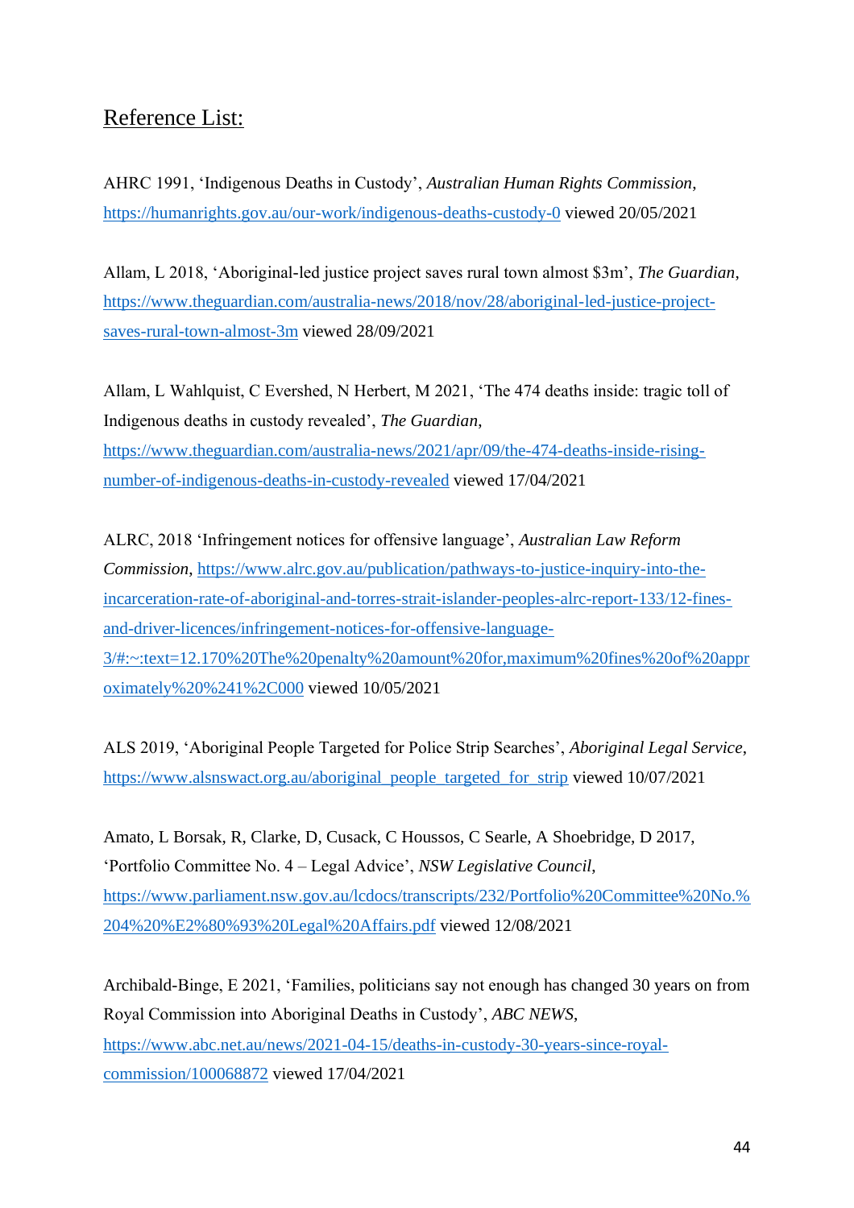## Reference List:

AHRC 1991, 'Indigenous Deaths in Custody', *Australian Human Rights Commission*, https://humanrights.gov.au/our-work/indigenous-deaths-custody-0 viewed 20/05/2021

Allam, L 2018, 'Aboriginal-led justice project saves rural town almost $3m', *The Guardian*, https://www.theguardian.com/australia-news/2018/nov/28/aboriginal-led-justice-project-saves-rural-town-almost-3m viewed 28/09/2021

Allam, L Wahlquist, C Evershed, N Herbert, M 2021, 'The 474 deaths inside: tragic toll of Indigenous deaths in custody revealed', *The Guardian*, https://www.theguardian.com/australia-news/2021/apr/09/the-474-deaths-inside-rising-number-of-indigenous-deaths-in-custody-revealed viewed 17/04/2021

ALRC, 2018 'Infringement notices for offensive language', *Australian Law Reform Commission*, https://www.alrc.gov.au/publication/pathways-to-justice-inquiry-into-the-incarceration-rate-of-aboriginal-and-torres-strait-islander-peoples-alrc-report-133/12-fines-and-driver-licences/infringement-notices-for-offensive-language-3/#:~:text=12.170%20The%20penalty%20amount%20for,maximum%20fines%20of%20approximately%20%241%2C000 viewed 10/05/2021

ALS 2019, 'Aboriginal People Targeted for Police Strip Searches', *Aboriginal Legal Service*, https://www.alsnswact.org.au/aboriginal_people_targeted_for_strip viewed 10/07/2021

Amato, L Borsak, R, Clarke, D, Cusack, C Houssos, C Searle, A Shoebridge, D 2017, 'Portfolio Committee No. 4 – Legal Advice', *NSW Legislative Council*, https://www.parliament.nsw.gov.au/lcdocs/transcripts/232/Portfolio%20Committee%20No.%204%20%E2%80%93%20Legal%20Affairs.pdf viewed 12/08/2021

Archibald-Binge, E 2021, 'Families, politicians say not enough has changed 30 years on from Royal Commission into Aboriginal Deaths in Custody', *ABC NEWS*, https://www.abc.net.au/news/2021-04-15/deaths-in-custody-30-years-since-royal-commission/100068872 viewed 17/04/2021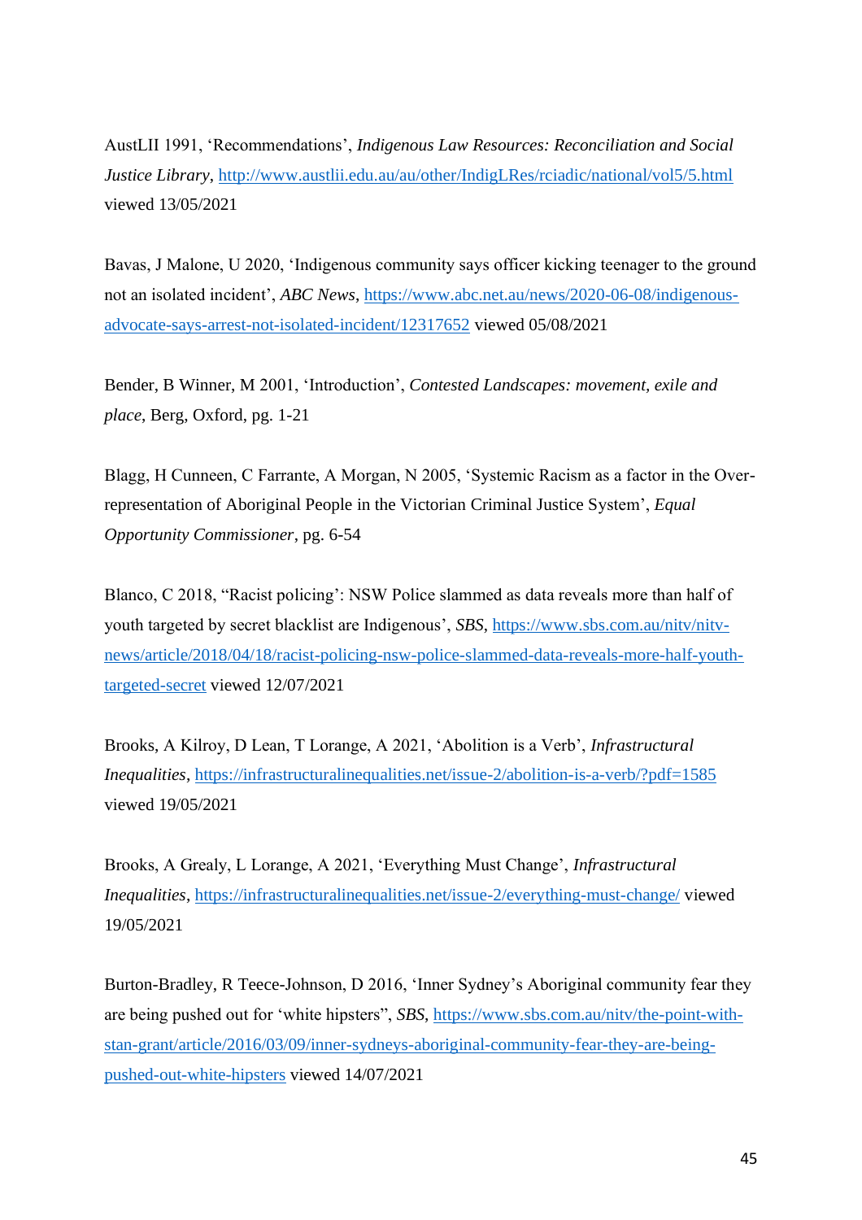AustLII 1991, ‘Recommendations’, *Indigenous Law Resources: Reconciliation and Social Justice Library*, http://www.austlii.edu.au/au/other/IndigLRes/rciadic/national/vol5/5.html viewed 13/05/2021

Bavas, J Malone, U 2020, ‘Indigenous community says officer kicking teenager to the ground not an isolated incident’, *ABC News*, https://www.abc.net.au/news/2020-06-08/indigenous-advocate-says-arrest-not-isolated-incident/12317652 viewed 05/08/2021

Bender, B Winner, M 2001, ‘Introduction’, *Contested Landscapes: movement, exile and place*, Berg, Oxford, pg. 1-21

Blagg, H Cunneen, C Farrante, A Morgan, N 2005, ‘Systemic Racism as a factor in the Over-representation of Aboriginal People in the Victorian Criminal Justice System’, *Equal Opportunity Commissioner*, pg. 6-54

Blanco, C 2018, “Racist policing’: NSW Police slammed as data reveals more than half of youth targeted by secret blacklist are Indigenous’, *SBS*, https://www.sbs.com.au/nitv/nitv-news/article/2018/04/18/racist-policing-nsw-police-slammed-data-reveals-more-half-youth-targeted-secret viewed 12/07/2021

Brooks, A Kilroy, D Lean, T Lorange, A 2021, ‘Abolition is a Verb’, *Infrastructural Inequalities*, https://infrastructuralinequalities.net/issue-2/abolition-is-a-verb/?pdf=1585 viewed 19/05/2021

Brooks, A Grealy, L Lorange, A 2021, ‘Everything Must Change’, *Infrastructural Inequalities*, https://infrastructuralinequalities.net/issue-2/everything-must-change/ viewed 19/05/2021

Burton-Bradley, R Teece-Johnson, D 2016, ‘Inner Sydney’s Aboriginal community fear they are being pushed out for ‘white hipsters”, *SBS*, https://www.sbs.com.au/nitv/the-point-with-stan-grant/article/2016/03/09/inner-sydneys-aboriginal-community-fear-they-are-being-pushed-out-white-hipsters viewed 14/07/2021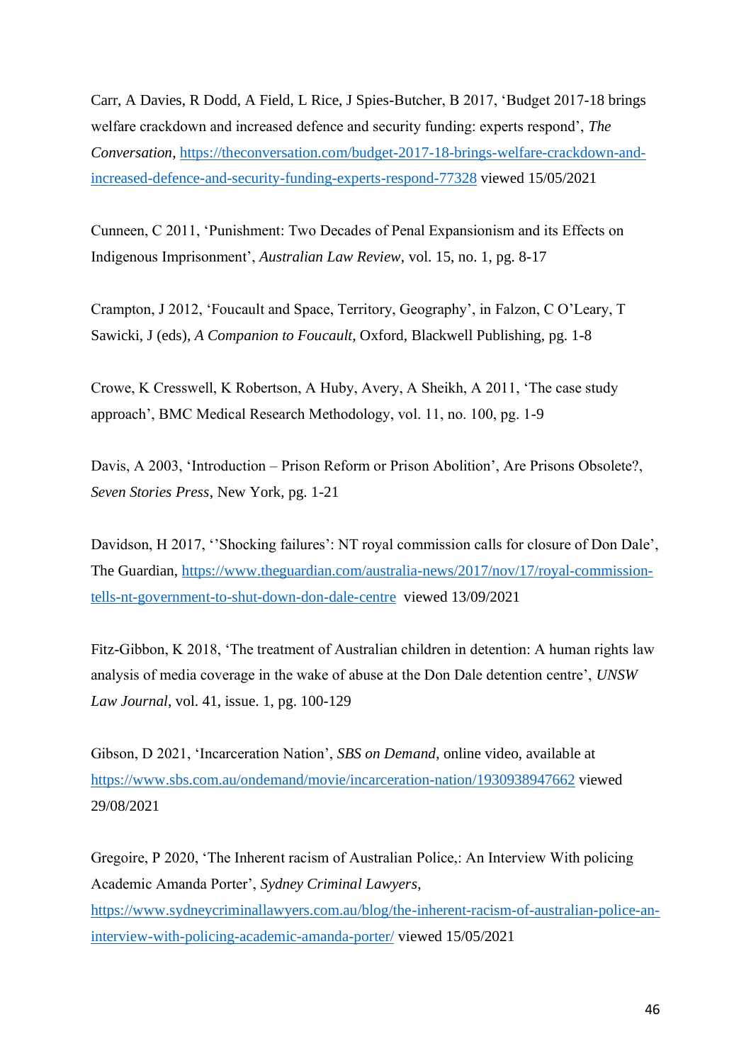Carr, A Davies, R Dodd, A Field, L Rice, J Spies-Butcher, B 2017, 'Budget 2017-18 brings welfare crackdown and increased defence and security funding: experts respond', *The Conversation*, https://theconversation.com/budget-2017-18-brings-welfare-crackdown-and-increased-defence-and-security-funding-experts-respond-77328 viewed 15/05/2021

Cunneen, C 2011, 'Punishment: Two Decades of Penal Expansionism and its Effects on Indigenous Imprisonment', *Australian Law Review*, vol. 15, no. 1, pg. 8-17

Crampton, J 2012, 'Foucault and Space, Territory, Geography', in Falzon, C O'Leary, T Sawicki, J (eds), *A Companion to Foucault*, Oxford, Blackwell Publishing, pg. 1-8

Crowe, K Cresswell, K Robertson, A Huby, Avery, A Sheikh, A 2011, 'The case study approach', BMC Medical Research Methodology, vol. 11, no. 100, pg. 1-9

Davis, A 2003, 'Introduction – Prison Reform or Prison Abolition', Are Prisons Obsolete?, *Seven Stories Press*, New York, pg. 1-21

Davidson, H 2017, ''Shocking failures': NT royal commission calls for closure of Don Dale', The Guardian, https://www.theguardian.com/australia-news/2017/nov/17/royal-commission-tells-nt-government-to-shut-down-don-dale-centre viewed 13/09/2021

Fitz-Gibbon, K 2018, 'The treatment of Australian children in detention: A human rights law analysis of media coverage in the wake of abuse at the Don Dale detention centre', *UNSW Law Journal*, vol. 41, issue. 1, pg. 100-129

Gibson, D 2021, 'Incarceration Nation', *SBS on Demand*, online video, available at https://www.sbs.com.au/ondemand/movie/incarceration-nation/1930938947662 viewed 29/08/2021

Gregoire, P 2020, 'The Inherent racism of Australian Police,: An Interview With policing Academic Amanda Porter', *Sydney Criminal Lawyers*, https://www.sydneycriminallawyers.com.au/blog/the-inherent-racism-of-australian-police-an-interview-with-policing-academic-amanda-porter/ viewed 15/05/2021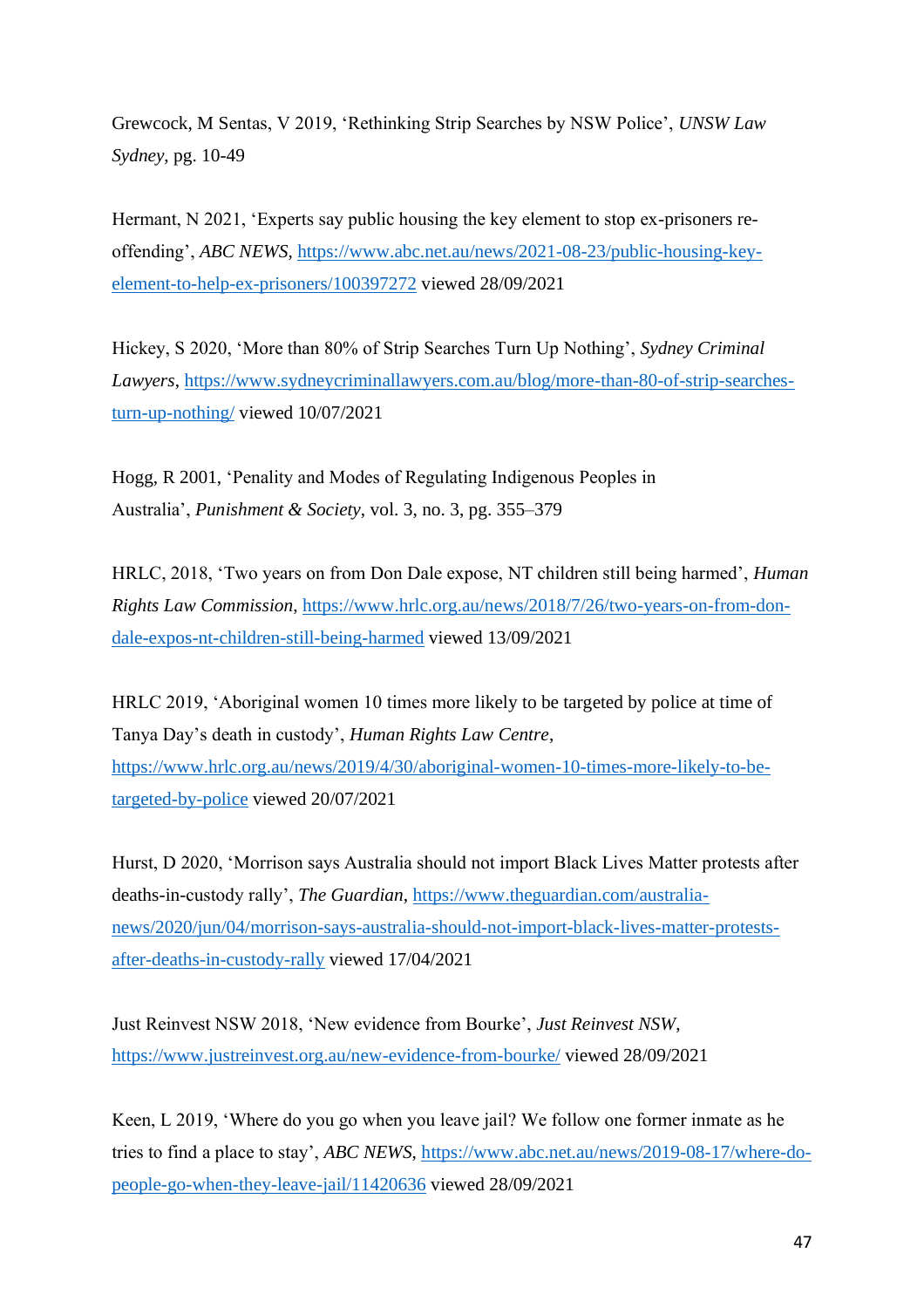Grewcock, M Sentas, V 2019, ‘Rethinking Strip Searches by NSW Police’, *UNSW Law Sydney*, pg. 10-49

Hermant, N 2021, ‘Experts say public housing the key element to stop ex-prisoners re-offending’, *ABC NEWS*, https://www.abc.net.au/news/2021-08-23/public-housing-key-element-to-help-ex-prisoners/100397272 viewed 28/09/2021

Hickey, S 2020, ‘More than 80% of Strip Searches Turn Up Nothing’, *Sydney Criminal Lawyers*, https://www.sydneycriminallawyers.com.au/blog/more-than-80-of-strip-searches-turn-up-nothing/ viewed 10/07/2021

Hogg, R 2001, ‘Penality and Modes of Regulating Indigenous Peoples in Australia’, *Punishment & Society*, vol. 3, no. 3, pg. 355–379

HRLC, 2018, ‘Two years on from Don Dale expose, NT children still being harmed’, *Human Rights Law Commission*, https://www.hrlc.org.au/news/2018/7/26/two-years-on-from-don-dale-expos-nt-children-still-being-harmed viewed 13/09/2021

HRLC 2019, ‘Aboriginal women 10 times more likely to be targeted by police at time of Tanya Day’s death in custody’, *Human Rights Law Centre*, https://www.hrlc.org.au/news/2019/4/30/aboriginal-women-10-times-more-likely-to-be-targeted-by-police viewed 20/07/2021

Hurst, D 2020, ‘Morrison says Australia should not import Black Lives Matter protests after deaths-in-custody rally’, *The Guardian*, https://www.theguardian.com/australia-news/2020/jun/04/morrison-says-australia-should-not-import-black-lives-matter-protests-after-deaths-in-custody-rally viewed 17/04/2021

Just Reinvest NSW 2018, ‘New evidence from Bourke’, *Just Reinvest NSW*, https://www.justreinvest.org.au/new-evidence-from-bourke/ viewed 28/09/2021

Keen, L 2019, ‘Where do you go when you leave jail? We follow one former inmate as he tries to find a place to stay’, *ABC NEWS*, https://www.abc.net.au/news/2019-08-17/where-do-people-go-when-they-leave-jail/11420636 viewed 28/09/2021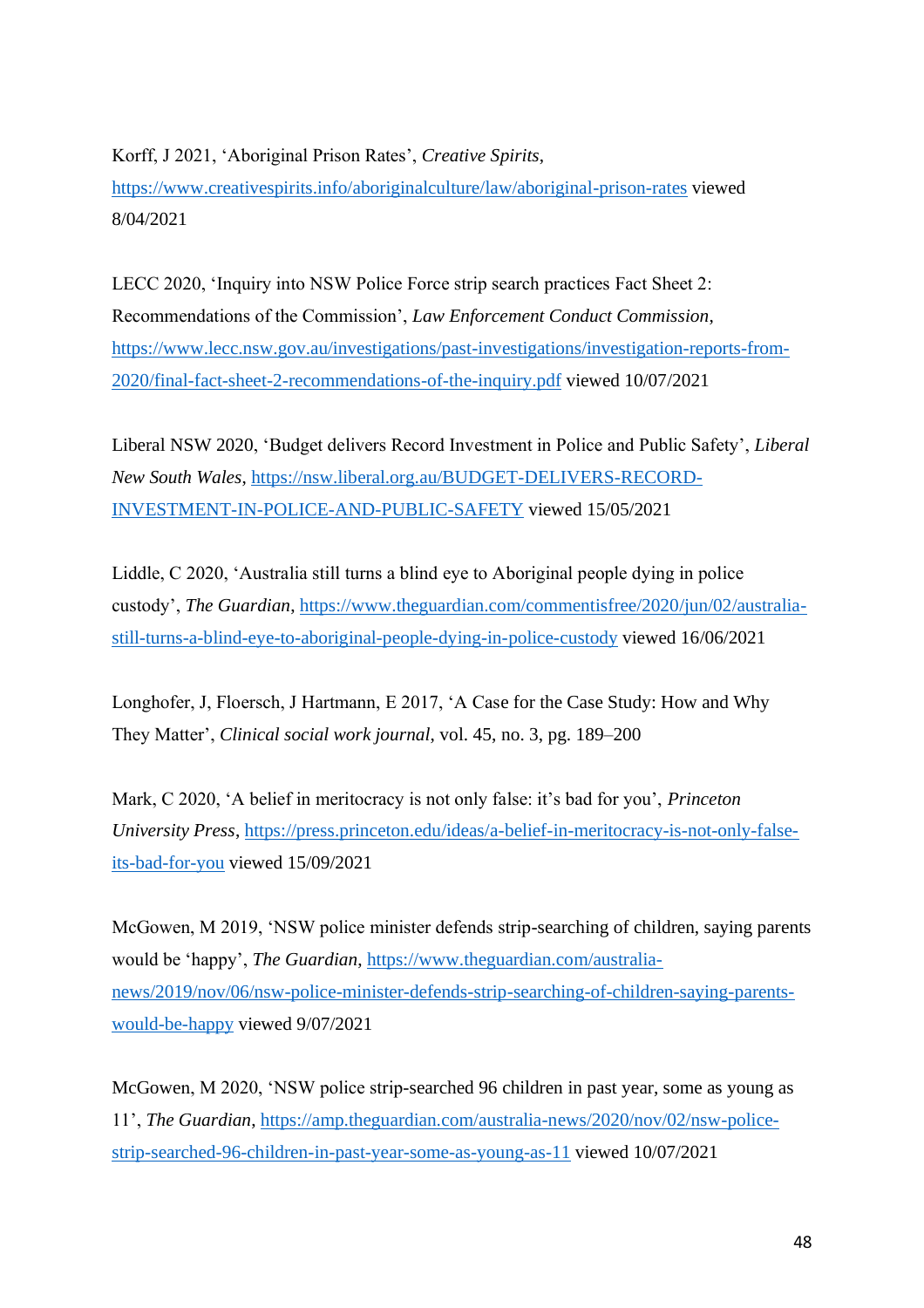Korff, J 2021, 'Aboriginal Prison Rates', *Creative Spirits*, https://www.creativespirits.info/aboriginalculture/law/aboriginal-prison-rates viewed 8/04/2021

LECC 2020, 'Inquiry into NSW Police Force strip search practices Fact Sheet 2: Recommendations of the Commission', *Law Enforcement Conduct Commission*, https://www.lecc.nsw.gov.au/investigations/past-investigations/investigation-reports-from-2020/final-fact-sheet-2-recommendations-of-the-inquiry.pdf viewed 10/07/2021

Liberal NSW 2020, 'Budget delivers Record Investment in Police and Public Safety', *Liberal New South Wales*, https://nsw.liberal.org.au/BUDGET-DELIVERS-RECORD-INVESTMENT-IN-POLICE-AND-PUBLIC-SAFETY viewed 15/05/2021

Liddle, C 2020, 'Australia still turns a blind eye to Aboriginal people dying in police custody', *The Guardian*, https://www.theguardian.com/commentisfree/2020/jun/02/australia-still-turns-a-blind-eye-to-aboriginal-people-dying-in-police-custody viewed 16/06/2021

Longhofer, J, Floersch, J Hartmann, E 2017, 'A Case for the Case Study: How and Why They Matter', *Clinical social work journal*, vol. 45, no. 3, pg. 189–200

Mark, C 2020, 'A belief in meritocracy is not only false: it's bad for you', *Princeton University Press*, https://press.princeton.edu/ideas/a-belief-in-meritocracy-is-not-only-false-its-bad-for-you viewed 15/09/2021

McGowen, M 2019, 'NSW police minister defends strip-searching of children, saying parents would be 'happy', *The Guardian*, https://www.theguardian.com/australia-news/2019/nov/06/nsw-police-minister-defends-strip-searching-of-children-saying-parents-would-be-happy viewed 9/07/2021

McGowen, M 2020, 'NSW police strip-searched 96 children in past year, some as young as 11', *The Guardian*, https://amp.theguardian.com/australia-news/2020/nov/02/nsw-police-strip-searched-96-children-in-past-year-some-as-young-as-11 viewed 10/07/2021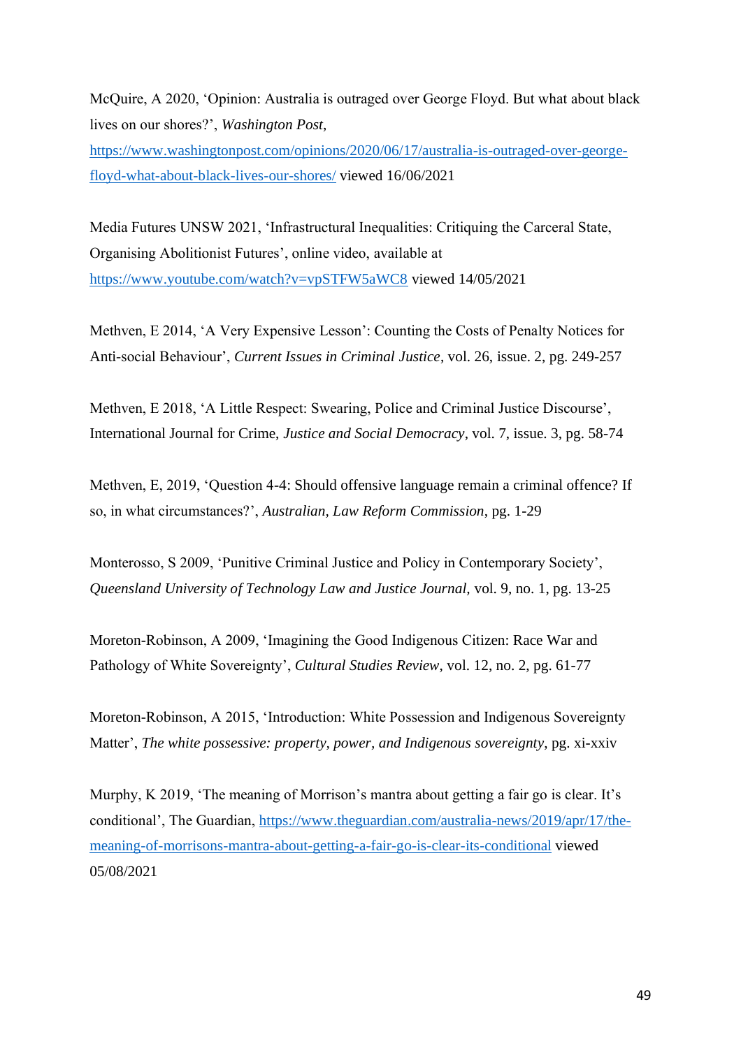McQuire, A 2020, 'Opinion: Australia is outraged over George Floyd. But what about black lives on our shores?', *Washington Post*, https://www.washingtonpost.com/opinions/2020/06/17/australia-is-outraged-over-george-floyd-what-about-black-lives-our-shores/ viewed 16/06/2021

Media Futures UNSW 2021, 'Infrastructural Inequalities: Critiquing the Carceral State, Organising Abolitionist Futures', online video, available at https://www.youtube.com/watch?v=vpSTFW5aWC8 viewed 14/05/2021

Methven, E 2014, 'A Very Expensive Lesson': Counting the Costs of Penalty Notices for Anti-social Behaviour', *Current Issues in Criminal Justice*, vol. 26, issue. 2, pg. 249-257

Methven, E 2018, 'A Little Respect: Swearing, Police and Criminal Justice Discourse', International Journal for Crime, *Justice and Social Democracy*, vol. 7, issue. 3, pg. 58-74

Methven, E, 2019, 'Question 4-4: Should offensive language remain a criminal offence? If so, in what circumstances?', *Australian, Law Reform Commission*, pg. 1-29

Monterosso, S 2009, 'Punitive Criminal Justice and Policy in Contemporary Society', *Queensland University of Technology Law and Justice Journal*, vol. 9, no. 1, pg. 13-25

Moreton-Robinson, A 2009, 'Imagining the Good Indigenous Citizen: Race War and Pathology of White Sovereignty', *Cultural Studies Review*, vol. 12, no. 2, pg. 61-77

Moreton-Robinson, A 2015, 'Introduction: White Possession and Indigenous Sovereignty Matter', *The white possessive: property, power, and Indigenous sovereignty*, pg. xi-xxiv

Murphy, K 2019, 'The meaning of Morrison's mantra about getting a fair go is clear. It's conditional', The Guardian, https://www.theguardian.com/australia-news/2019/apr/17/the-meaning-of-morrisons-mantra-about-getting-a-fair-go-is-clear-its-conditional viewed 05/08/2021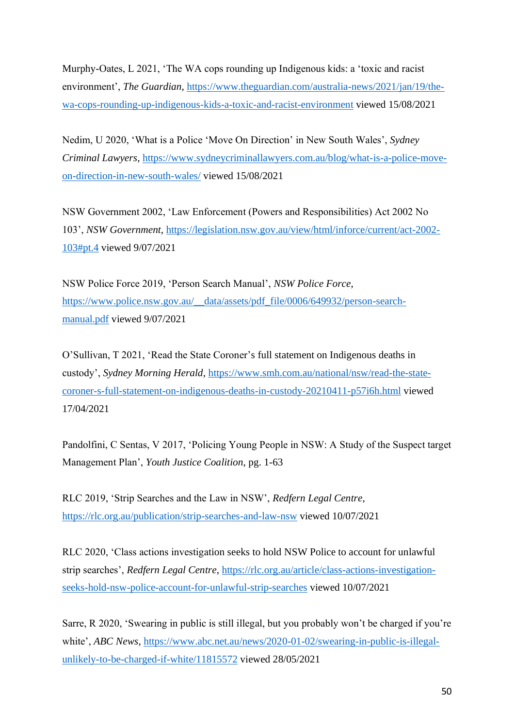Murphy-Oates, L 2021, 'The WA cops rounding up Indigenous kids: a 'toxic and racist environment', *The Guardian*, https://www.theguardian.com/australia-news/2021/jan/19/the-wa-cops-rounding-up-indigenous-kids-a-toxic-and-racist-environment viewed 15/08/2021

Nedim, U 2020, 'What is a Police 'Move On Direction' in New South Wales', *Sydney Criminal Lawyers*, https://www.sydneycriminallawyers.com.au/blog/what-is-a-police-move-on-direction-in-new-south-wales/ viewed 15/08/2021

NSW Government 2002, 'Law Enforcement (Powers and Responsibilities) Act 2002 No 103', *NSW Government*, https://legislation.nsw.gov.au/view/html/inforce/current/act-2002-103#pt.4 viewed 9/07/2021

NSW Police Force 2019, 'Person Search Manual', *NSW Police Force*, https://www.police.nsw.gov.au/__data/assets/pdf_file/0006/649932/person-search-manual.pdf viewed 9/07/2021

O'Sullivan, T 2021, 'Read the State Coroner's full statement on Indigenous deaths in custody', *Sydney Morning Herald*, https://www.smh.com.au/national/nsw/read-the-state-coroner-s-full-statement-on-indigenous-deaths-in-custody-20210411-p57i6h.html viewed 17/04/2021

Pandolfini, C Sentas, V 2017, 'Policing Young People in NSW: A Study of the Suspect target Management Plan', *Youth Justice Coalition*, pg. 1-63

RLC 2019, 'Strip Searches and the Law in NSW', *Redfern Legal Centre*, https://rlc.org.au/publication/strip-searches-and-law-nsw viewed 10/07/2021

RLC 2020, 'Class actions investigation seeks to hold NSW Police to account for unlawful strip searches', *Redfern Legal Centre*, https://rlc.org.au/article/class-actions-investigation-seeks-hold-nsw-police-account-for-unlawful-strip-searches viewed 10/07/2021

Sarre, R 2020, 'Swearing in public is still illegal, but you probably won't be charged if you're white', *ABC News*, https://www.abc.net.au/news/2020-01-02/swearing-in-public-is-illegal-unlikely-to-be-charged-if-white/11815572 viewed 28/05/2021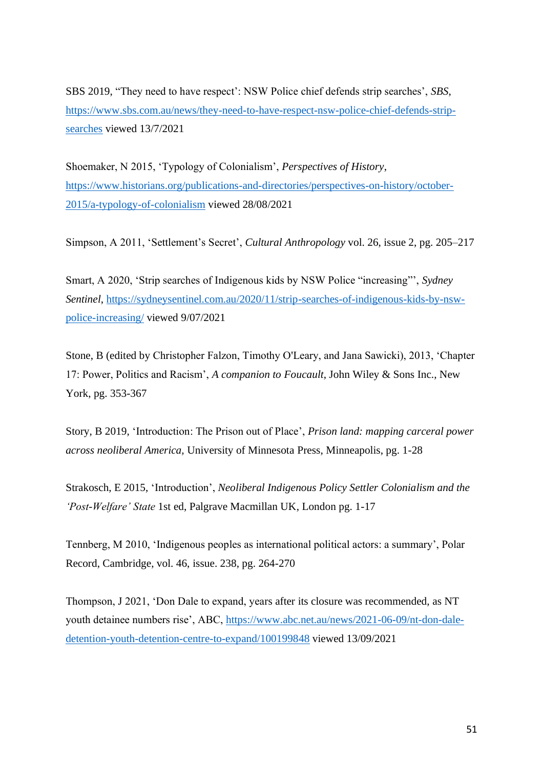SBS 2019, "They need to have respect': NSW Police chief defends strip searches', *SBS*, https://www.sbs.com.au/news/they-need-to-have-respect-nsw-police-chief-defends-strip-searches viewed 13/7/2021

Shoemaker, N 2015, 'Typology of Colonialism', *Perspectives of History*, https://www.historians.org/publications-and-directories/perspectives-on-history/october-2015/a-typology-of-colonialism viewed 28/08/2021

Simpson, A 2011, 'Settlement's Secret', *Cultural Anthropology* vol. 26, issue 2, pg. 205–217

Smart, A 2020, 'Strip searches of Indigenous kids by NSW Police "increasing"', *Sydney Sentinel*, https://sydneysentinel.com.au/2020/11/strip-searches-of-indigenous-kids-by-nsw-police-increasing/ viewed 9/07/2021

Stone, B (edited by Christopher Falzon, Timothy O'Leary, and Jana Sawicki), 2013, 'Chapter 17: Power, Politics and Racism', *A companion to Foucault*, John Wiley & Sons Inc., New York, pg. 353-367

Story, B 2019, 'Introduction: The Prison out of Place', *Prison land: mapping carceral power across neoliberal America,* University of Minnesota Press, Minneapolis, pg. 1-28

Strakosch, E 2015, 'Introduction', *Neoliberal Indigenous Policy Settler Colonialism and the 'Post-Welfare' State* 1st ed, Palgrave Macmillan UK, London pg. 1-17

Tennberg, M 2010, 'Indigenous peoples as international political actors: a summary', Polar Record, Cambridge, vol. 46, issue. 238, pg. 264-270

Thompson, J 2021, 'Don Dale to expand, years after its closure was recommended, as NT youth detainee numbers rise', ABC, https://www.abc.net.au/news/2021-06-09/nt-don-dale-detention-youth-detention-centre-to-expand/100199848 viewed 13/09/2021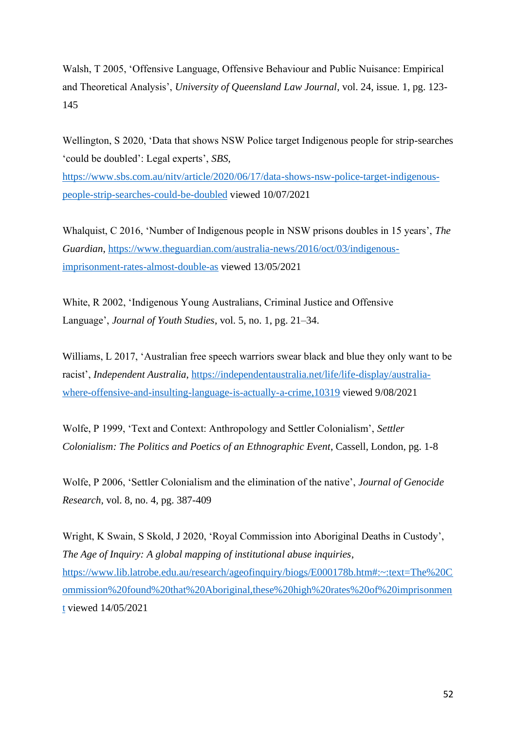Walsh, T 2005, ‘Offensive Language, Offensive Behaviour and Public Nuisance: Empirical and Theoretical Analysis’, *University of Queensland Law Journal*, vol. 24, issue. 1, pg. 123-145

Wellington, S 2020, ‘Data that shows NSW Police target Indigenous people for strip-searches ‘could be doubled’: Legal experts’, *SBS*, https://www.sbs.com.au/nitv/article/2020/06/17/data-shows-nsw-police-target-indigenous-people-strip-searches-could-be-doubled viewed 10/07/2021

Whalquist, C 2016, ‘Number of Indigenous people in NSW prisons doubles in 15 years’, *The Guardian*, https://www.theguardian.com/australia-news/2016/oct/03/indigenous-imprisonment-rates-almost-double-as viewed 13/05/2021

White, R 2002, ‘Indigenous Young Australians, Criminal Justice and Offensive Language’, *Journal of Youth Studies*, vol. 5, no. 1, pg. 21–34.

Williams, L 2017, ‘Australian free speech warriors swear black and blue they only want to be racist’, *Independent Australia*, https://independentaustralia.net/life/life-display/australia-where-offensive-and-insulting-language-is-actually-a-crime,10319 viewed 9/08/2021

Wolfe, P 1999, ‘Text and Context: Anthropology and Settler Colonialism’, *Settler Colonialism: The Politics and Poetics of an Ethnographic Event*, Cassell, London, pg. 1-8

Wolfe, P 2006, ‘Settler Colonialism and the elimination of the native’, *Journal of Genocide Research*, vol. 8, no. 4, pg. 387-409

Wright, K Swain, S Skold, J 2020, ‘Royal Commission into Aboriginal Deaths in Custody’, *The Age of Inquiry: A global mapping of institutional abuse inquiries*, https://www.lib.latrobe.edu.au/research/ageofinquiry/biogs/E000178b.htm#:~:text=The%20Commission%20found%20that%20Aboriginal,these%20high%20rates%20of%20imprisonment viewed 14/05/2021